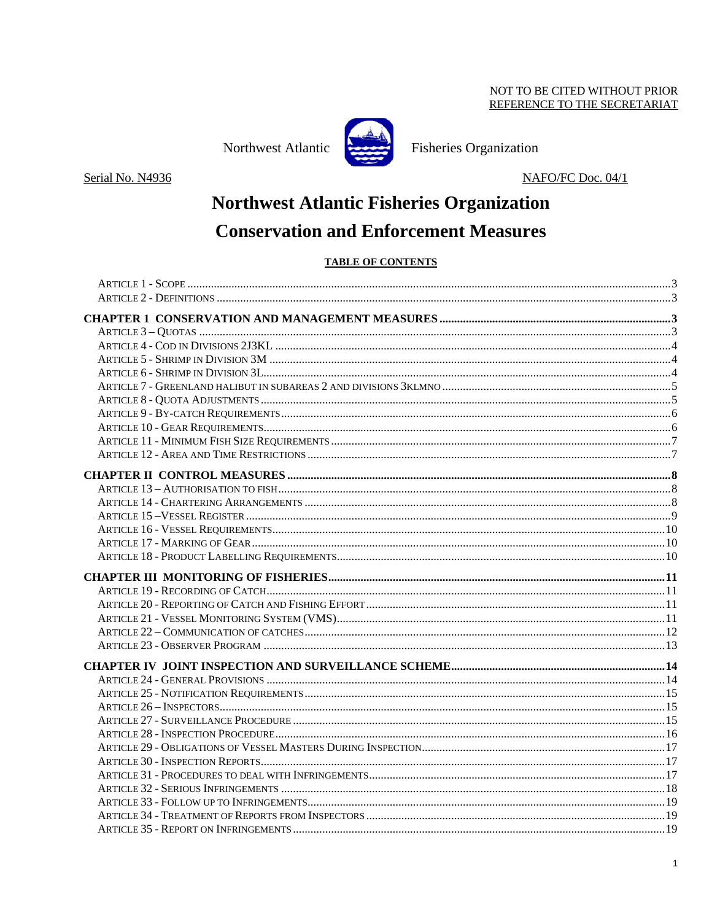NOT TO BE CITED WITHOUT PRIOR
REFERENCE TO THE SECRETARIAT

Northwest Atlantic Fisheries Organization

Serial No. N4936

NAFO/FC Doc. 04/1

# Northwest Atlantic Fisheries Organization

# Conservation and Enforcement Measures

**TABLE OF CONTENTS**

ARTICLE 1 - SCOPE ....... 3
ARTICLE 2 - DEFINITIONS ....... 3

**CHAPTER 1 CONSERVATION AND MANAGEMENT MEASURES ....... 3**
ARTICLE 3 – QUOTAS ....... 3
ARTICLE 4 - COD IN DIVISIONS 2J3KL ....... 4
ARTICLE 5 - SHRIMP IN DIVISION 3M ....... 4
ARTICLE 6 - SHRIMP IN DIVISION 3L ....... 4
ARTICLE 7 - GREENLAND HALIBUT IN SUBAREAS 2 AND DIVISIONS 3KLMNO ....... 5
ARTICLE 8 - QUOTA ADJUSTMENTS ....... 5
ARTICLE 9 - BY-CATCH REQUIREMENTS ....... 6
ARTICLE 10 - GEAR REQUIREMENTS ....... 6
ARTICLE 11 - MINIMUM FISH SIZE REQUIREMENTS ....... 7
ARTICLE 12 - AREA AND TIME RESTRICTIONS ....... 7

**CHAPTER II CONTROL MEASURES ....... 8**
ARTICLE 13 – AUTHORISATION TO FISH ....... 8
ARTICLE 14 - CHARTERING ARRANGEMENTS ....... 8
ARTICLE 15 –VESSEL REGISTER ....... 9
ARTICLE 16 - VESSEL REQUIREMENTS ....... 10
ARTICLE 17 - MARKING OF GEAR ....... 10
ARTICLE 18 - PRODUCT LABELLING REQUIREMENTS ....... 10

**CHAPTER III MONITORING OF FISHERIES ....... 11**
ARTICLE 19 - RECORDING OF CATCH ....... 11
ARTICLE 20 - REPORTING OF CATCH AND FISHING EFFORT ....... 11
ARTICLE 21 - VESSEL MONITORING SYSTEM (VMS) ....... 11
ARTICLE 22 – COMMUNICATION OF CATCHES ....... 12
ARTICLE 23 - OBSERVER PROGRAM ....... 13

**CHAPTER IV JOINT INSPECTION AND SURVEILLANCE SCHEME ....... 14**
ARTICLE 24 - GENERAL PROVISIONS ....... 14
ARTICLE 25 - NOTIFICATION REQUIREMENTS ....... 15
ARTICLE 26 – INSPECTORS ....... 15
ARTICLE 27 - SURVEILLANCE PROCEDURE ....... 15
ARTICLE 28 - INSPECTION PROCEDURE ....... 16
ARTICLE 29 - OBLIGATIONS OF VESSEL MASTERS DURING INSPECTION ....... 17
ARTICLE 30 - INSPECTION REPORTS ....... 17
ARTICLE 31 - PROCEDURES TO DEAL WITH INFRINGEMENTS ....... 17
ARTICLE 32 - SERIOUS INFRINGEMENTS ....... 18
ARTICLE 33 - FOLLOW UP TO INFRINGEMENTS ....... 19
ARTICLE 34 - TREATMENT OF REPORTS FROM INSPECTORS ....... 19
ARTICLE 35 - REPORT ON INFRINGEMENTS ....... 19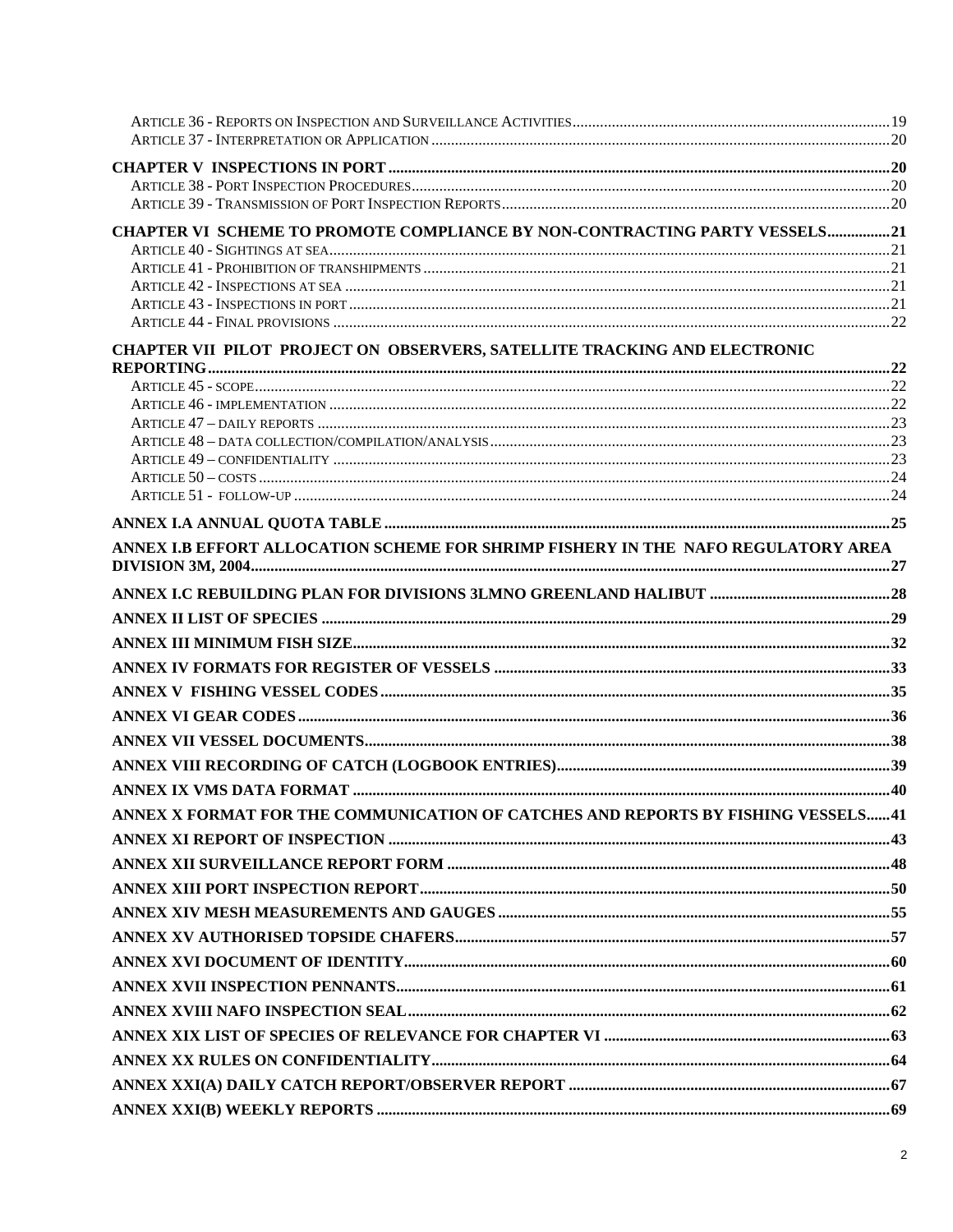ARTICLE 36 - REPORTS ON INSPECTION AND SURVEILLANCE ACTIVITIES....19
ARTICLE 37 - INTERPRETATION OR APPLICATION....20

**CHAPTER V INSPECTIONS IN PORT....20**

ARTICLE 38 - PORT INSPECTION PROCEDURES....20
ARTICLE 39 - TRANSMISSION OF PORT INSPECTION REPORTS....20

**CHAPTER VI SCHEME TO PROMOTE COMPLIANCE BY NON-CONTRACTING PARTY VESSELS....21**

ARTICLE 40 - SIGHTINGS AT SEA....21
ARTICLE 41 - PROHIBITION OF TRANSHIPMENTS....21
ARTICLE 42 - INSPECTIONS AT SEA....21
ARTICLE 43 - INSPECTIONS IN PORT....21
ARTICLE 44 - FINAL PROVISIONS....22

**CHAPTER VII PILOT PROJECT ON OBSERVERS, SATELLITE TRACKING AND ELECTRONIC REPORTING....22**

ARTICLE 45 - SCOPE....22
ARTICLE 46 - IMPLEMENTATION....22
ARTICLE 47 – DAILY REPORTS....23
ARTICLE 48 – DATA COLLECTION/COMPILATION/ANALYSIS....23
ARTICLE 49 – CONFIDENTIALITY....23
ARTICLE 50 – COSTS....24
ARTICLE 51 - FOLLOW-UP....24

**ANNEX I.A ANNUAL QUOTA TABLE....25**

**ANNEX I.B EFFORT ALLOCATION SCHEME FOR SHRIMP FISHERY IN THE NAFO REGULATORY AREA DIVISION 3M, 2004....27**

**ANNEX I.C REBUILDING PLAN FOR DIVISIONS 3LMNO GREENLAND HALIBUT....28**

**ANNEX II LIST OF SPECIES....29**

**ANNEX III MINIMUM FISH SIZE....32**

**ANNEX IV FORMATS FOR REGISTER OF VESSELS....33**

**ANNEX V FISHING VESSEL CODES....35**

**ANNEX VI GEAR CODES....36**

**ANNEX VII VESSEL DOCUMENTS....38**

**ANNEX VIII RECORDING OF CATCH (LOGBOOK ENTRIES)....39**

**ANNEX IX VMS DATA FORMAT....40**

**ANNEX X FORMAT FOR THE COMMUNICATION OF CATCHES AND REPORTS BY FISHING VESSELS....41**

**ANNEX XI REPORT OF INSPECTION....43**

**ANNEX XII SURVEILLANCE REPORT FORM....48**

**ANNEX XIII PORT INSPECTION REPORT....50**

**ANNEX XIV MESH MEASUREMENTS AND GAUGES....55**

**ANNEX XV AUTHORISED TOPSIDE CHAFERS....57**

**ANNEX XVI DOCUMENT OF IDENTITY....60**

**ANNEX XVII INSPECTION PENNANTS....61**

**ANNEX XVIII NAFO INSPECTION SEAL....62**

**ANNEX XIX LIST OF SPECIES OF RELEVANCE FOR CHAPTER VI....63**

**ANNEX XX RULES ON CONFIDENTIALITY....64**

**ANNEX XXI(A) DAILY CATCH REPORT/OBSERVER REPORT....67**

**ANNEX XXI(B) WEEKLY REPORTS....69**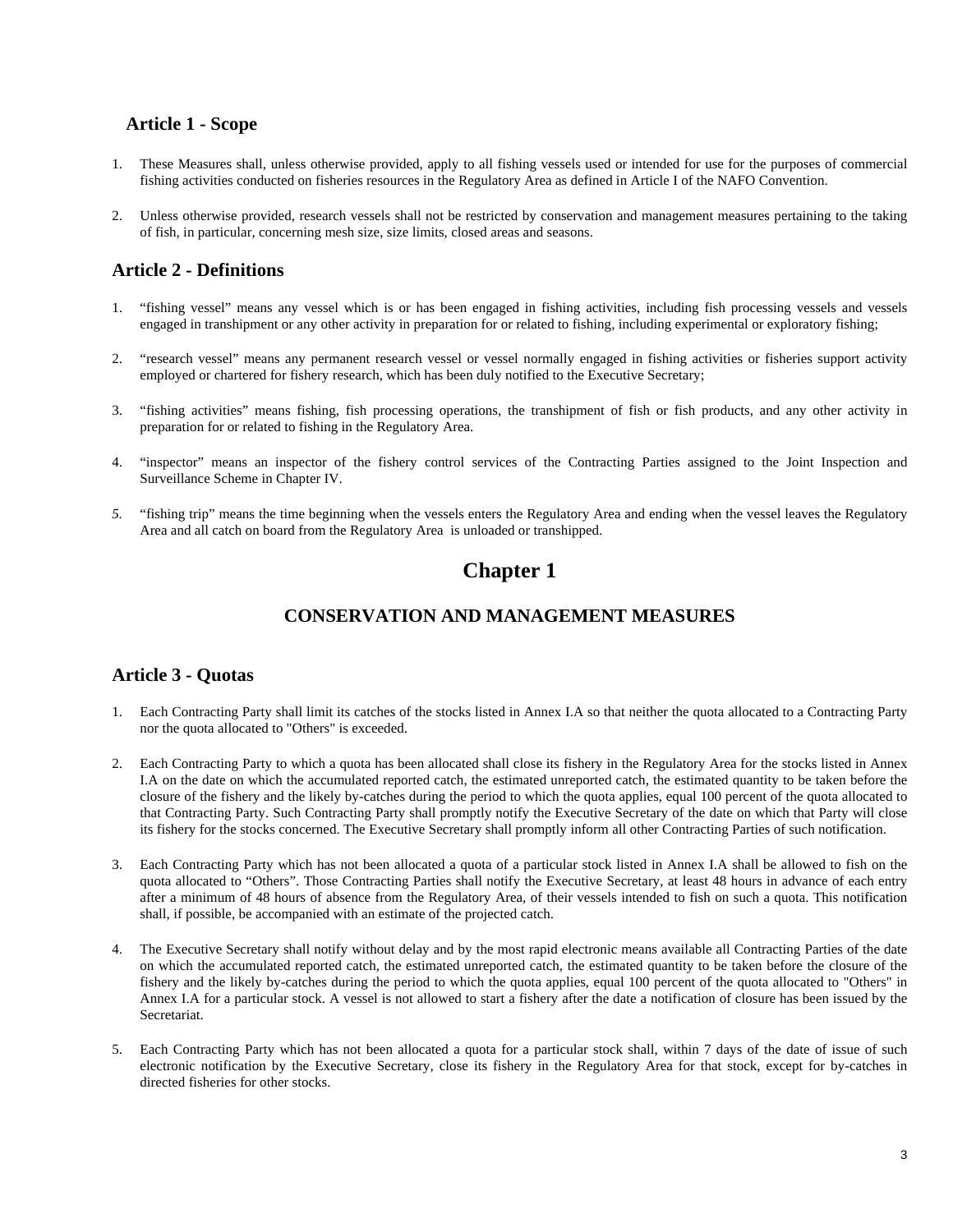## Article 1 - Scope

1. These Measures shall, unless otherwise provided, apply to all fishing vessels used or intended for use for the purposes of commercial fishing activities conducted on fisheries resources in the Regulatory Area as defined in Article I of the NAFO Convention.

2. Unless otherwise provided, research vessels shall not be restricted by conservation and management measures pertaining to the taking of fish, in particular, concerning mesh size, size limits, closed areas and seasons.

## Article 2 - Definitions

1. "fishing vessel" means any vessel which is or has been engaged in fishing activities, including fish processing vessels and vessels engaged in transhipment or any other activity in preparation for or related to fishing, including experimental or exploratory fishing;

2. "research vessel" means any permanent research vessel or vessel normally engaged in fishing activities or fisheries support activity employed or chartered for fishery research, which has been duly notified to the Executive Secretary;

3. "fishing activities" means fishing, fish processing operations, the transhipment of fish or fish products, and any other activity in preparation for or related to fishing in the Regulatory Area.

4. "inspector" means an inspector of the fishery control services of the Contracting Parties assigned to the Joint Inspection and Surveillance Scheme in Chapter IV.

5. "fishing trip" means the time beginning when the vessels enters the Regulatory Area and ending when the vessel leaves the Regulatory Area and all catch on board from the Regulatory Area is unloaded or transhipped.

# Chapter 1

## CONSERVATION AND MANAGEMENT MEASURES

## Article 3 - Quotas

1. Each Contracting Party shall limit its catches of the stocks listed in Annex I.A so that neither the quota allocated to a Contracting Party nor the quota allocated to "Others" is exceeded.

2. Each Contracting Party to which a quota has been allocated shall close its fishery in the Regulatory Area for the stocks listed in Annex I.A on the date on which the accumulated reported catch, the estimated unreported catch, the estimated quantity to be taken before the closure of the fishery and the likely by-catches during the period to which the quota applies, equal 100 percent of the quota allocated to that Contracting Party. Such Contracting Party shall promptly notify the Executive Secretary of the date on which that Party will close its fishery for the stocks concerned. The Executive Secretary shall promptly inform all other Contracting Parties of such notification.

3. Each Contracting Party which has not been allocated a quota of a particular stock listed in Annex I.A shall be allowed to fish on the quota allocated to "Others". Those Contracting Parties shall notify the Executive Secretary, at least 48 hours in advance of each entry after a minimum of 48 hours of absence from the Regulatory Area, of their vessels intended to fish on such a quota. This notification shall, if possible, be accompanied with an estimate of the projected catch.

4. The Executive Secretary shall notify without delay and by the most rapid electronic means available all Contracting Parties of the date on which the accumulated reported catch, the estimated unreported catch, the estimated quantity to be taken before the closure of the fishery and the likely by-catches during the period to which the quota applies, equal 100 percent of the quota allocated to "Others" in Annex I.A for a particular stock. A vessel is not allowed to start a fishery after the date a notification of closure has been issued by the Secretariat.

5. Each Contracting Party which has not been allocated a quota for a particular stock shall, within 7 days of the date of issue of such electronic notification by the Executive Secretary, close its fishery in the Regulatory Area for that stock, except for by-catches in directed fisheries for other stocks.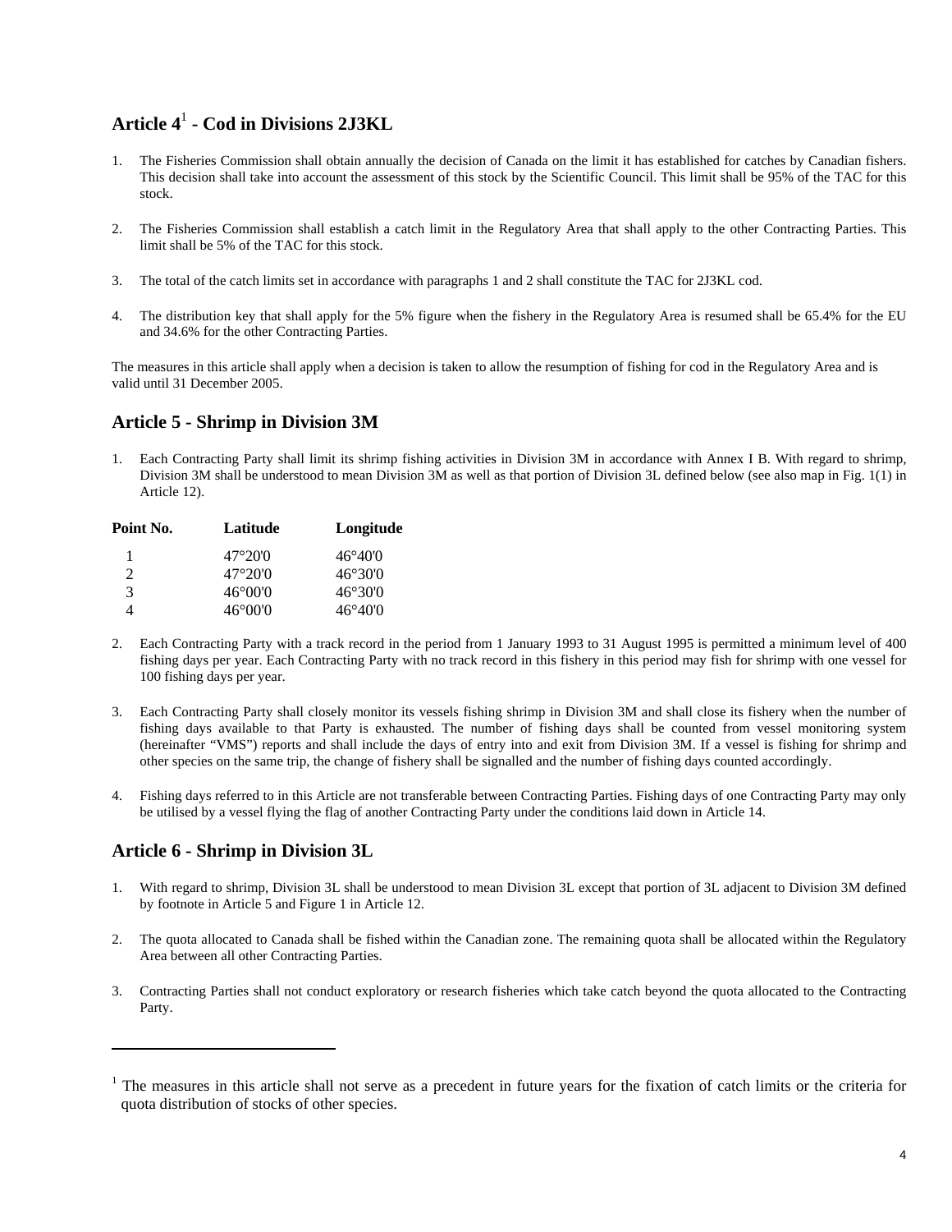## Article 4[1] - Cod in Divisions 2J3KL

1. The Fisheries Commission shall obtain annually the decision of Canada on the limit it has established for catches by Canadian fishers. This decision shall take into account the assessment of this stock by the Scientific Council. This limit shall be 95% of the TAC for this stock.

2. The Fisheries Commission shall establish a catch limit in the Regulatory Area that shall apply to the other Contracting Parties. This limit shall be 5% of the TAC for this stock.

3. The total of the catch limits set in accordance with paragraphs 1 and 2 shall constitute the TAC for 2J3KL cod.

4. The distribution key that shall apply for the 5% figure when the fishery in the Regulatory Area is resumed shall be 65.4% for the EU and 34.6% for the other Contracting Parties.

The measures in this article shall apply when a decision is taken to allow the resumption of fishing for cod in the Regulatory Area and is valid until 31 December 2005.

## Article 5 - Shrimp in Division 3M

1. Each Contracting Party shall limit its shrimp fishing activities in Division 3M in accordance with Annex I B. With regard to shrimp, Division 3M shall be understood to mean Division 3M as well as that portion of Division 3L defined below (see also map in Fig. 1(1) in Article 12).

| Point No. | Latitude | Longitude |
|---|---|---|
| 1 | 47°20'0 | 46°40'0 |
| 2 | 47°20'0 | 46°30'0 |
| 3 | 46°00'0 | 46°30'0 |
| 4 | 46°00'0 | 46°40'0 |

2. Each Contracting Party with a track record in the period from 1 January 1993 to 31 August 1995 is permitted a minimum level of 400 fishing days per year. Each Contracting Party with no track record in this fishery in this period may fish for shrimp with one vessel for 100 fishing days per year.

3. Each Contracting Party shall closely monitor its vessels fishing shrimp in Division 3M and shall close its fishery when the number of fishing days available to that Party is exhausted. The number of fishing days shall be counted from vessel monitoring system (hereinafter "VMS") reports and shall include the days of entry into and exit from Division 3M. If a vessel is fishing for shrimp and other species on the same trip, the change of fishery shall be signalled and the number of fishing days counted accordingly.

4. Fishing days referred to in this Article are not transferable between Contracting Parties. Fishing days of one Contracting Party may only be utilised by a vessel flying the flag of another Contracting Party under the conditions laid down in Article 14.

## Article 6 - Shrimp in Division 3L

1. With regard to shrimp, Division 3L shall be understood to mean Division 3L except that portion of 3L adjacent to Division 3M defined by footnote in Article 5 and Figure 1 in Article 12.

2. The quota allocated to Canada shall be fished within the Canadian zone. The remaining quota shall be allocated within the Regulatory Area between all other Contracting Parties.

3. Contracting Parties shall not conduct exploratory or research fisheries which take catch beyond the quota allocated to the Contracting Party.

---

[1] The measures in this article shall not serve as a precedent in future years for the fixation of catch limits or the criteria for quota distribution of stocks of other species.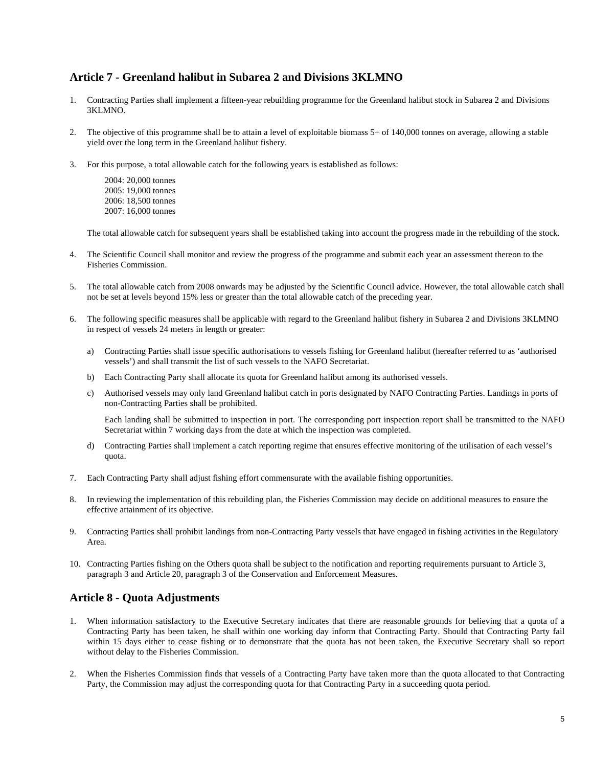## Article 7 - Greenland halibut in Subarea 2 and Divisions 3KLMNO

1. Contracting Parties shall implement a fifteen-year rebuilding programme for the Greenland halibut stock in Subarea 2 and Divisions 3KLMNO.

2. The objective of this programme shall be to attain a level of exploitable biomass 5+ of 140,000 tonnes on average, allowing a stable yield over the long term in the Greenland halibut fishery.

3. For this purpose, a total allowable catch for the following years is established as follows:

   2004: 20,000 tonnes
   2005: 19,000 tonnes
   2006: 18,500 tonnes
   2007: 16,000 tonnes

   The total allowable catch for subsequent years shall be established taking into account the progress made in the rebuilding of the stock.

4. The Scientific Council shall monitor and review the progress of the programme and submit each year an assessment thereon to the Fisheries Commission.

5. The total allowable catch from 2008 onwards may be adjusted by the Scientific Council advice. However, the total allowable catch shall not be set at levels beyond 15% less or greater than the total allowable catch of the preceding year.

6. The following specific measures shall be applicable with regard to the Greenland halibut fishery in Subarea 2 and Divisions 3KLMNO in respect of vessels 24 meters in length or greater:

   a) Contracting Parties shall issue specific authorisations to vessels fishing for Greenland halibut (hereafter referred to as 'authorised vessels') and shall transmit the list of such vessels to the NAFO Secretariat.

   b) Each Contracting Party shall allocate its quota for Greenland halibut among its authorised vessels.

   c) Authorised vessels may only land Greenland halibut catch in ports designated by NAFO Contracting Parties. Landings in ports of non-Contracting Parties shall be prohibited.

      Each landing shall be submitted to inspection in port. The corresponding port inspection report shall be transmitted to the NAFO Secretariat within 7 working days from the date at which the inspection was completed.

   d) Contracting Parties shall implement a catch reporting regime that ensures effective monitoring of the utilisation of each vessel's quota.

7. Each Contracting Party shall adjust fishing effort commensurate with the available fishing opportunities.

8. In reviewing the implementation of this rebuilding plan, the Fisheries Commission may decide on additional measures to ensure the effective attainment of its objective.

9. Contracting Parties shall prohibit landings from non-Contracting Party vessels that have engaged in fishing activities in the Regulatory Area.

10. Contracting Parties fishing on the Others quota shall be subject to the notification and reporting requirements pursuant to Article 3, paragraph 3 and Article 20, paragraph 3 of the Conservation and Enforcement Measures.

## Article 8 - Quota Adjustments

1. When information satisfactory to the Executive Secretary indicates that there are reasonable grounds for believing that a quota of a Contracting Party has been taken, he shall within one working day inform that Contracting Party. Should that Contracting Party fail within 15 days either to cease fishing or to demonstrate that the quota has not been taken, the Executive Secretary shall so report without delay to the Fisheries Commission.

2. When the Fisheries Commission finds that vessels of a Contracting Party have taken more than the quota allocated to that Contracting Party, the Commission may adjust the corresponding quota for that Contracting Party in a succeeding quota period.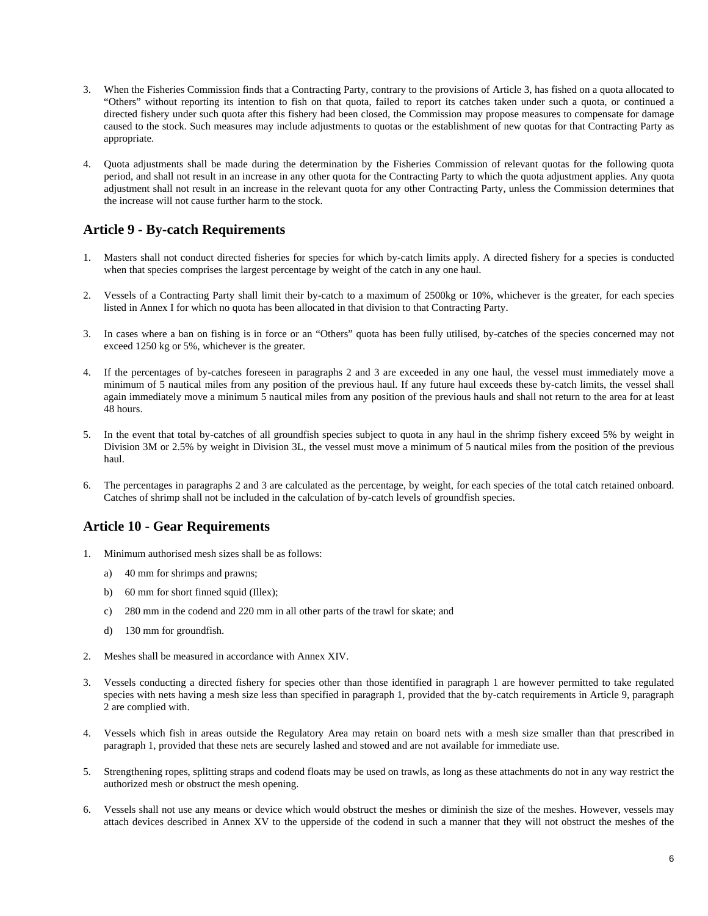3. When the Fisheries Commission finds that a Contracting Party, contrary to the provisions of Article 3, has fished on a quota allocated to “Others” without reporting its intention to fish on that quota, failed to report its catches taken under such a quota, or continued a directed fishery under such quota after this fishery had been closed, the Commission may propose measures to compensate for damage caused to the stock. Such measures may include adjustments to quotas or the establishment of new quotas for that Contracting Party as appropriate.

4. Quota adjustments shall be made during the determination by the Fisheries Commission of relevant quotas for the following quota period, and shall not result in an increase in any other quota for the Contracting Party to which the quota adjustment applies. Any quota adjustment shall not result in an increase in the relevant quota for any other Contracting Party, unless the Commission determines that the increase will not cause further harm to the stock.

## Article 9 - By-catch Requirements

1. Masters shall not conduct directed fisheries for species for which by-catch limits apply. A directed fishery for a species is conducted when that species comprises the largest percentage by weight of the catch in any one haul.

2. Vessels of a Contracting Party shall limit their by-catch to a maximum of 2500kg or 10%, whichever is the greater, for each species listed in Annex I for which no quota has been allocated in that division to that Contracting Party.

3. In cases where a ban on fishing is in force or an “Others” quota has been fully utilised, by-catches of the species concerned may not exceed 1250 kg or 5%, whichever is the greater.

4. If the percentages of by-catches foreseen in paragraphs 2 and 3 are exceeded in any one haul, the vessel must immediately move a minimum of 5 nautical miles from any position of the previous haul. If any future haul exceeds these by-catch limits, the vessel shall again immediately move a minimum 5 nautical miles from any position of the previous hauls and shall not return to the area for at least 48 hours.

5. In the event that total by-catches of all groundfish species subject to quota in any haul in the shrimp fishery exceed 5% by weight in Division 3M or 2.5% by weight in Division 3L, the vessel must move a minimum of 5 nautical miles from the position of the previous haul.

6. The percentages in paragraphs 2 and 3 are calculated as the percentage, by weight, for each species of the total catch retained onboard. Catches of shrimp shall not be included in the calculation of by-catch levels of groundfish species.

## Article 10 - Gear Requirements

1. Minimum authorised mesh sizes shall be as follows:

    a) 40 mm for shrimps and prawns;

    b) 60 mm for short finned squid (Illex);

    c) 280 mm in the codend and 220 mm in all other parts of the trawl for skate; and

    d) 130 mm for groundfish.

2. Meshes shall be measured in accordance with Annex XIV.

3. Vessels conducting a directed fishery for species other than those identified in paragraph 1 are however permitted to take regulated species with nets having a mesh size less than specified in paragraph 1, provided that the by-catch requirements in Article 9, paragraph 2 are complied with.

4. Vessels which fish in areas outside the Regulatory Area may retain on board nets with a mesh size smaller than that prescribed in paragraph 1, provided that these nets are securely lashed and stowed and are not available for immediate use.

5. Strengthening ropes, splitting straps and codend floats may be used on trawls, as long as these attachments do not in any way restrict the authorized mesh or obstruct the mesh opening.

6. Vessels shall not use any means or device which would obstruct the meshes or diminish the size of the meshes. However, vessels may attach devices described in Annex XV to the upperside of the codend in such a manner that they will not obstruct the meshes of the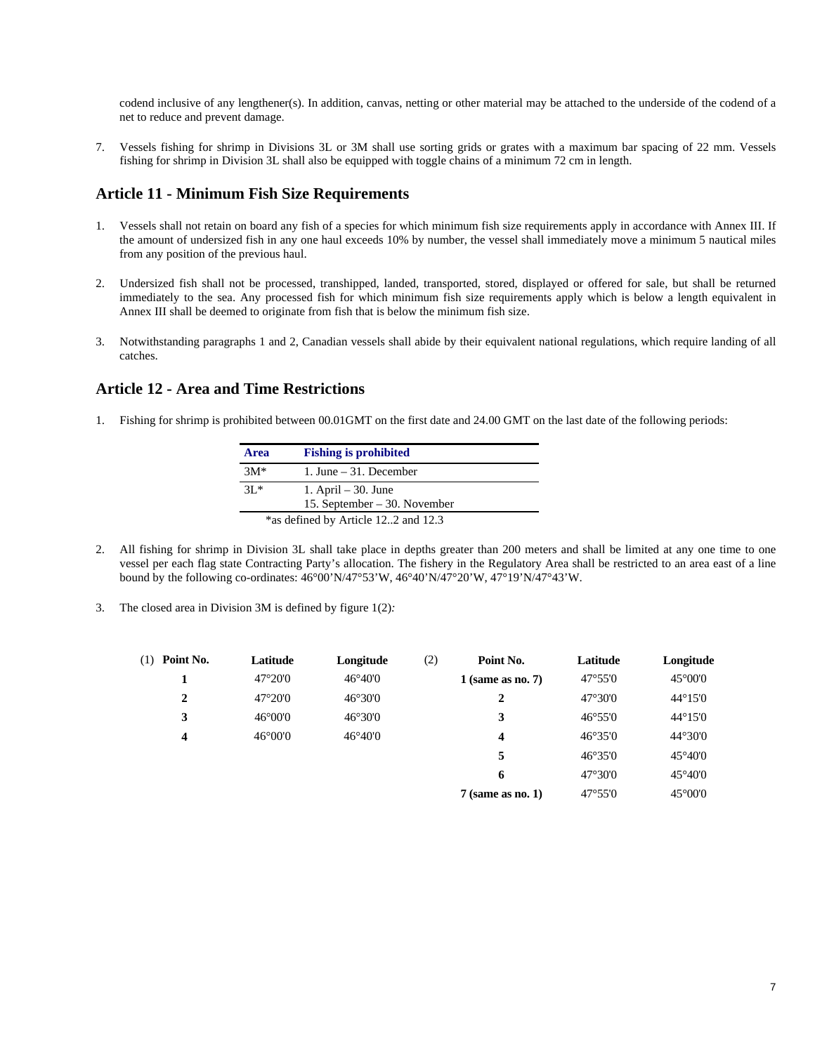codend inclusive of any lengthener(s). In addition, canvas, netting or other material may be attached to the underside of the codend of a net to reduce and prevent damage.

7. Vessels fishing for shrimp in Divisions 3L or 3M shall use sorting grids or grates with a maximum bar spacing of 22 mm. Vessels fishing for shrimp in Division 3L shall also be equipped with toggle chains of a minimum 72 cm in length.

## Article 11 - Minimum Fish Size Requirements

1. Vessels shall not retain on board any fish of a species for which minimum fish size requirements apply in accordance with Annex III. If the amount of undersized fish in any one haul exceeds 10% by number, the vessel shall immediately move a minimum 5 nautical miles from any position of the previous haul.

2. Undersized fish shall not be processed, transhipped, landed, transported, stored, displayed or offered for sale, but shall be returned immediately to the sea. Any processed fish for which minimum fish size requirements apply which is below a length equivalent in Annex III shall be deemed to originate from fish that is below the minimum fish size.

3. Notwithstanding paragraphs 1 and 2, Canadian vessels shall abide by their equivalent national regulations, which require landing of all catches.

## Article 12 - Area and Time Restrictions

1. Fishing for shrimp is prohibited between 00.01GMT on the first date and 24.00 GMT on the last date of the following periods:

| Area | Fishing is prohibited |
|---|---|
| 3M* | 1. June – 31. December |
| 3L* | 1. April – 30. June<br>15. September – 30. November |

*as defined by Article 12..2 and 12.3

2. All fishing for shrimp in Division 3L shall take place in depths greater than 200 meters and shall be limited at any one time to one vessel per each flag state Contracting Party's allocation. The fishery in the Regulatory Area shall be restricted to an area east of a line bound by the following co-ordinates: 46°00'N/47°53'W, 46°40'N/47°20'W, 47°19'N/47°43'W.

3. The closed area in Division 3M is defined by figure 1(2)*:*

(1)

| Point No. | Latitude | Longitude |
|---|---|---|
| 1 | 47°20'0 | 46°40'0 |
| 2 | 47°20'0 | 46°30'0 |
| 3 | 46°00'0 | 46°30'0 |
| 4 | 46°00'0 | 46°40'0 |

(2)

| Point No. | Latitude | Longitude |
|---|---|---|
| 1 (same as no. 7) | 47°55'0 | 45°00'0 |
| 2 | 47°30'0 | 44°15'0 |
| 3 | 46°55'0 | 44°15'0 |
| 4 | 46°35'0 | 44°30'0 |
| 5 | 46°35'0 | 45°40'0 |
| 6 | 47°30'0 | 45°40'0 |
| 7 (same as no. 1) | 47°55'0 | 45°00'0 |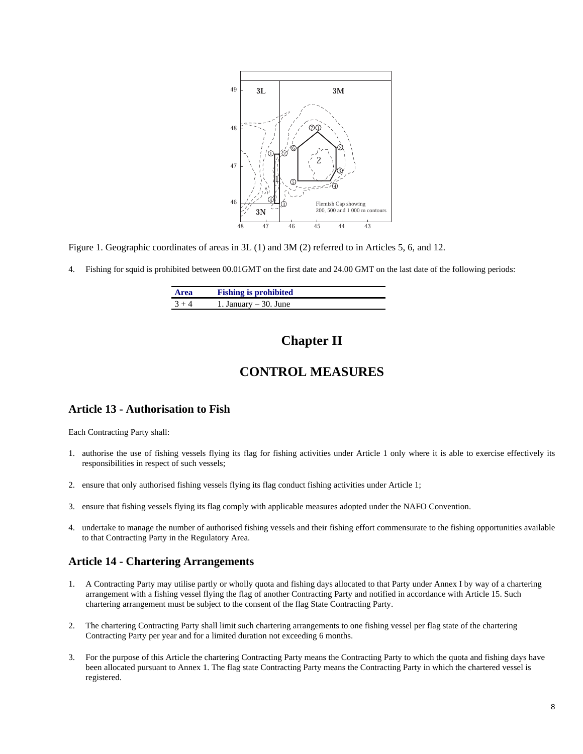Figure 1. Geographic coordinates of areas in 3L (1) and 3M (2) referred to in Articles 5, 6, and 12.

4. Fishing for squid is prohibited between 00.01GMT on the first date and 24.00 GMT on the last date of the following periods:

| Area | Fishing is prohibited |
| --- | --- |
| 3 + 4 | 1. January – 30. June |

# Chapter II

# CONTROL MEASURES

## Article 13 - Authorisation to Fish

Each Contracting Party shall:

1. authorise the use of fishing vessels flying its flag for fishing activities under Article 1 only where it is able to exercise effectively its responsibilities in respect of such vessels;
2. ensure that only authorised fishing vessels flying its flag conduct fishing activities under Article 1;
3. ensure that fishing vessels flying its flag comply with applicable measures adopted under the NAFO Convention.
4. undertake to manage the number of authorised fishing vessels and their fishing effort commensurate to the fishing opportunities available to that Contracting Party in the Regulatory Area.

## Article 14 - Chartering Arrangements

1. A Contracting Party may utilise partly or wholly quota and fishing days allocated to that Party under Annex I by way of a chartering arrangement with a fishing vessel flying the flag of another Contracting Party and notified in accordance with Article 15. Such chartering arrangement must be subject to the consent of the flag State Contracting Party.
2. The chartering Contracting Party shall limit such chartering arrangements to one fishing vessel per flag state of the chartering Contracting Party per year and for a limited duration not exceeding 6 months.
3. For the purpose of this Article the chartering Contracting Party means the Contracting Party to which the quota and fishing days have been allocated pursuant to Annex 1. The flag state Contracting Party means the Contracting Party in which the chartered vessel is registered.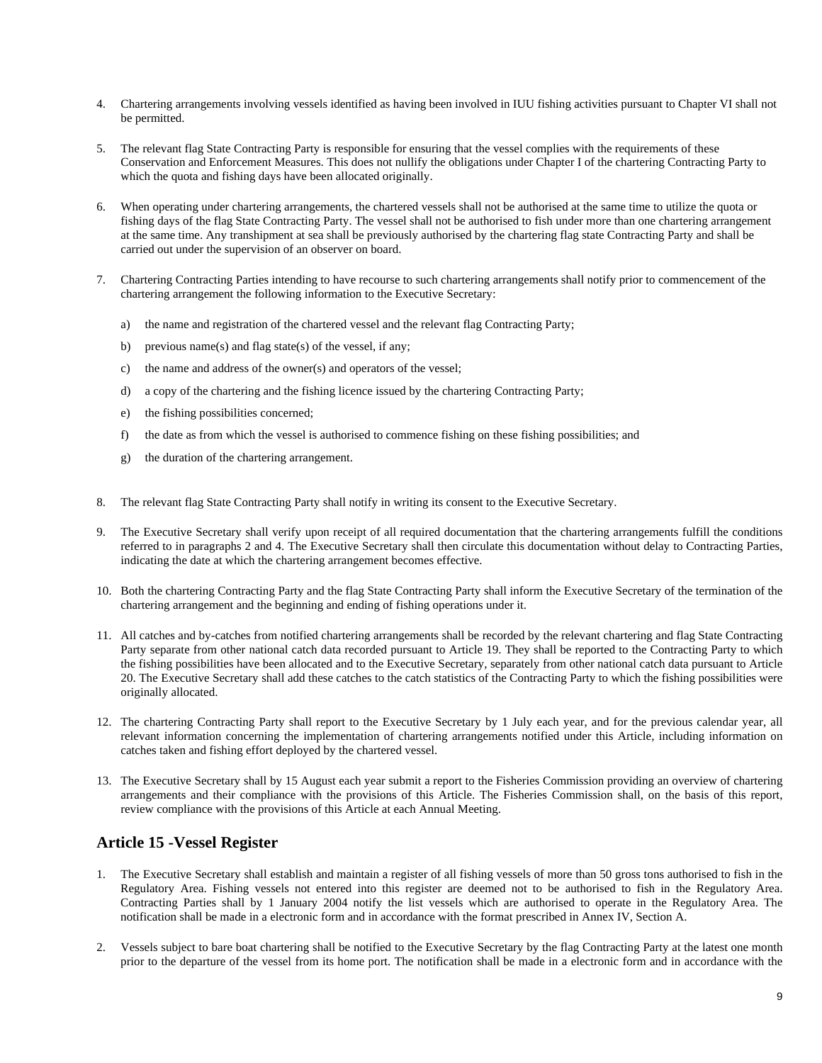4. Chartering arrangements involving vessels identified as having been involved in IUU fishing activities pursuant to Chapter VI shall not be permitted.

5. The relevant flag State Contracting Party is responsible for ensuring that the vessel complies with the requirements of these Conservation and Enforcement Measures. This does not nullify the obligations under Chapter I of the chartering Contracting Party to which the quota and fishing days have been allocated originally.

6. When operating under chartering arrangements, the chartered vessels shall not be authorised at the same time to utilize the quota or fishing days of the flag State Contracting Party. The vessel shall not be authorised to fish under more than one chartering arrangement at the same time. Any transhipment at sea shall be previously authorised by the chartering flag state Contracting Party and shall be carried out under the supervision of an observer on board.

7. Chartering Contracting Parties intending to have recourse to such chartering arrangements shall notify prior to commencement of the chartering arrangement the following information to the Executive Secretary:

   a) the name and registration of the chartered vessel and the relevant flag Contracting Party;

   b) previous name(s) and flag state(s) of the vessel, if any;

   c) the name and address of the owner(s) and operators of the vessel;

   d) a copy of the chartering and the fishing licence issued by the chartering Contracting Party;

   e) the fishing possibilities concerned;

   f) the date as from which the vessel is authorised to commence fishing on these fishing possibilities; and

   g) the duration of the chartering arrangement.

8. The relevant flag State Contracting Party shall notify in writing its consent to the Executive Secretary.

9. The Executive Secretary shall verify upon receipt of all required documentation that the chartering arrangements fulfill the conditions referred to in paragraphs 2 and 4. The Executive Secretary shall then circulate this documentation without delay to Contracting Parties, indicating the date at which the chartering arrangement becomes effective.

10. Both the chartering Contracting Party and the flag State Contracting Party shall inform the Executive Secretary of the termination of the chartering arrangement and the beginning and ending of fishing operations under it.

11. All catches and by-catches from notified chartering arrangements shall be recorded by the relevant chartering and flag State Contracting Party separate from other national catch data recorded pursuant to Article 19. They shall be reported to the Contracting Party to which the fishing possibilities have been allocated and to the Executive Secretary, separately from other national catch data pursuant to Article 20. The Executive Secretary shall add these catches to the catch statistics of the Contracting Party to which the fishing possibilities were originally allocated.

12. The chartering Contracting Party shall report to the Executive Secretary by 1 July each year, and for the previous calendar year, all relevant information concerning the implementation of chartering arrangements notified under this Article, including information on catches taken and fishing effort deployed by the chartered vessel.

13. The Executive Secretary shall by 15 August each year submit a report to the Fisheries Commission providing an overview of chartering arrangements and their compliance with the provisions of this Article. The Fisheries Commission shall, on the basis of this report, review compliance with the provisions of this Article at each Annual Meeting.

## Article 15 -Vessel Register

1. The Executive Secretary shall establish and maintain a register of all fishing vessels of more than 50 gross tons authorised to fish in the Regulatory Area. Fishing vessels not entered into this register are deemed not to be authorised to fish in the Regulatory Area. Contracting Parties shall by 1 January 2004 notify the list vessels which are authorised to operate in the Regulatory Area. The notification shall be made in a electronic form and in accordance with the format prescribed in Annex IV, Section A.

2. Vessels subject to bare boat chartering shall be notified to the Executive Secretary by the flag Contracting Party at the latest one month prior to the departure of the vessel from its home port. The notification shall be made in a electronic form and in accordance with the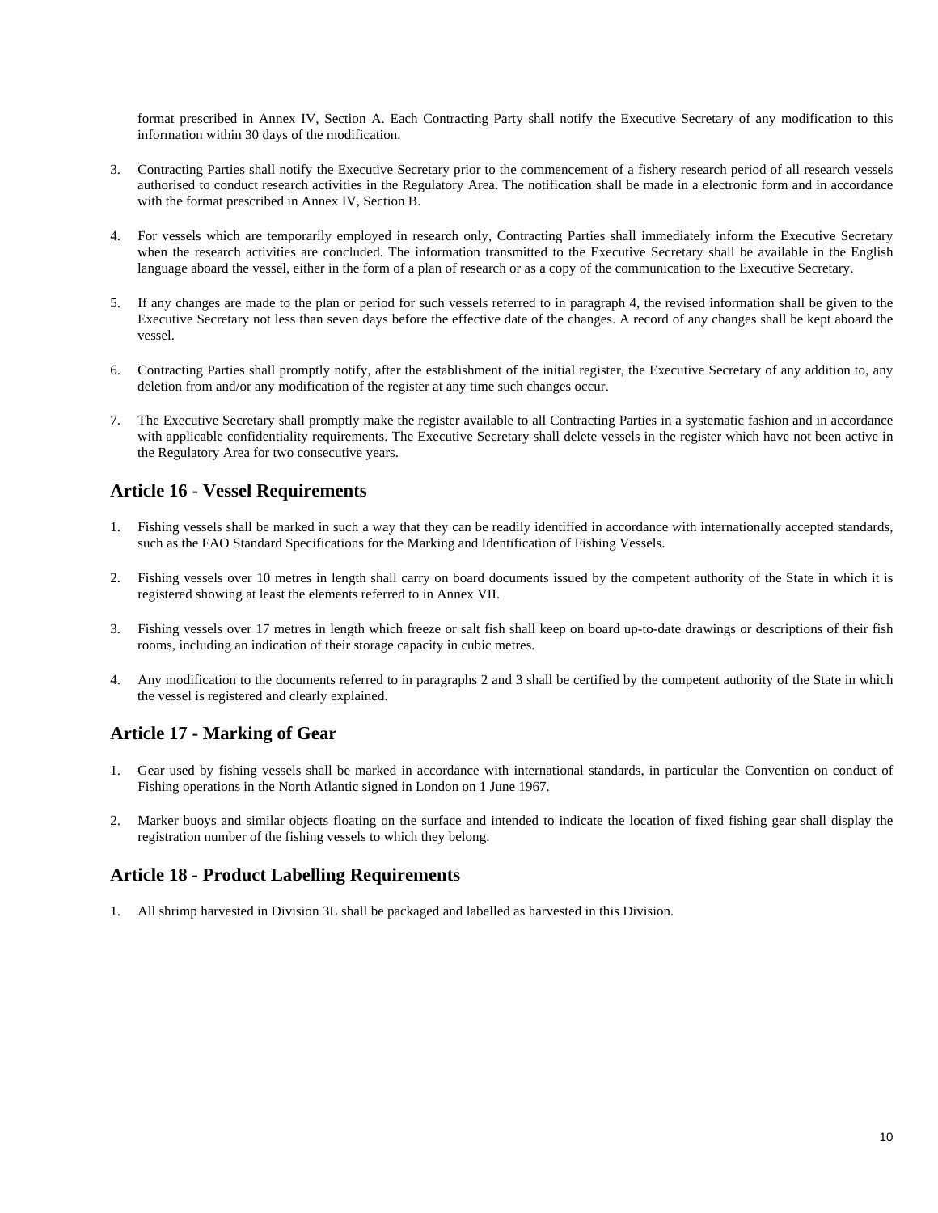format prescribed in Annex IV, Section A. Each Contracting Party shall notify the Executive Secretary of any modification to this information within 30 days of the modification.

3. Contracting Parties shall notify the Executive Secretary prior to the commencement of a fishery research period of all research vessels authorised to conduct research activities in the Regulatory Area. The notification shall be made in a electronic form and in accordance with the format prescribed in Annex IV, Section B.

4. For vessels which are temporarily employed in research only, Contracting Parties shall immediately inform the Executive Secretary when the research activities are concluded. The information transmitted to the Executive Secretary shall be available in the English language aboard the vessel, either in the form of a plan of research or as a copy of the communication to the Executive Secretary.

5. If any changes are made to the plan or period for such vessels referred to in paragraph 4, the revised information shall be given to the Executive Secretary not less than seven days before the effective date of the changes. A record of any changes shall be kept aboard the vessel.

6. Contracting Parties shall promptly notify, after the establishment of the initial register, the Executive Secretary of any addition to, any deletion from and/or any modification of the register at any time such changes occur.

7. The Executive Secretary shall promptly make the register available to all Contracting Parties in a systematic fashion and in accordance with applicable confidentiality requirements. The Executive Secretary shall delete vessels in the register which have not been active in the Regulatory Area for two consecutive years.

## Article 16 - Vessel Requirements

1. Fishing vessels shall be marked in such a way that they can be readily identified in accordance with internationally accepted standards, such as the FAO Standard Specifications for the Marking and Identification of Fishing Vessels.

2. Fishing vessels over 10 metres in length shall carry on board documents issued by the competent authority of the State in which it is registered showing at least the elements referred to in Annex VII.

3. Fishing vessels over 17 metres in length which freeze or salt fish shall keep on board up-to-date drawings or descriptions of their fish rooms, including an indication of their storage capacity in cubic metres.

4. Any modification to the documents referred to in paragraphs 2 and 3 shall be certified by the competent authority of the State in which the vessel is registered and clearly explained.

## Article 17 - Marking of Gear

1. Gear used by fishing vessels shall be marked in accordance with international standards, in particular the Convention on conduct of Fishing operations in the North Atlantic signed in London on 1 June 1967.

2. Marker buoys and similar objects floating on the surface and intended to indicate the location of fixed fishing gear shall display the registration number of the fishing vessels to which they belong.

## Article 18 - Product Labelling Requirements

1. All shrimp harvested in Division 3L shall be packaged and labelled as harvested in this Division.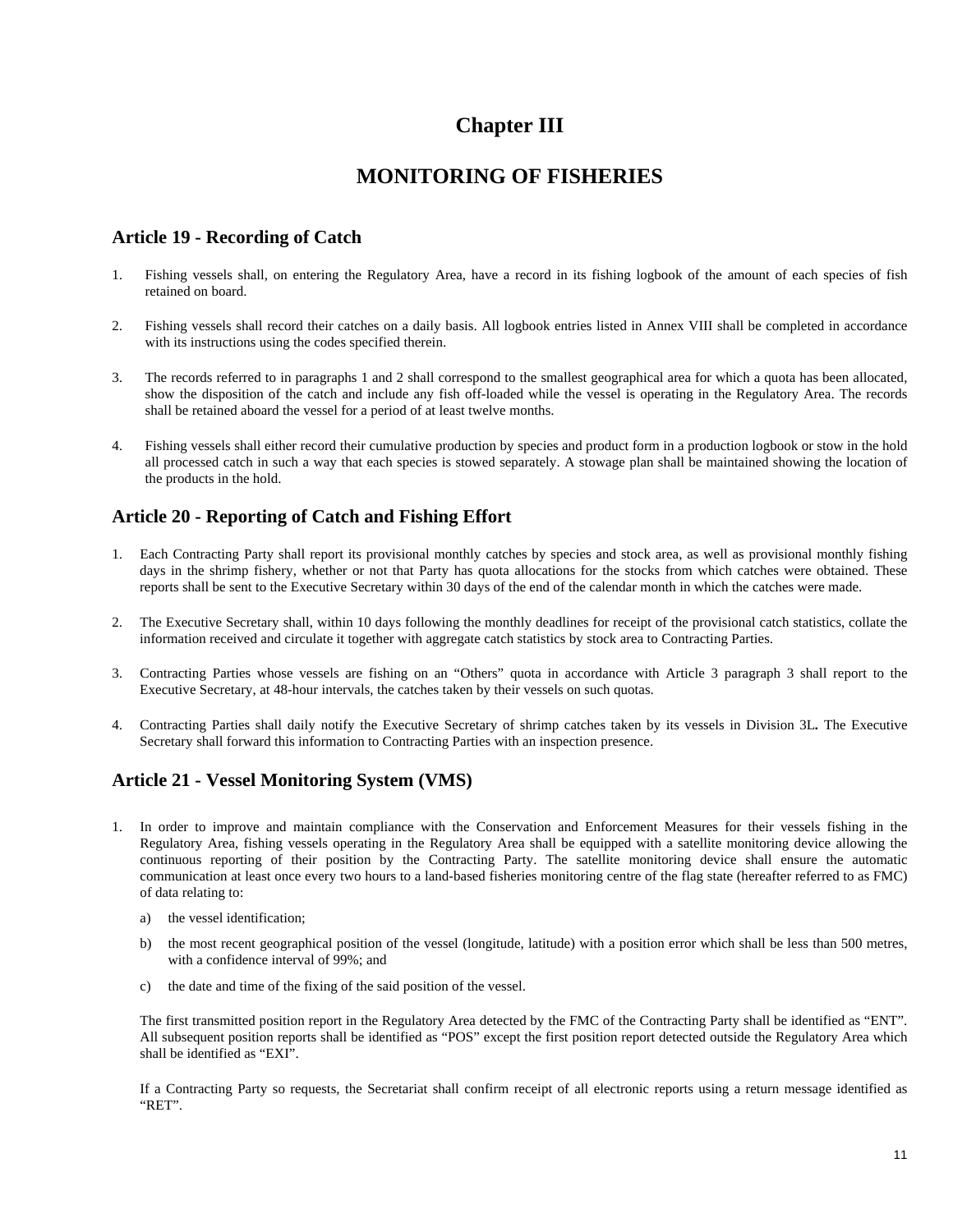# Chapter III

# MONITORING OF FISHERIES

## Article 19 - Recording of Catch

1. Fishing vessels shall, on entering the Regulatory Area, have a record in its fishing logbook of the amount of each species of fish retained on board.

2. Fishing vessels shall record their catches on a daily basis. All logbook entries listed in Annex VIII shall be completed in accordance with its instructions using the codes specified therein.

3. The records referred to in paragraphs 1 and 2 shall correspond to the smallest geographical area for which a quota has been allocated, show the disposition of the catch and include any fish off-loaded while the vessel is operating in the Regulatory Area. The records shall be retained aboard the vessel for a period of at least twelve months.

4. Fishing vessels shall either record their cumulative production by species and product form in a production logbook or stow in the hold all processed catch in such a way that each species is stowed separately. A stowage plan shall be maintained showing the location of the products in the hold.

## Article 20 - Reporting of Catch and Fishing Effort

1. Each Contracting Party shall report its provisional monthly catches by species and stock area, as well as provisional monthly fishing days in the shrimp fishery, whether or not that Party has quota allocations for the stocks from which catches were obtained. These reports shall be sent to the Executive Secretary within 30 days of the end of the calendar month in which the catches were made.

2. The Executive Secretary shall, within 10 days following the monthly deadlines for receipt of the provisional catch statistics, collate the information received and circulate it together with aggregate catch statistics by stock area to Contracting Parties.

3. Contracting Parties whose vessels are fishing on an "Others" quota in accordance with Article 3 paragraph 3 shall report to the Executive Secretary, at 48-hour intervals, the catches taken by their vessels on such quotas.

4. Contracting Parties shall daily notify the Executive Secretary of shrimp catches taken by its vessels in Division 3L**.** The Executive Secretary shall forward this information to Contracting Parties with an inspection presence.

## Article 21 - Vessel Monitoring System (VMS)

1. In order to improve and maintain compliance with the Conservation and Enforcement Measures for their vessels fishing in the Regulatory Area, fishing vessels operating in the Regulatory Area shall be equipped with a satellite monitoring device allowing the continuous reporting of their position by the Contracting Party. The satellite monitoring device shall ensure the automatic communication at least once every two hours to a land-based fisheries monitoring centre of the flag state (hereafter referred to as FMC) of data relating to:

   a) the vessel identification;

   b) the most recent geographical position of the vessel (longitude, latitude) with a position error which shall be less than 500 metres, with a confidence interval of 99%; and

   c) the date and time of the fixing of the said position of the vessel.

   The first transmitted position report in the Regulatory Area detected by the FMC of the Contracting Party shall be identified as "ENT". All subsequent position reports shall be identified as "POS" except the first position report detected outside the Regulatory Area which shall be identified as "EXI".

   If a Contracting Party so requests, the Secretariat shall confirm receipt of all electronic reports using a return message identified as "RET".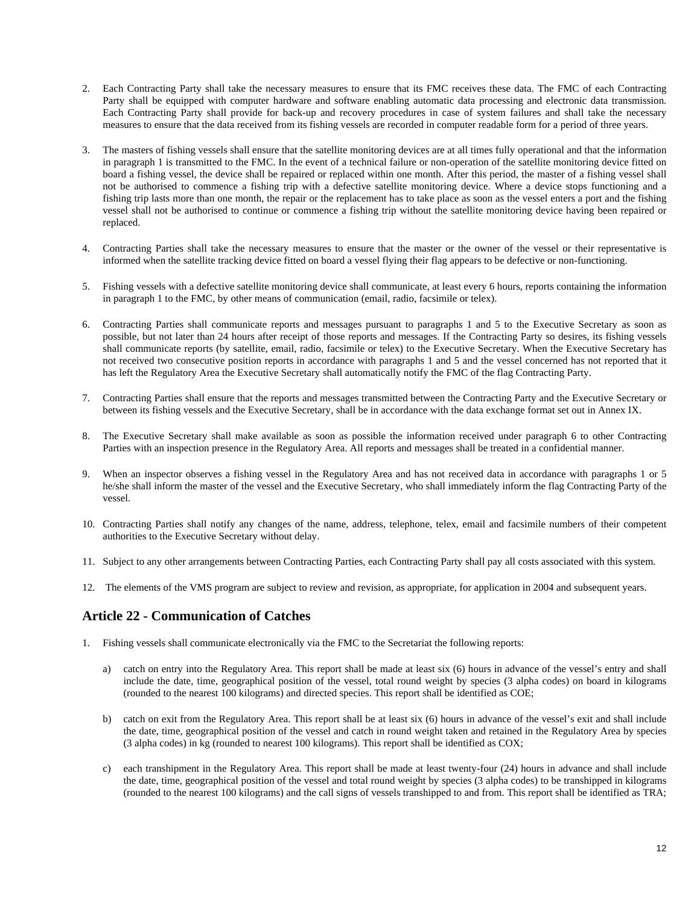2. Each Contracting Party shall take the necessary measures to ensure that its FMC receives these data. The FMC of each Contracting Party shall be equipped with computer hardware and software enabling automatic data processing and electronic data transmission. Each Contracting Party shall provide for back-up and recovery procedures in case of system failures and shall take the necessary measures to ensure that the data received from its fishing vessels are recorded in computer readable form for a period of three years.

3. The masters of fishing vessels shall ensure that the satellite monitoring devices are at all times fully operational and that the information in paragraph 1 is transmitted to the FMC. In the event of a technical failure or non-operation of the satellite monitoring device fitted on board a fishing vessel, the device shall be repaired or replaced within one month. After this period, the master of a fishing vessel shall not be authorised to commence a fishing trip with a defective satellite monitoring device. Where a device stops functioning and a fishing trip lasts more than one month, the repair or the replacement has to take place as soon as the vessel enters a port and the fishing vessel shall not be authorised to continue or commence a fishing trip without the satellite monitoring device having been repaired or replaced.

4. Contracting Parties shall take the necessary measures to ensure that the master or the owner of the vessel or their representative is informed when the satellite tracking device fitted on board a vessel flying their flag appears to be defective or non-functioning.

5. Fishing vessels with a defective satellite monitoring device shall communicate, at least every 6 hours, reports containing the information in paragraph 1 to the FMC, by other means of communication (email, radio, facsimile or telex).

6. Contracting Parties shall communicate reports and messages pursuant to paragraphs 1 and 5 to the Executive Secretary as soon as possible, but not later than 24 hours after receipt of those reports and messages. If the Contracting Party so desires, its fishing vessels shall communicate reports (by satellite, email, radio, facsimile or telex) to the Executive Secretary. When the Executive Secretary has not received two consecutive position reports in accordance with paragraphs 1 and 5 and the vessel concerned has not reported that it has left the Regulatory Area the Executive Secretary shall automatically notify the FMC of the flag Contracting Party.

7. Contracting Parties shall ensure that the reports and messages transmitted between the Contracting Party and the Executive Secretary or between its fishing vessels and the Executive Secretary, shall be in accordance with the data exchange format set out in Annex IX.

8. The Executive Secretary shall make available as soon as possible the information received under paragraph 6 to other Contracting Parties with an inspection presence in the Regulatory Area. All reports and messages shall be treated in a confidential manner.

9. When an inspector observes a fishing vessel in the Regulatory Area and has not received data in accordance with paragraphs 1 or 5 he/she shall inform the master of the vessel and the Executive Secretary, who shall immediately inform the flag Contracting Party of the vessel.

10. Contracting Parties shall notify any changes of the name, address, telephone, telex, email and facsimile numbers of their competent authorities to the Executive Secretary without delay.

11. Subject to any other arrangements between Contracting Parties, each Contracting Party shall pay all costs associated with this system.

12. The elements of the VMS program are subject to review and revision, as appropriate, for application in 2004 and subsequent years.

## Article 22 - Communication of Catches

1. Fishing vessels shall communicate electronically via the FMC to the Secretariat the following reports:

   a) catch on entry into the Regulatory Area. This report shall be made at least six (6) hours in advance of the vessel's entry and shall include the date, time, geographical position of the vessel, total round weight by species (3 alpha codes) on board in kilograms (rounded to the nearest 100 kilograms) and directed species. This report shall be identified as COE;

   b) catch on exit from the Regulatory Area. This report shall be at least six (6) hours in advance of the vessel's exit and shall include the date, time, geographical position of the vessel and catch in round weight taken and retained in the Regulatory Area by species (3 alpha codes) in kg (rounded to nearest 100 kilograms). This report shall be identified as COX;

   c) each transhipment in the Regulatory Area. This report shall be made at least twenty-four (24) hours in advance and shall include the date, time, geographical position of the vessel and total round weight by species (3 alpha codes) to be transhipped in kilograms (rounded to the nearest 100 kilograms) and the call signs of vessels transhipped to and from. This report shall be identified as TRA;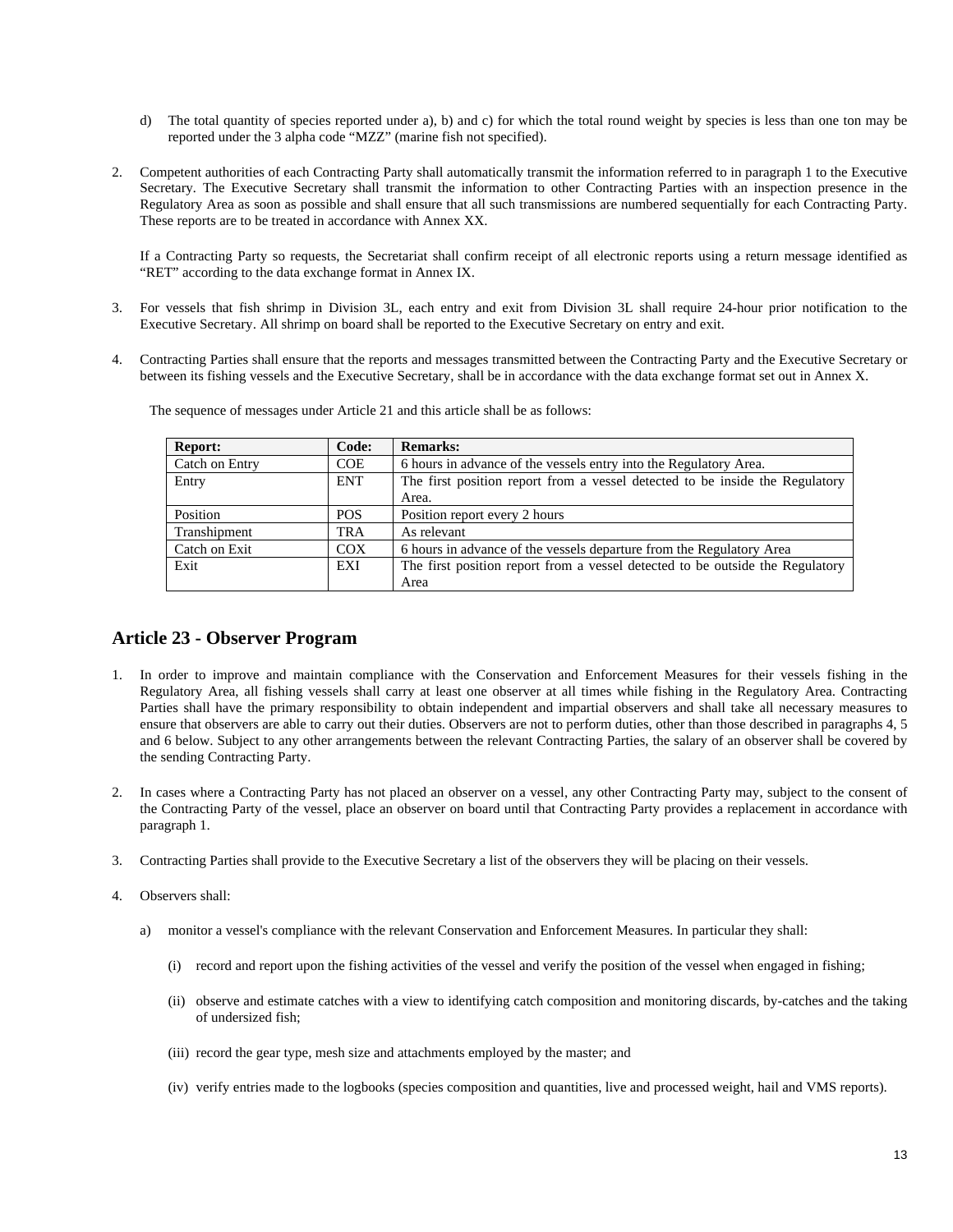d) The total quantity of species reported under a), b) and c) for which the total round weight by species is less than one ton may be reported under the 3 alpha code "MZZ" (marine fish not specified).

2. Competent authorities of each Contracting Party shall automatically transmit the information referred to in paragraph 1 to the Executive Secretary. The Executive Secretary shall transmit the information to other Contracting Parties with an inspection presence in the Regulatory Area as soon as possible and shall ensure that all such transmissions are numbered sequentially for each Contracting Party. These reports are to be treated in accordance with Annex XX.

   If a Contracting Party so requests, the Secretariat shall confirm receipt of all electronic reports using a return message identified as "RET" according to the data exchange format in Annex IX.

3. For vessels that fish shrimp in Division 3L, each entry and exit from Division 3L shall require 24-hour prior notification to the Executive Secretary. All shrimp on board shall be reported to the Executive Secretary on entry and exit.

4. Contracting Parties shall ensure that the reports and messages transmitted between the Contracting Party and the Executive Secretary or between its fishing vessels and the Executive Secretary, shall be in accordance with the data exchange format set out in Annex X.

   The sequence of messages under Article 21 and this article shall be as follows:

| **Report:** | **Code:** | **Remarks:** |
|---|---|---|
| Catch on Entry | COE | 6 hours in advance of the vessels entry into the Regulatory Area. |
| Entry | ENT | The first position report from a vessel detected to be inside the Regulatory Area. |
| Position | POS | Position report every 2 hours |
| Transhipment | TRA | As relevant |
| Catch on Exit | COX | 6 hours in advance of the vessels departure from the Regulatory Area |
| Exit | EXI | The first position report from a vessel detected to be outside the Regulatory Area |

## Article 23 - Observer Program

1. In order to improve and maintain compliance with the Conservation and Enforcement Measures for their vessels fishing in the Regulatory Area, all fishing vessels shall carry at least one observer at all times while fishing in the Regulatory Area. Contracting Parties shall have the primary responsibility to obtain independent and impartial observers and shall take all necessary measures to ensure that observers are able to carry out their duties. Observers are not to perform duties, other than those described in paragraphs 4, 5 and 6 below. Subject to any other arrangements between the relevant Contracting Parties, the salary of an observer shall be covered by the sending Contracting Party.

2. In cases where a Contracting Party has not placed an observer on a vessel, any other Contracting Party may, subject to the consent of the Contracting Party of the vessel, place an observer on board until that Contracting Party provides a replacement in accordance with paragraph 1.

3. Contracting Parties shall provide to the Executive Secretary a list of the observers they will be placing on their vessels.

4. Observers shall:

   a) monitor a vessel's compliance with the relevant Conservation and Enforcement Measures. In particular they shall:

      (i) record and report upon the fishing activities of the vessel and verify the position of the vessel when engaged in fishing;

      (ii) observe and estimate catches with a view to identifying catch composition and monitoring discards, by-catches and the taking of undersized fish;

      (iii) record the gear type, mesh size and attachments employed by the master; and

      (iv) verify entries made to the logbooks (species composition and quantities, live and processed weight, hail and VMS reports).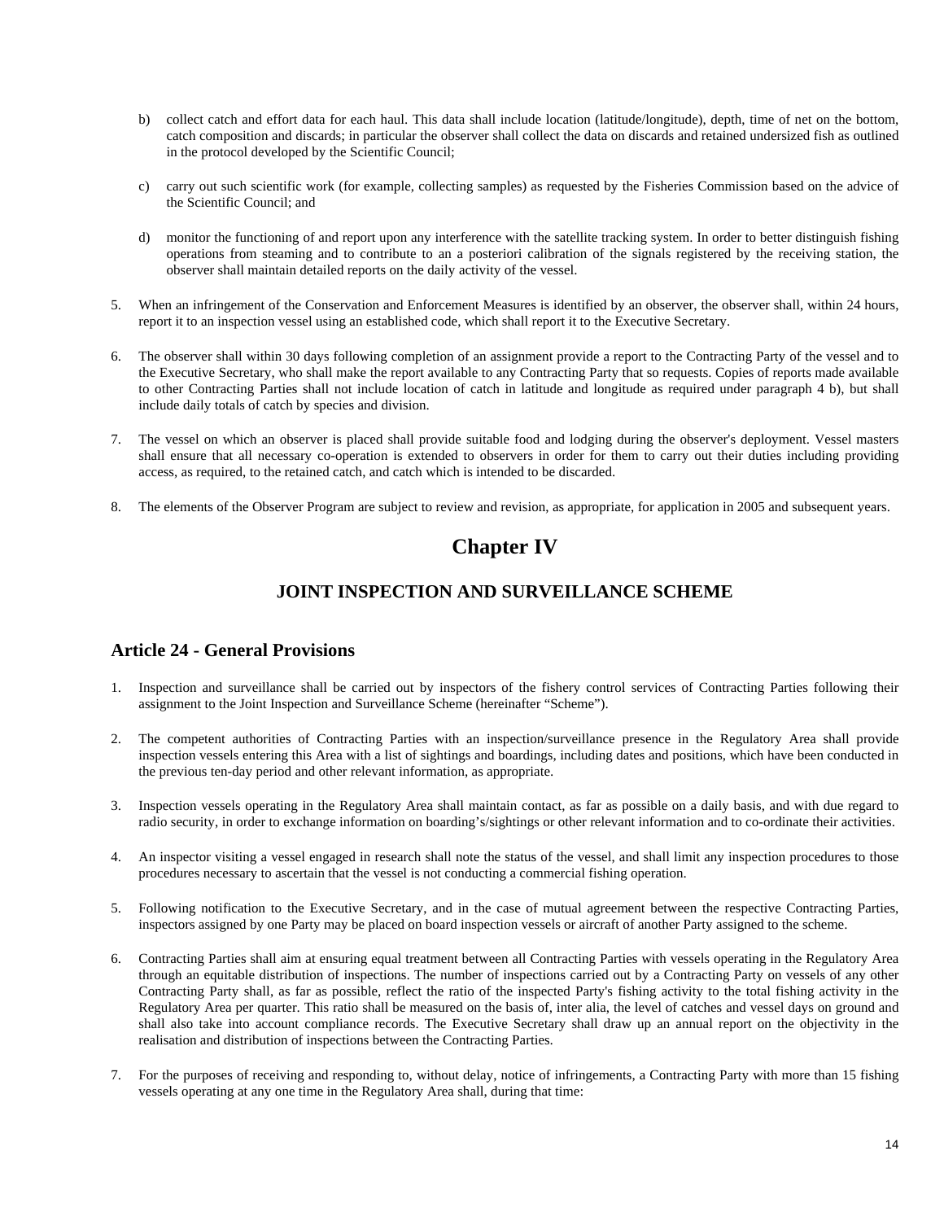b) collect catch and effort data for each haul. This data shall include location (latitude/longitude), depth, time of net on the bottom, catch composition and discards; in particular the observer shall collect the data on discards and retained undersized fish as outlined in the protocol developed by the Scientific Council;

c) carry out such scientific work (for example, collecting samples) as requested by the Fisheries Commission based on the advice of the Scientific Council; and

d) monitor the functioning of and report upon any interference with the satellite tracking system. In order to better distinguish fishing operations from steaming and to contribute to an a posteriori calibration of the signals registered by the receiving station, the observer shall maintain detailed reports on the daily activity of the vessel.

5. When an infringement of the Conservation and Enforcement Measures is identified by an observer, the observer shall, within 24 hours, report it to an inspection vessel using an established code, which shall report it to the Executive Secretary.

6. The observer shall within 30 days following completion of an assignment provide a report to the Contracting Party of the vessel and to the Executive Secretary, who shall make the report available to any Contracting Party that so requests. Copies of reports made available to other Contracting Parties shall not include location of catch in latitude and longitude as required under paragraph 4 b), but shall include daily totals of catch by species and division.

7. The vessel on which an observer is placed shall provide suitable food and lodging during the observer's deployment. Vessel masters shall ensure that all necessary co-operation is extended to observers in order for them to carry out their duties including providing access, as required, to the retained catch, and catch which is intended to be discarded.

8. The elements of the Observer Program are subject to review and revision, as appropriate, for application in 2005 and subsequent years.

# Chapter IV

## JOINT INSPECTION AND SURVEILLANCE SCHEME

### Article 24 - General Provisions

1. Inspection and surveillance shall be carried out by inspectors of the fishery control services of Contracting Parties following their assignment to the Joint Inspection and Surveillance Scheme (hereinafter "Scheme").

2. The competent authorities of Contracting Parties with an inspection/surveillance presence in the Regulatory Area shall provide inspection vessels entering this Area with a list of sightings and boardings, including dates and positions, which have been conducted in the previous ten-day period and other relevant information, as appropriate.

3. Inspection vessels operating in the Regulatory Area shall maintain contact, as far as possible on a daily basis, and with due regard to radio security, in order to exchange information on boarding's/sightings or other relevant information and to co-ordinate their activities.

4. An inspector visiting a vessel engaged in research shall note the status of the vessel, and shall limit any inspection procedures to those procedures necessary to ascertain that the vessel is not conducting a commercial fishing operation.

5. Following notification to the Executive Secretary, and in the case of mutual agreement between the respective Contracting Parties, inspectors assigned by one Party may be placed on board inspection vessels or aircraft of another Party assigned to the scheme.

6. Contracting Parties shall aim at ensuring equal treatment between all Contracting Parties with vessels operating in the Regulatory Area through an equitable distribution of inspections. The number of inspections carried out by a Contracting Party on vessels of any other Contracting Party shall, as far as possible, reflect the ratio of the inspected Party's fishing activity to the total fishing activity in the Regulatory Area per quarter. This ratio shall be measured on the basis of, inter alia, the level of catches and vessel days on ground and shall also take into account compliance records. The Executive Secretary shall draw up an annual report on the objectivity in the realisation and distribution of inspections between the Contracting Parties.

7. For the purposes of receiving and responding to, without delay, notice of infringements, a Contracting Party with more than 15 fishing vessels operating at any one time in the Regulatory Area shall, during that time: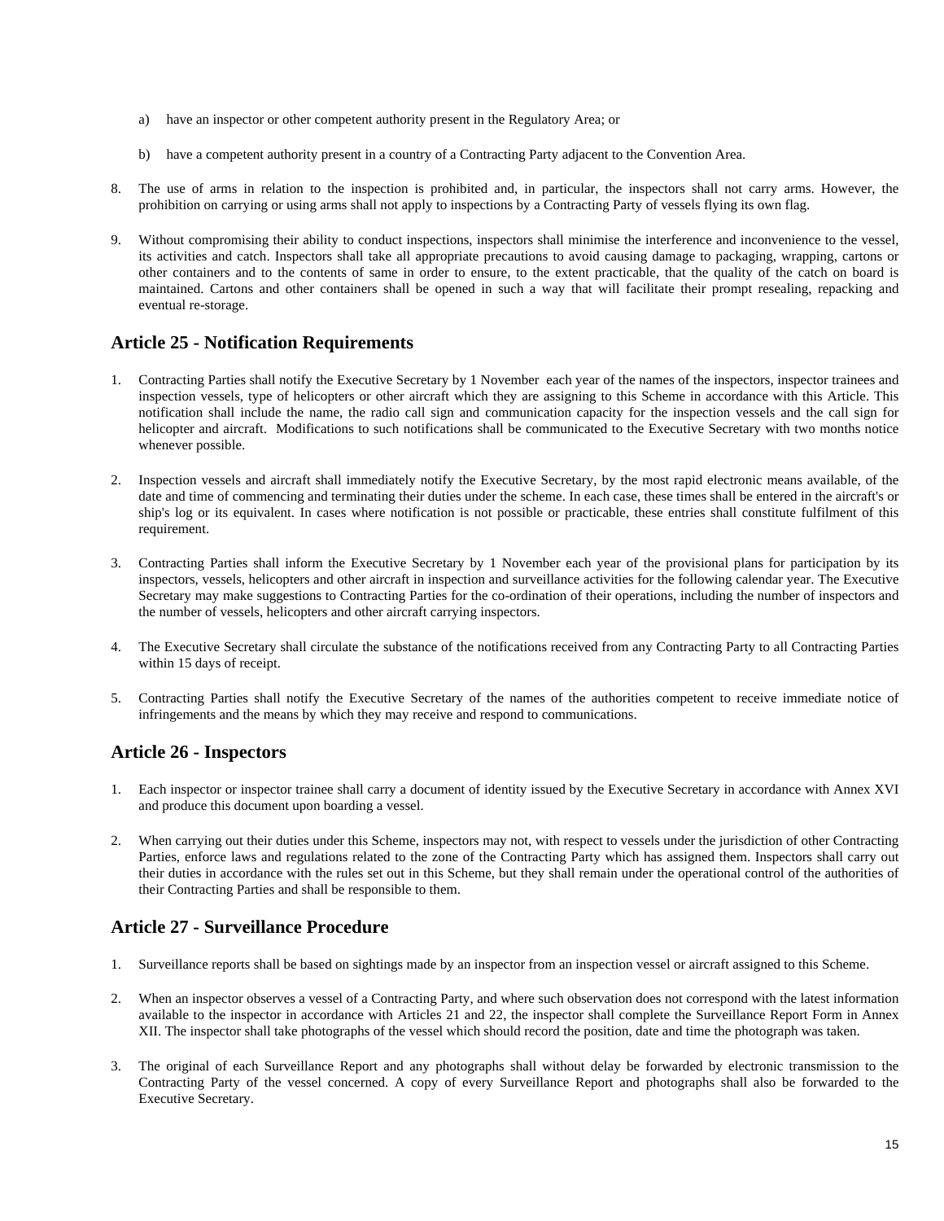a) have an inspector or other competent authority present in the Regulatory Area; or

b) have a competent authority present in a country of a Contracting Party adjacent to the Convention Area.

8. The use of arms in relation to the inspection is prohibited and, in particular, the inspectors shall not carry arms. However, the prohibition on carrying or using arms shall not apply to inspections by a Contracting Party of vessels flying its own flag.

9. Without compromising their ability to conduct inspections, inspectors shall minimise the interference and inconvenience to the vessel, its activities and catch. Inspectors shall take all appropriate precautions to avoid causing damage to packaging, wrapping, cartons or other containers and to the contents of same in order to ensure, to the extent practicable, that the quality of the catch on board is maintained. Cartons and other containers shall be opened in such a way that will facilitate their prompt resealing, repacking and eventual re-storage.

## Article 25 - Notification Requirements

1. Contracting Parties shall notify the Executive Secretary by 1 November each year of the names of the inspectors, inspector trainees and inspection vessels, type of helicopters or other aircraft which they are assigning to this Scheme in accordance with this Article. This notification shall include the name, the radio call sign and communication capacity for the inspection vessels and the call sign for helicopter and aircraft. Modifications to such notifications shall be communicated to the Executive Secretary with two months notice whenever possible.

2. Inspection vessels and aircraft shall immediately notify the Executive Secretary, by the most rapid electronic means available, of the date and time of commencing and terminating their duties under the scheme. In each case, these times shall be entered in the aircraft's or ship's log or its equivalent. In cases where notification is not possible or practicable, these entries shall constitute fulfilment of this requirement.

3. Contracting Parties shall inform the Executive Secretary by 1 November each year of the provisional plans for participation by its inspectors, vessels, helicopters and other aircraft in inspection and surveillance activities for the following calendar year. The Executive Secretary may make suggestions to Contracting Parties for the co-ordination of their operations, including the number of inspectors and the number of vessels, helicopters and other aircraft carrying inspectors.

4. The Executive Secretary shall circulate the substance of the notifications received from any Contracting Party to all Contracting Parties within 15 days of receipt.

5. Contracting Parties shall notify the Executive Secretary of the names of the authorities competent to receive immediate notice of infringements and the means by which they may receive and respond to communications.

## Article 26 - Inspectors

1. Each inspector or inspector trainee shall carry a document of identity issued by the Executive Secretary in accordance with Annex XVI and produce this document upon boarding a vessel.

2. When carrying out their duties under this Scheme, inspectors may not, with respect to vessels under the jurisdiction of other Contracting Parties, enforce laws and regulations related to the zone of the Contracting Party which has assigned them. Inspectors shall carry out their duties in accordance with the rules set out in this Scheme, but they shall remain under the operational control of the authorities of their Contracting Parties and shall be responsible to them.

## Article 27 - Surveillance Procedure

1. Surveillance reports shall be based on sightings made by an inspector from an inspection vessel or aircraft assigned to this Scheme.

2. When an inspector observes a vessel of a Contracting Party, and where such observation does not correspond with the latest information available to the inspector in accordance with Articles 21 and 22, the inspector shall complete the Surveillance Report Form in Annex XII. The inspector shall take photographs of the vessel which should record the position, date and time the photograph was taken.

3. The original of each Surveillance Report and any photographs shall without delay be forwarded by electronic transmission to the Contracting Party of the vessel concerned. A copy of every Surveillance Report and photographs shall also be forwarded to the Executive Secretary.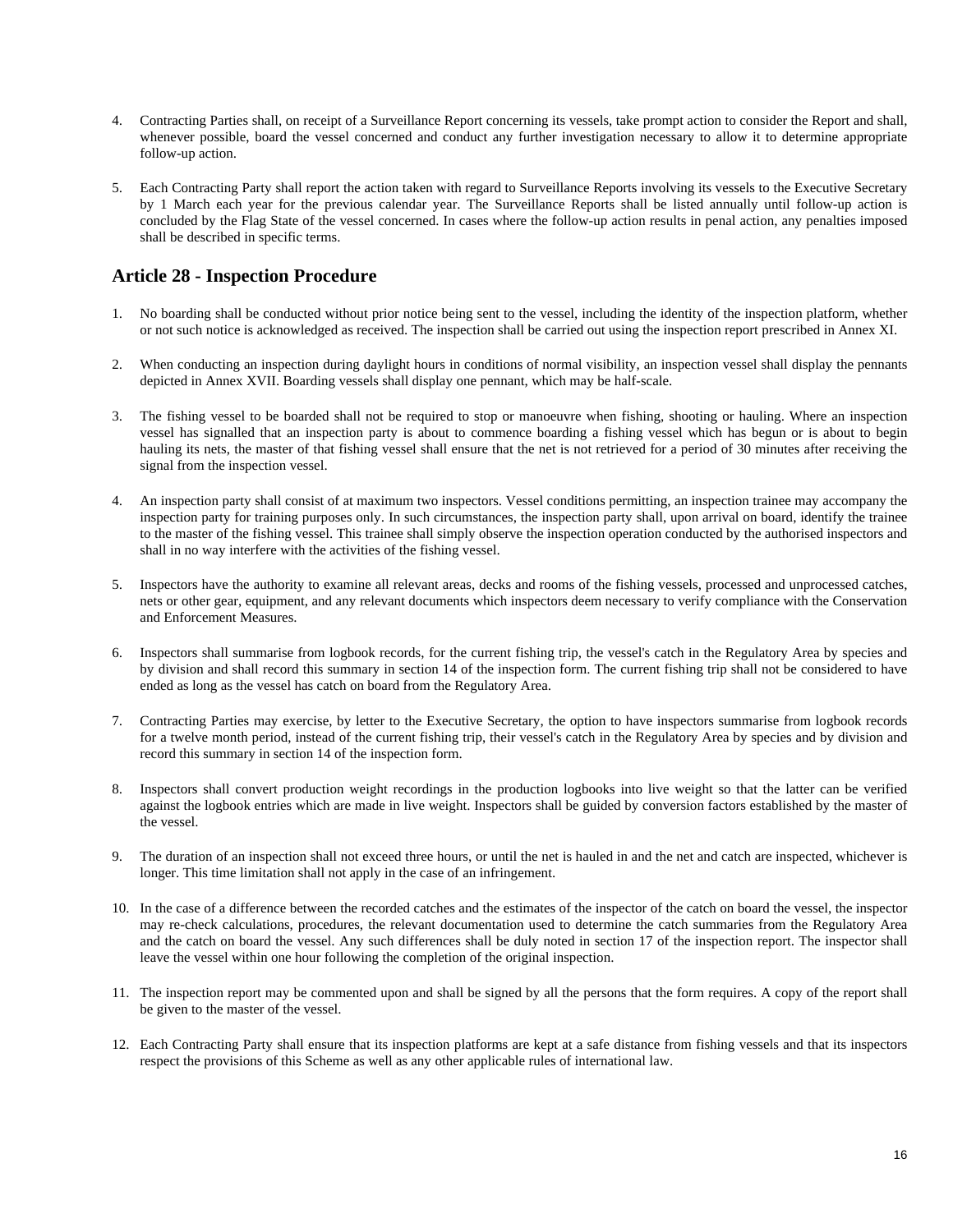4. Contracting Parties shall, on receipt of a Surveillance Report concerning its vessels, take prompt action to consider the Report and shall, whenever possible, board the vessel concerned and conduct any further investigation necessary to allow it to determine appropriate follow-up action.

5. Each Contracting Party shall report the action taken with regard to Surveillance Reports involving its vessels to the Executive Secretary by 1 March each year for the previous calendar year. The Surveillance Reports shall be listed annually until follow-up action is concluded by the Flag State of the vessel concerned. In cases where the follow-up action results in penal action, any penalties imposed shall be described in specific terms.

## Article 28 - Inspection Procedure

1. No boarding shall be conducted without prior notice being sent to the vessel, including the identity of the inspection platform, whether or not such notice is acknowledged as received. The inspection shall be carried out using the inspection report prescribed in Annex XI.

2. When conducting an inspection during daylight hours in conditions of normal visibility, an inspection vessel shall display the pennants depicted in Annex XVII. Boarding vessels shall display one pennant, which may be half-scale.

3. The fishing vessel to be boarded shall not be required to stop or manoeuvre when fishing, shooting or hauling. Where an inspection vessel has signalled that an inspection party is about to commence boarding a fishing vessel which has begun or is about to begin hauling its nets, the master of that fishing vessel shall ensure that the net is not retrieved for a period of 30 minutes after receiving the signal from the inspection vessel.

4. An inspection party shall consist of at maximum two inspectors. Vessel conditions permitting, an inspection trainee may accompany the inspection party for training purposes only. In such circumstances, the inspection party shall, upon arrival on board, identify the trainee to the master of the fishing vessel. This trainee shall simply observe the inspection operation conducted by the authorised inspectors and shall in no way interfere with the activities of the fishing vessel.

5. Inspectors have the authority to examine all relevant areas, decks and rooms of the fishing vessels, processed and unprocessed catches, nets or other gear, equipment, and any relevant documents which inspectors deem necessary to verify compliance with the Conservation and Enforcement Measures.

6. Inspectors shall summarise from logbook records, for the current fishing trip, the vessel's catch in the Regulatory Area by species and by division and shall record this summary in section 14 of the inspection form. The current fishing trip shall not be considered to have ended as long as the vessel has catch on board from the Regulatory Area.

7. Contracting Parties may exercise, by letter to the Executive Secretary, the option to have inspectors summarise from logbook records for a twelve month period, instead of the current fishing trip, their vessel's catch in the Regulatory Area by species and by division and record this summary in section 14 of the inspection form.

8. Inspectors shall convert production weight recordings in the production logbooks into live weight so that the latter can be verified against the logbook entries which are made in live weight. Inspectors shall be guided by conversion factors established by the master of the vessel.

9. The duration of an inspection shall not exceed three hours, or until the net is hauled in and the net and catch are inspected, whichever is longer. This time limitation shall not apply in the case of an infringement.

10. In the case of a difference between the recorded catches and the estimates of the inspector of the catch on board the vessel, the inspector may re-check calculations, procedures, the relevant documentation used to determine the catch summaries from the Regulatory Area and the catch on board the vessel. Any such differences shall be duly noted in section 17 of the inspection report. The inspector shall leave the vessel within one hour following the completion of the original inspection.

11. The inspection report may be commented upon and shall be signed by all the persons that the form requires. A copy of the report shall be given to the master of the vessel.

12. Each Contracting Party shall ensure that its inspection platforms are kept at a safe distance from fishing vessels and that its inspectors respect the provisions of this Scheme as well as any other applicable rules of international law.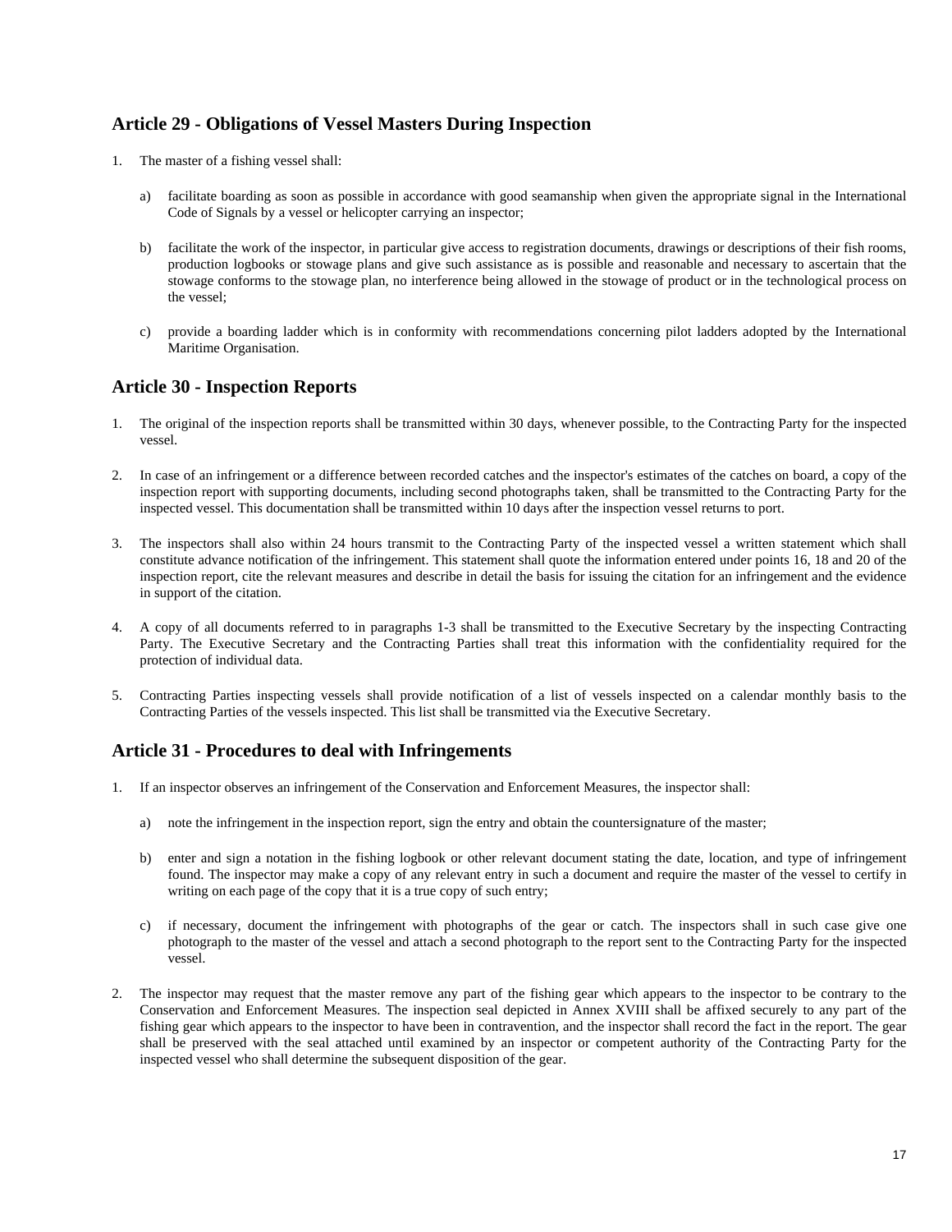## Article 29 - Obligations of Vessel Masters During Inspection

1. The master of a fishing vessel shall:

   a) facilitate boarding as soon as possible in accordance with good seamanship when given the appropriate signal in the International Code of Signals by a vessel or helicopter carrying an inspector;

   b) facilitate the work of the inspector, in particular give access to registration documents, drawings or descriptions of their fish rooms, production logbooks or stowage plans and give such assistance as is possible and reasonable and necessary to ascertain that the stowage conforms to the stowage plan, no interference being allowed in the stowage of product or in the technological process on the vessel;

   c) provide a boarding ladder which is in conformity with recommendations concerning pilot ladders adopted by the International Maritime Organisation.

## Article 30 - Inspection Reports

1. The original of the inspection reports shall be transmitted within 30 days, whenever possible, to the Contracting Party for the inspected vessel.

2. In case of an infringement or a difference between recorded catches and the inspector's estimates of the catches on board, a copy of the inspection report with supporting documents, including second photographs taken, shall be transmitted to the Contracting Party for the inspected vessel. This documentation shall be transmitted within 10 days after the inspection vessel returns to port.

3. The inspectors shall also within 24 hours transmit to the Contracting Party of the inspected vessel a written statement which shall constitute advance notification of the infringement. This statement shall quote the information entered under points 16, 18 and 20 of the inspection report, cite the relevant measures and describe in detail the basis for issuing the citation for an infringement and the evidence in support of the citation.

4. A copy of all documents referred to in paragraphs 1-3 shall be transmitted to the Executive Secretary by the inspecting Contracting Party. The Executive Secretary and the Contracting Parties shall treat this information with the confidentiality required for the protection of individual data.

5. Contracting Parties inspecting vessels shall provide notification of a list of vessels inspected on a calendar monthly basis to the Contracting Parties of the vessels inspected. This list shall be transmitted via the Executive Secretary.

## Article 31 - Procedures to deal with Infringements

1. If an inspector observes an infringement of the Conservation and Enforcement Measures, the inspector shall:

   a) note the infringement in the inspection report, sign the entry and obtain the countersignature of the master;

   b) enter and sign a notation in the fishing logbook or other relevant document stating the date, location, and type of infringement found. The inspector may make a copy of any relevant entry in such a document and require the master of the vessel to certify in writing on each page of the copy that it is a true copy of such entry;

   c) if necessary, document the infringement with photographs of the gear or catch. The inspectors shall in such case give one photograph to the master of the vessel and attach a second photograph to the report sent to the Contracting Party for the inspected vessel.

2. The inspector may request that the master remove any part of the fishing gear which appears to the inspector to be contrary to the Conservation and Enforcement Measures. The inspection seal depicted in Annex XVIII shall be affixed securely to any part of the fishing gear which appears to the inspector to have been in contravention, and the inspector shall record the fact in the report. The gear shall be preserved with the seal attached until examined by an inspector or competent authority of the Contracting Party for the inspected vessel who shall determine the subsequent disposition of the gear.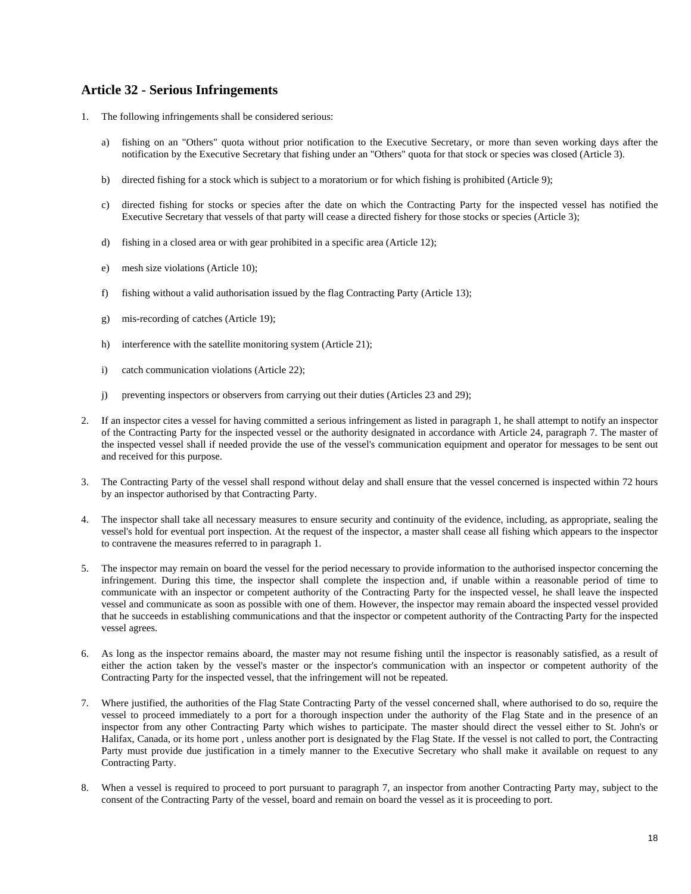## Article 32 - Serious Infringements

1. The following infringements shall be considered serious:

   a) fishing on an "Others" quota without prior notification to the Executive Secretary, or more than seven working days after the notification by the Executive Secretary that fishing under an "Others" quota for that stock or species was closed (Article 3).

   b) directed fishing for a stock which is subject to a moratorium or for which fishing is prohibited (Article 9);

   c) directed fishing for stocks or species after the date on which the Contracting Party for the inspected vessel has notified the Executive Secretary that vessels of that party will cease a directed fishery for those stocks or species (Article 3);

   d) fishing in a closed area or with gear prohibited in a specific area (Article 12);

   e) mesh size violations (Article 10);

   f) fishing without a valid authorisation issued by the flag Contracting Party (Article 13);

   g) mis-recording of catches (Article 19);

   h) interference with the satellite monitoring system (Article 21);

   i) catch communication violations (Article 22);

   j) preventing inspectors or observers from carrying out their duties (Articles 23 and 29);

2. If an inspector cites a vessel for having committed a serious infringement as listed in paragraph 1, he shall attempt to notify an inspector of the Contracting Party for the inspected vessel or the authority designated in accordance with Article 24, paragraph 7. The master of the inspected vessel shall if needed provide the use of the vessel's communication equipment and operator for messages to be sent out and received for this purpose.

3. The Contracting Party of the vessel shall respond without delay and shall ensure that the vessel concerned is inspected within 72 hours by an inspector authorised by that Contracting Party.

4. The inspector shall take all necessary measures to ensure security and continuity of the evidence, including, as appropriate, sealing the vessel's hold for eventual port inspection. At the request of the inspector, a master shall cease all fishing which appears to the inspector to contravene the measures referred to in paragraph 1.

5. The inspector may remain on board the vessel for the period necessary to provide information to the authorised inspector concerning the infringement. During this time, the inspector shall complete the inspection and, if unable within a reasonable period of time to communicate with an inspector or competent authority of the Contracting Party for the inspected vessel, he shall leave the inspected vessel and communicate as soon as possible with one of them. However, the inspector may remain aboard the inspected vessel provided that he succeeds in establishing communications and that the inspector or competent authority of the Contracting Party for the inspected vessel agrees.

6. As long as the inspector remains aboard, the master may not resume fishing until the inspector is reasonably satisfied, as a result of either the action taken by the vessel's master or the inspector's communication with an inspector or competent authority of the Contracting Party for the inspected vessel, that the infringement will not be repeated.

7. Where justified, the authorities of the Flag State Contracting Party of the vessel concerned shall, where authorised to do so, require the vessel to proceed immediately to a port for a thorough inspection under the authority of the Flag State and in the presence of an inspector from any other Contracting Party which wishes to participate. The master should direct the vessel either to St. John's or Halifax, Canada, or its home port , unless another port is designated by the Flag State. If the vessel is not called to port, the Contracting Party must provide due justification in a timely manner to the Executive Secretary who shall make it available on request to any Contracting Party.

8. When a vessel is required to proceed to port pursuant to paragraph 7, an inspector from another Contracting Party may, subject to the consent of the Contracting Party of the vessel, board and remain on board the vessel as it is proceeding to port.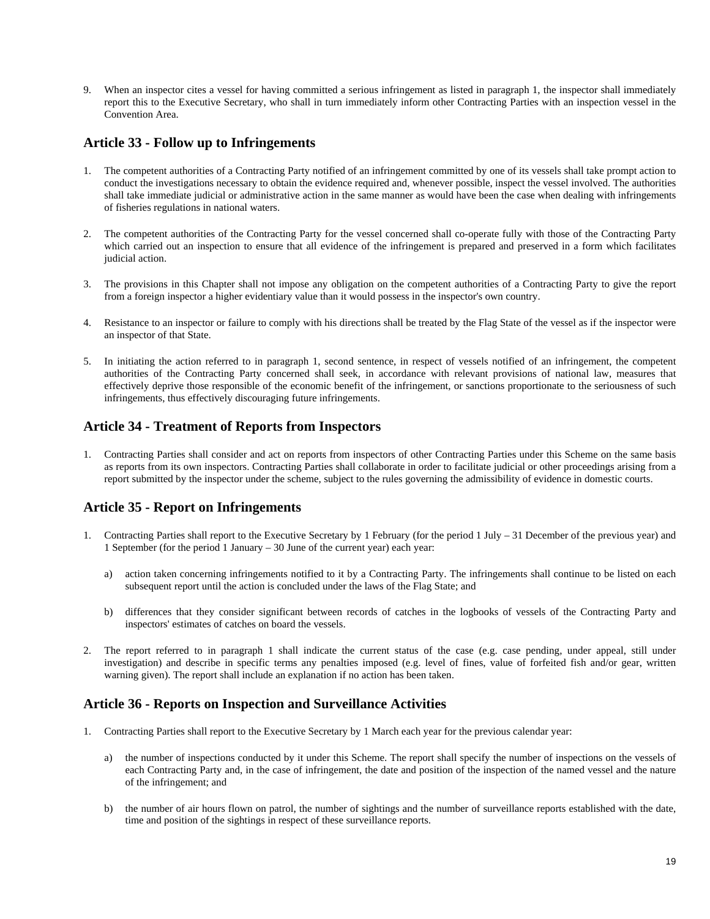9. When an inspector cites a vessel for having committed a serious infringement as listed in paragraph 1, the inspector shall immediately report this to the Executive Secretary, who shall in turn immediately inform other Contracting Parties with an inspection vessel in the Convention Area.

## Article 33 - Follow up to Infringements

1. The competent authorities of a Contracting Party notified of an infringement committed by one of its vessels shall take prompt action to conduct the investigations necessary to obtain the evidence required and, whenever possible, inspect the vessel involved. The authorities shall take immediate judicial or administrative action in the same manner as would have been the case when dealing with infringements of fisheries regulations in national waters.

2. The competent authorities of the Contracting Party for the vessel concerned shall co-operate fully with those of the Contracting Party which carried out an inspection to ensure that all evidence of the infringement is prepared and preserved in a form which facilitates judicial action.

3. The provisions in this Chapter shall not impose any obligation on the competent authorities of a Contracting Party to give the report from a foreign inspector a higher evidentiary value than it would possess in the inspector's own country.

4. Resistance to an inspector or failure to comply with his directions shall be treated by the Flag State of the vessel as if the inspector were an inspector of that State.

5. In initiating the action referred to in paragraph 1, second sentence, in respect of vessels notified of an infringement, the competent authorities of the Contracting Party concerned shall seek, in accordance with relevant provisions of national law, measures that effectively deprive those responsible of the economic benefit of the infringement, or sanctions proportionate to the seriousness of such infringements, thus effectively discouraging future infringements.

## Article 34 - Treatment of Reports from Inspectors

1. Contracting Parties shall consider and act on reports from inspectors of other Contracting Parties under this Scheme on the same basis as reports from its own inspectors. Contracting Parties shall collaborate in order to facilitate judicial or other proceedings arising from a report submitted by the inspector under the scheme, subject to the rules governing the admissibility of evidence in domestic courts.

## Article 35 - Report on Infringements

1. Contracting Parties shall report to the Executive Secretary by 1 February (for the period 1 July – 31 December of the previous year) and 1 September (for the period 1 January – 30 June of the current year) each year:

   a) action taken concerning infringements notified to it by a Contracting Party. The infringements shall continue to be listed on each subsequent report until the action is concluded under the laws of the Flag State; and

   b) differences that they consider significant between records of catches in the logbooks of vessels of the Contracting Party and inspectors' estimates of catches on board the vessels.

2. The report referred to in paragraph 1 shall indicate the current status of the case (e.g. case pending, under appeal, still under investigation) and describe in specific terms any penalties imposed (e.g. level of fines, value of forfeited fish and/or gear, written warning given). The report shall include an explanation if no action has been taken.

## Article 36 - Reports on Inspection and Surveillance Activities

1. Contracting Parties shall report to the Executive Secretary by 1 March each year for the previous calendar year:

   a) the number of inspections conducted by it under this Scheme. The report shall specify the number of inspections on the vessels of each Contracting Party and, in the case of infringement, the date and position of the inspection of the named vessel and the nature of the infringement; and

   b) the number of air hours flown on patrol, the number of sightings and the number of surveillance reports established with the date, time and position of the sightings in respect of these surveillance reports.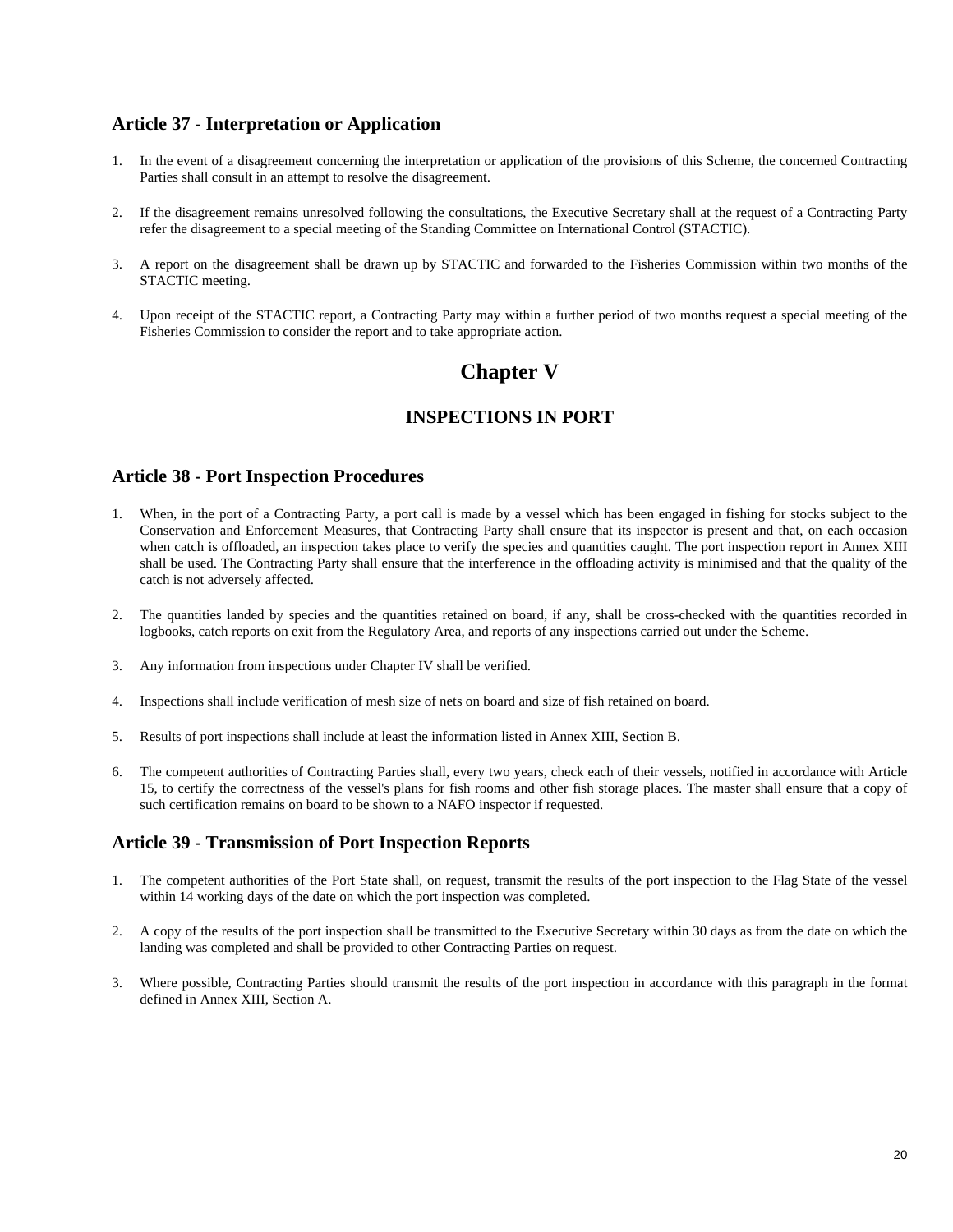### Article 37 - Interpretation or Application

1. In the event of a disagreement concerning the interpretation or application of the provisions of this Scheme, the concerned Contracting Parties shall consult in an attempt to resolve the disagreement.

2. If the disagreement remains unresolved following the consultations, the Executive Secretary shall at the request of a Contracting Party refer the disagreement to a special meeting of the Standing Committee on International Control (STACTIC).

3. A report on the disagreement shall be drawn up by STACTIC and forwarded to the Fisheries Commission within two months of the STACTIC meeting.

4. Upon receipt of the STACTIC report, a Contracting Party may within a further period of two months request a special meeting of the Fisheries Commission to consider the report and to take appropriate action.

# Chapter V

## INSPECTIONS IN PORT

### Article 38 - Port Inspection Procedures

1. When, in the port of a Contracting Party, a port call is made by a vessel which has been engaged in fishing for stocks subject to the Conservation and Enforcement Measures, that Contracting Party shall ensure that its inspector is present and that, on each occasion when catch is offloaded, an inspection takes place to verify the species and quantities caught. The port inspection report in Annex XIII shall be used. The Contracting Party shall ensure that the interference in the offloading activity is minimised and that the quality of the catch is not adversely affected.

2. The quantities landed by species and the quantities retained on board, if any, shall be cross-checked with the quantities recorded in logbooks, catch reports on exit from the Regulatory Area, and reports of any inspections carried out under the Scheme.

3. Any information from inspections under Chapter IV shall be verified.

4. Inspections shall include verification of mesh size of nets on board and size of fish retained on board.

5. Results of port inspections shall include at least the information listed in Annex XIII, Section B.

6. The competent authorities of Contracting Parties shall, every two years, check each of their vessels, notified in accordance with Article 15, to certify the correctness of the vessel's plans for fish rooms and other fish storage places. The master shall ensure that a copy of such certification remains on board to be shown to a NAFO inspector if requested.

### Article 39 - Transmission of Port Inspection Reports

1. The competent authorities of the Port State shall, on request, transmit the results of the port inspection to the Flag State of the vessel within 14 working days of the date on which the port inspection was completed.

2. A copy of the results of the port inspection shall be transmitted to the Executive Secretary within 30 days as from the date on which the landing was completed and shall be provided to other Contracting Parties on request.

3. Where possible, Contracting Parties should transmit the results of the port inspection in accordance with this paragraph in the format defined in Annex XIII, Section A.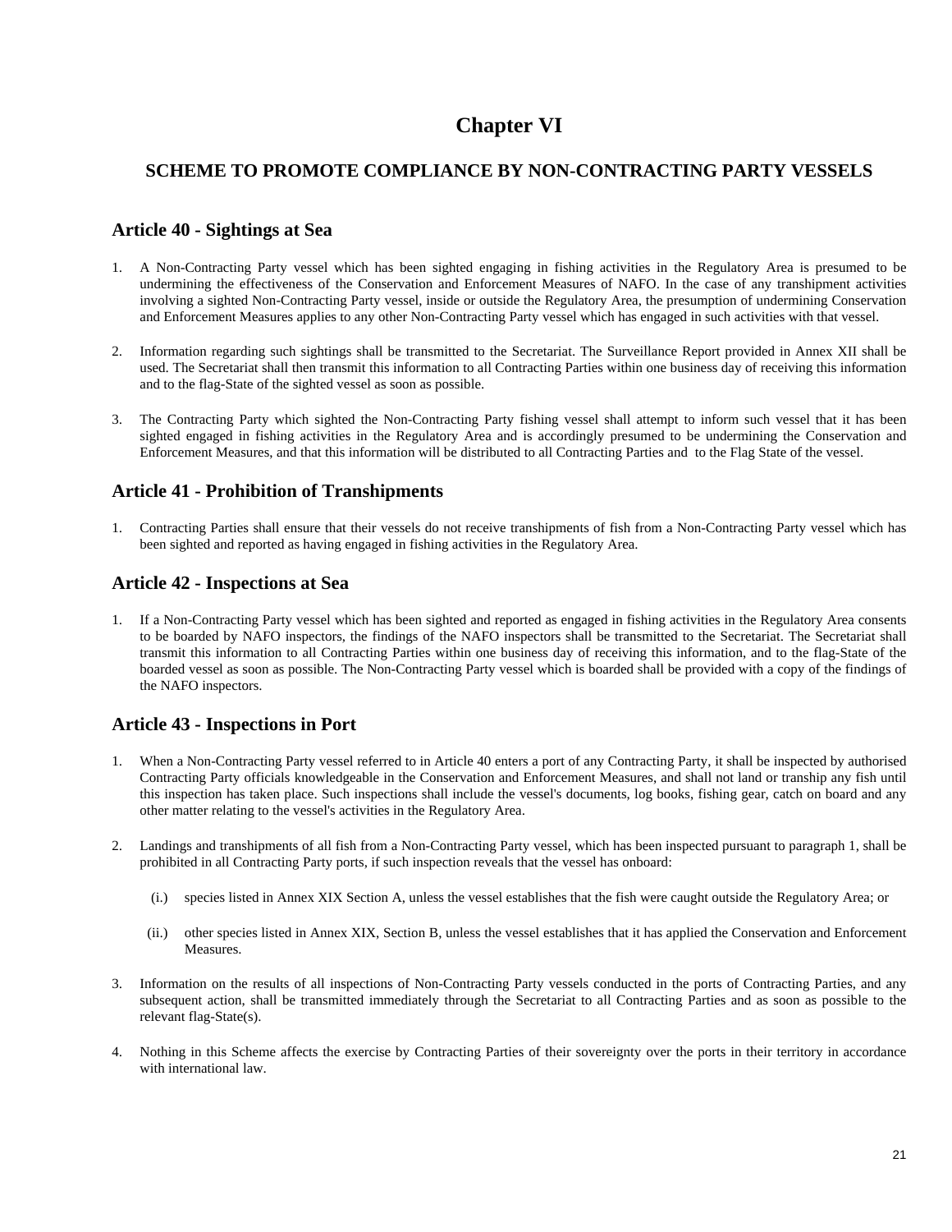# Chapter VI

## SCHEME TO PROMOTE COMPLIANCE BY NON-CONTRACTING PARTY VESSELS

### Article 40 - Sightings at Sea

1. A Non-Contracting Party vessel which has been sighted engaging in fishing activities in the Regulatory Area is presumed to be undermining the effectiveness of the Conservation and Enforcement Measures of NAFO. In the case of any transhipment activities involving a sighted Non-Contracting Party vessel, inside or outside the Regulatory Area, the presumption of undermining Conservation and Enforcement Measures applies to any other Non-Contracting Party vessel which has engaged in such activities with that vessel.

2. Information regarding such sightings shall be transmitted to the Secretariat. The Surveillance Report provided in Annex XII shall be used. The Secretariat shall then transmit this information to all Contracting Parties within one business day of receiving this information and to the flag-State of the sighted vessel as soon as possible.

3. The Contracting Party which sighted the Non-Contracting Party fishing vessel shall attempt to inform such vessel that it has been sighted engaged in fishing activities in the Regulatory Area and is accordingly presumed to be undermining the Conservation and Enforcement Measures, and that this information will be distributed to all Contracting Parties and to the Flag State of the vessel.

### Article 41 - Prohibition of Transhipments

1. Contracting Parties shall ensure that their vessels do not receive transhipments of fish from a Non-Contracting Party vessel which has been sighted and reported as having engaged in fishing activities in the Regulatory Area.

### Article 42 - Inspections at Sea

1. If a Non-Contracting Party vessel which has been sighted and reported as engaged in fishing activities in the Regulatory Area consents to be boarded by NAFO inspectors, the findings of the NAFO inspectors shall be transmitted to the Secretariat. The Secretariat shall transmit this information to all Contracting Parties within one business day of receiving this information, and to the flag-State of the boarded vessel as soon as possible. The Non-Contracting Party vessel which is boarded shall be provided with a copy of the findings of the NAFO inspectors.

### Article 43 - Inspections in Port

1. When a Non-Contracting Party vessel referred to in Article 40 enters a port of any Contracting Party, it shall be inspected by authorised Contracting Party officials knowledgeable in the Conservation and Enforcement Measures, and shall not land or tranship any fish until this inspection has taken place. Such inspections shall include the vessel's documents, log books, fishing gear, catch on board and any other matter relating to the vessel's activities in the Regulatory Area.

2. Landings and transhipments of all fish from a Non-Contracting Party vessel, which has been inspected pursuant to paragraph 1, shall be prohibited in all Contracting Party ports, if such inspection reveals that the vessel has onboard:

   (i.) species listed in Annex XIX Section A, unless the vessel establishes that the fish were caught outside the Regulatory Area; or

   (ii.) other species listed in Annex XIX, Section B, unless the vessel establishes that it has applied the Conservation and Enforcement Measures.

3. Information on the results of all inspections of Non-Contracting Party vessels conducted in the ports of Contracting Parties, and any subsequent action, shall be transmitted immediately through the Secretariat to all Contracting Parties and as soon as possible to the relevant flag-State(s).

4. Nothing in this Scheme affects the exercise by Contracting Parties of their sovereignty over the ports in their territory in accordance with international law.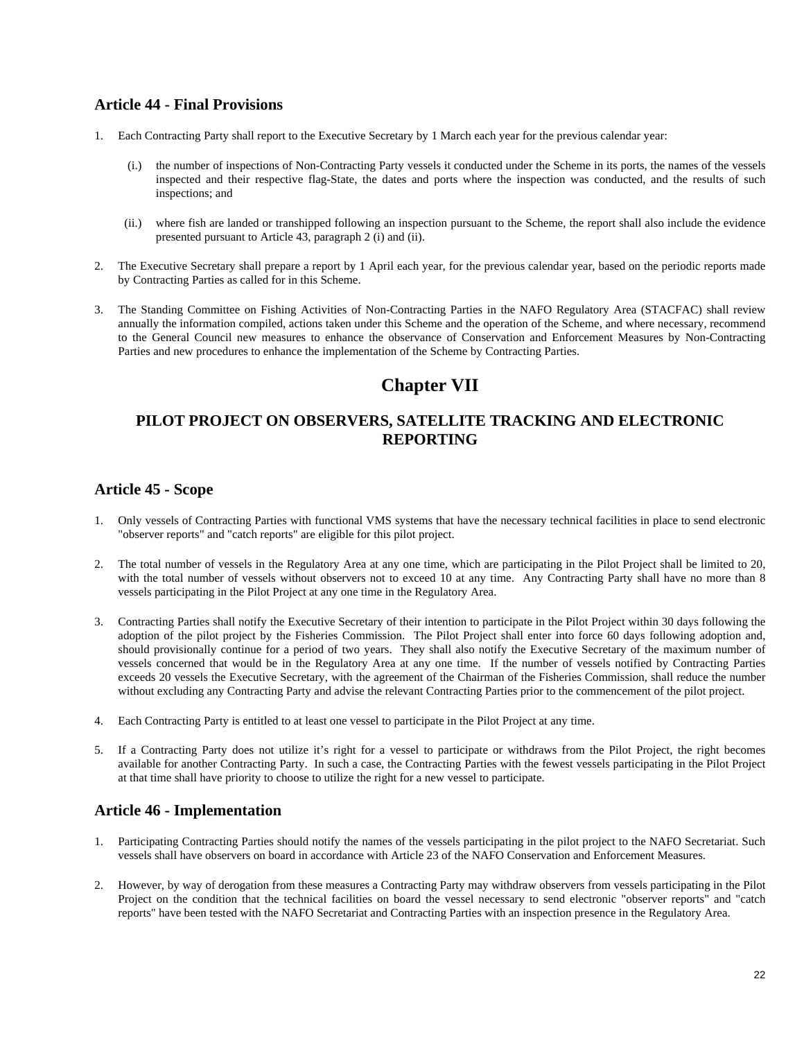## Article 44 - Final Provisions

1. Each Contracting Party shall report to the Executive Secretary by 1 March each year for the previous calendar year:

   (i.) the number of inspections of Non-Contracting Party vessels it conducted under the Scheme in its ports, the names of the vessels inspected and their respective flag-State, the dates and ports where the inspection was conducted, and the results of such inspections; and

   (ii.) where fish are landed or transhipped following an inspection pursuant to the Scheme, the report shall also include the evidence presented pursuant to Article 43, paragraph 2 (i) and (ii).

2. The Executive Secretary shall prepare a report by 1 April each year, for the previous calendar year, based on the periodic reports made by Contracting Parties as called for in this Scheme.

3. The Standing Committee on Fishing Activities of Non-Contracting Parties in the NAFO Regulatory Area (STACFAC) shall review annually the information compiled, actions taken under this Scheme and the operation of the Scheme, and where necessary, recommend to the General Council new measures to enhance the observance of Conservation and Enforcement Measures by Non-Contracting Parties and new procedures to enhance the implementation of the Scheme by Contracting Parties.

# Chapter VII

## PILOT PROJECT ON OBSERVERS, SATELLITE TRACKING AND ELECTRONIC REPORTING

## Article 45 - Scope

1. Only vessels of Contracting Parties with functional VMS systems that have the necessary technical facilities in place to send electronic "observer reports" and "catch reports" are eligible for this pilot project.

2. The total number of vessels in the Regulatory Area at any one time, which are participating in the Pilot Project shall be limited to 20, with the total number of vessels without observers not to exceed 10 at any time. Any Contracting Party shall have no more than 8 vessels participating in the Pilot Project at any one time in the Regulatory Area.

3. Contracting Parties shall notify the Executive Secretary of their intention to participate in the Pilot Project within 30 days following the adoption of the pilot project by the Fisheries Commission. The Pilot Project shall enter into force 60 days following adoption and, should provisionally continue for a period of two years. They shall also notify the Executive Secretary of the maximum number of vessels concerned that would be in the Regulatory Area at any one time. If the number of vessels notified by Contracting Parties exceeds 20 vessels the Executive Secretary, with the agreement of the Chairman of the Fisheries Commission, shall reduce the number without excluding any Contracting Party and advise the relevant Contracting Parties prior to the commencement of the pilot project.

4. Each Contracting Party is entitled to at least one vessel to participate in the Pilot Project at any time.

5. If a Contracting Party does not utilize it's right for a vessel to participate or withdraws from the Pilot Project, the right becomes available for another Contracting Party. In such a case, the Contracting Parties with the fewest vessels participating in the Pilot Project at that time shall have priority to choose to utilize the right for a new vessel to participate.

## Article 46 - Implementation

1. Participating Contracting Parties should notify the names of the vessels participating in the pilot project to the NAFO Secretariat. Such vessels shall have observers on board in accordance with Article 23 of the NAFO Conservation and Enforcement Measures.

2. However, by way of derogation from these measures a Contracting Party may withdraw observers from vessels participating in the Pilot Project on the condition that the technical facilities on board the vessel necessary to send electronic "observer reports" and "catch reports" have been tested with the NAFO Secretariat and Contracting Parties with an inspection presence in the Regulatory Area.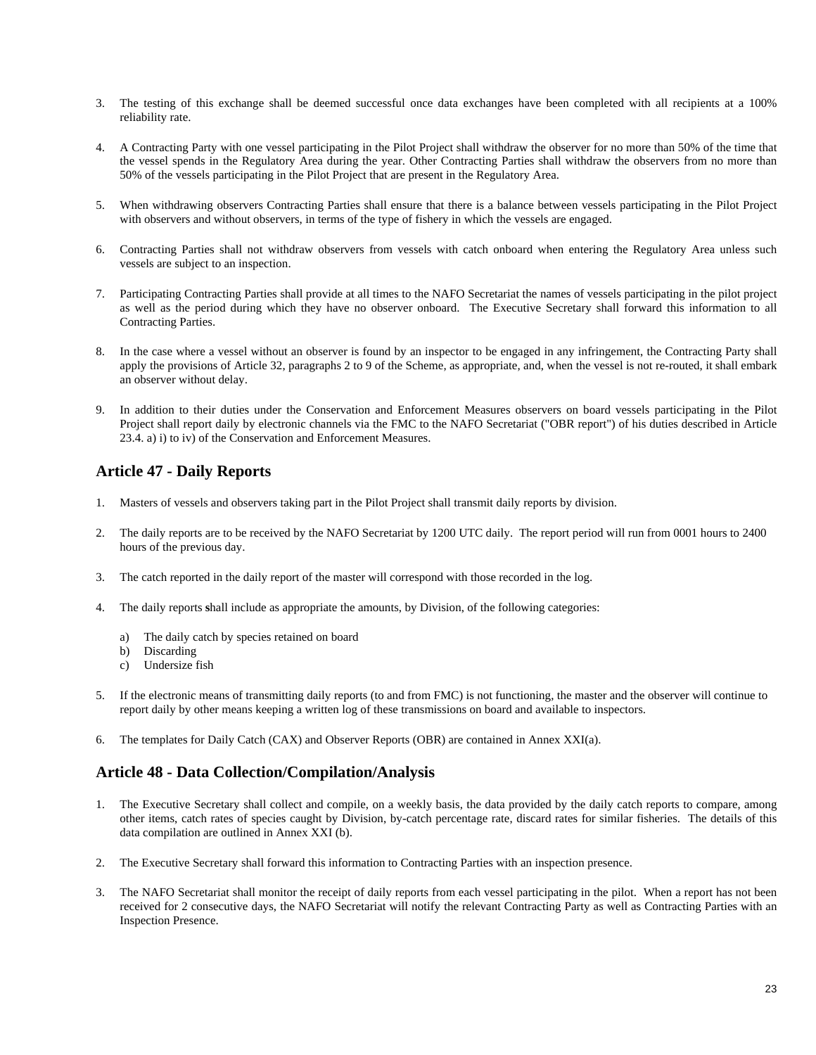3. The testing of this exchange shall be deemed successful once data exchanges have been completed with all recipients at a 100% reliability rate.

4. A Contracting Party with one vessel participating in the Pilot Project shall withdraw the observer for no more than 50% of the time that the vessel spends in the Regulatory Area during the year. Other Contracting Parties shall withdraw the observers from no more than 50% of the vessels participating in the Pilot Project that are present in the Regulatory Area.

5. When withdrawing observers Contracting Parties shall ensure that there is a balance between vessels participating in the Pilot Project with observers and without observers, in terms of the type of fishery in which the vessels are engaged.

6. Contracting Parties shall not withdraw observers from vessels with catch onboard when entering the Regulatory Area unless such vessels are subject to an inspection.

7. Participating Contracting Parties shall provide at all times to the NAFO Secretariat the names of vessels participating in the pilot project as well as the period during which they have no observer onboard. The Executive Secretary shall forward this information to all Contracting Parties.

8. In the case where a vessel without an observer is found by an inspector to be engaged in any infringement, the Contracting Party shall apply the provisions of Article 32, paragraphs 2 to 9 of the Scheme, as appropriate, and, when the vessel is not re-routed, it shall embark an observer without delay.

9. In addition to their duties under the Conservation and Enforcement Measures observers on board vessels participating in the Pilot Project shall report daily by electronic channels via the FMC to the NAFO Secretariat ("OBR report") of his duties described in Article 23.4. a) i) to iv) of the Conservation and Enforcement Measures.

## Article 47 - Daily Reports

1. Masters of vessels and observers taking part in the Pilot Project shall transmit daily reports by division.

2. The daily reports are to be received by the NAFO Secretariat by 1200 UTC daily. The report period will run from 0001 hours to 2400 hours of the previous day.

3. The catch reported in the daily report of the master will correspond with those recorded in the log.

4. The daily reports shall include as appropriate the amounts, by Division, of the following categories:

   a) The daily catch by species retained on board
   b) Discarding
   c) Undersize fish

5. If the electronic means of transmitting daily reports (to and from FMC) is not functioning, the master and the observer will continue to report daily by other means keeping a written log of these transmissions on board and available to inspectors.

6. The templates for Daily Catch (CAX) and Observer Reports (OBR) are contained in Annex XXI(a).

## Article 48 - Data Collection/Compilation/Analysis

1. The Executive Secretary shall collect and compile, on a weekly basis, the data provided by the daily catch reports to compare, among other items, catch rates of species caught by Division, by-catch percentage rate, discard rates for similar fisheries. The details of this data compilation are outlined in Annex XXI (b).

2. The Executive Secretary shall forward this information to Contracting Parties with an inspection presence.

3. The NAFO Secretariat shall monitor the receipt of daily reports from each vessel participating in the pilot. When a report has not been received for 2 consecutive days, the NAFO Secretariat will notify the relevant Contracting Party as well as Contracting Parties with an Inspection Presence.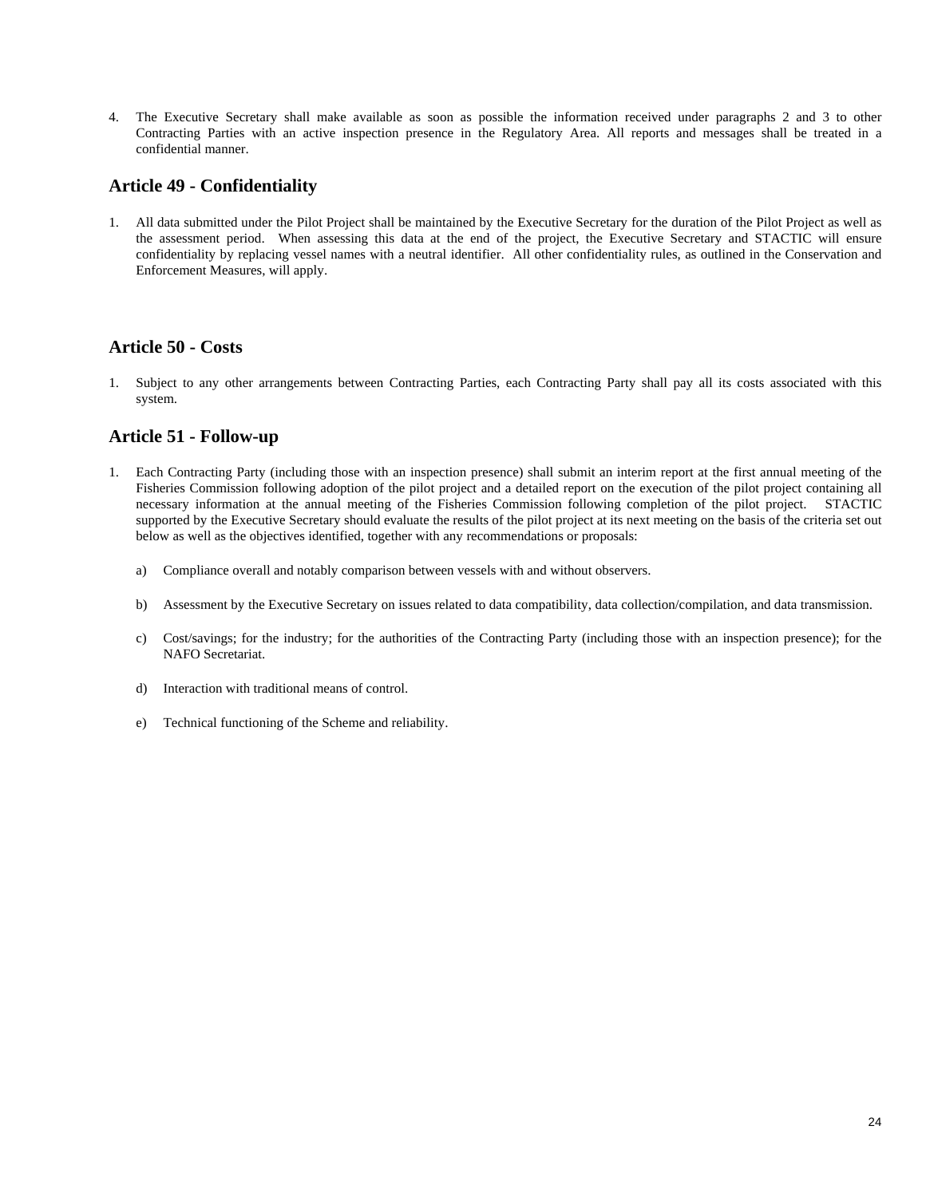4. The Executive Secretary shall make available as soon as possible the information received under paragraphs 2 and 3 to other Contracting Parties with an active inspection presence in the Regulatory Area. All reports and messages shall be treated in a confidential manner.

## Article 49 - Confidentiality

1. All data submitted under the Pilot Project shall be maintained by the Executive Secretary for the duration of the Pilot Project as well as the assessment period. When assessing this data at the end of the project, the Executive Secretary and STACTIC will ensure confidentiality by replacing vessel names with a neutral identifier. All other confidentiality rules, as outlined in the Conservation and Enforcement Measures, will apply.

## Article 50 - Costs

1. Subject to any other arrangements between Contracting Parties, each Contracting Party shall pay all its costs associated with this system.

## Article 51 - Follow-up

1. Each Contracting Party (including those with an inspection presence) shall submit an interim report at the first annual meeting of the Fisheries Commission following adoption of the pilot project and a detailed report on the execution of the pilot project containing all necessary information at the annual meeting of the Fisheries Commission following completion of the pilot project. STACTIC supported by the Executive Secretary should evaluate the results of the pilot project at its next meeting on the basis of the criteria set out below as well as the objectives identified, together with any recommendations or proposals:

   a) Compliance overall and notably comparison between vessels with and without observers.

   b) Assessment by the Executive Secretary on issues related to data compatibility, data collection/compilation, and data transmission.

   c) Cost/savings; for the industry; for the authorities of the Contracting Party (including those with an inspection presence); for the NAFO Secretariat.

   d) Interaction with traditional means of control.

   e) Technical functioning of the Scheme and reliability.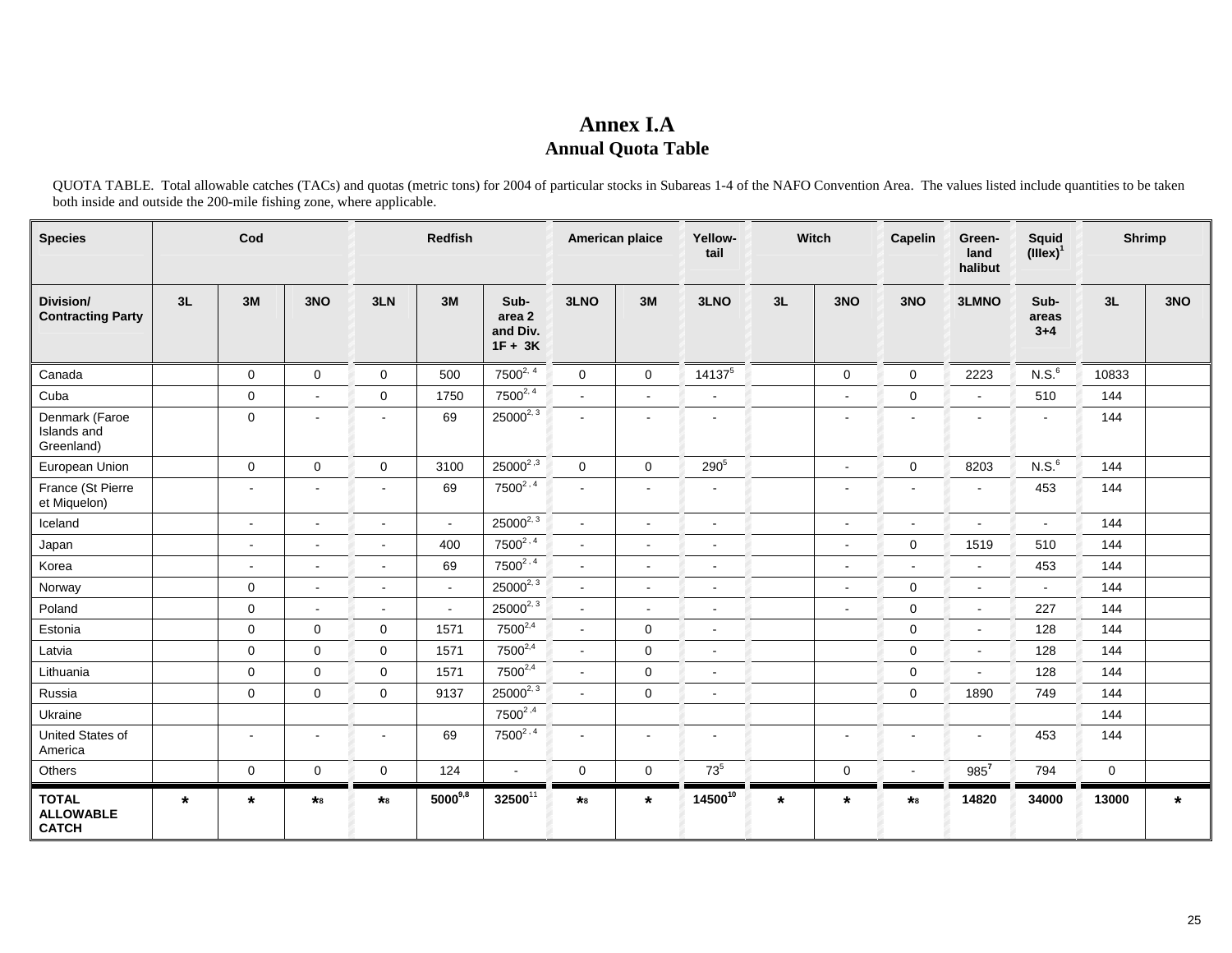# Annex I.A
## Annual Quota Table

QUOTA TABLE. Total allowable catches (TACs) and quotas (metric tons) for 2004 of particular stocks in Subareas 1-4 of the NAFO Convention Area. The values listed include quantities to be taken both inside and outside the 200-mile fishing zone, where applicable.

| Species | Cod | | | Redfish | | | American plaice | | Yellow-tail | Witch | | Capelin | Green-land halibut | Squid (Illex)[1] | Shrimp | |
|---|---|---|---|---|---|---|---|---|---|---|---|---|---|---|---|---|
| Division/ Contracting Party | 3L | 3M | 3NO | 3LN | 3M | Sub-area 2 and Div. 1F + 3K | 3LNO | 3M | 3LNO | 3L | 3NO | 3NO | 3LMNO | Sub-areas 3+4 | 3L | 3NO |
| Canada | | 0 | 0 | 0 | 500 | 7500[2, 4] | 0 | 0 | 14137[5] | | 0 | 0 | 2223 | N.S.[6] | 10833 | |
| Cuba | | 0 | - | 0 | 1750 | 7500[2, 4] | - | - | - | | - | 0 | - | 510 | 144 | |
| Denmark (Faroe Islands and Greenland) | | 0 | - | - | 69 | 25000[2, 3] | - | - | - | | - | - | - | - | 144 | |
| European Union | | 0 | 0 | 0 | 3100 | 25000[2, 3] | 0 | 0 | 290[5] | | - | 0 | 8203 | N.S.[6] | 144 | |
| France (St Pierre et Miquelon) | | - | - | - | 69 | 7500[2, 4] | - | - | - | | - | - | - | 453 | 144 | |
| Iceland | | - | - | - | - | 25000[2, 3] | - | - | - | | - | - | - | - | 144 | |
| Japan | | - | - | - | 400 | 7500[2, 4] | - | - | - | | - | 0 | 1519 | 510 | 144 | |
| Korea | | - | - | - | 69 | 7500[2, 4] | - | - | - | | - | - | - | 453 | 144 | |
| Norway | | 0 | - | - | - | 25000[2, 3] | - | - | - | | - | 0 | - | - | 144 | |
| Poland | | 0 | - | - | - | 25000[2, 3] | - | - | - | | - | 0 | - | 227 | 144 | |
| Estonia | | 0 | 0 | 0 | 1571 | 7500[2,4] | - | 0 | - | | | 0 | - | 128 | 144 | |
| Latvia | | 0 | 0 | 0 | 1571 | 7500[2,4] | - | 0 | - | | | 0 | - | 128 | 144 | |
| Lithuania | | 0 | 0 | 0 | 1571 | 7500[2,4] | - | 0 | - | | | 0 | - | 128 | 144 | |
| Russia | | 0 | 0 | 0 | 9137 | 25000[2, 3] | - | 0 | - | | | 0 | 1890 | 749 | 144 | |
| Ukraine | | | | | | 7500[2, 4] | | | | | | | | | 144 | |
| United States of America | | - | - | - | 69 | 7500[2, 4] | - | - | - | | - | - | - | 453 | 144 | |
| Others | | 0 | 0 | 0 | 124 | - | 0 | 0 | 73[5] | | 0 | - | 985[7] | 794 | 0 | |
| **TOTAL ALLOWABLE CATCH** | * | * | *[8] | *[8] | 5000[9,8] | 32500[11] | *[8] | * | 14500[10] | * | * | *[8] | 14820 | 34000 | 13000 | * |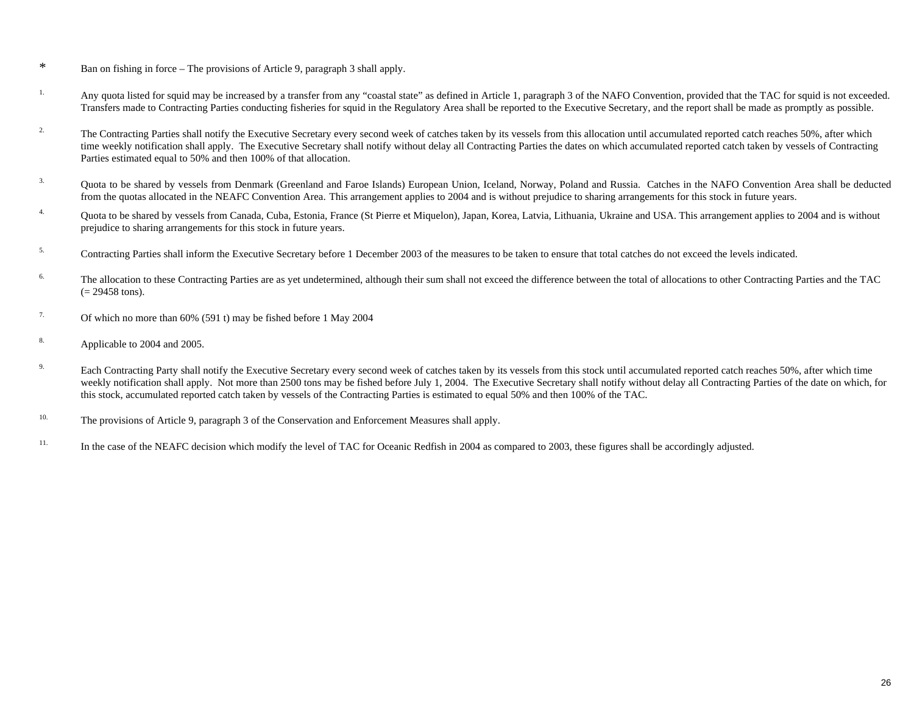\* Ban on fishing in force – The provisions of Article 9, paragraph 3 shall apply.

1. Any quota listed for squid may be increased by a transfer from any "coastal state" as defined in Article 1, paragraph 3 of the NAFO Convention, provided that the TAC for squid is not exceeded. Transfers made to Contracting Parties conducting fisheries for squid in the Regulatory Area shall be reported to the Executive Secretary, and the report shall be made as promptly as possible.

2. The Contracting Parties shall notify the Executive Secretary every second week of catches taken by its vessels from this allocation until accumulated reported catch reaches 50%, after which time weekly notification shall apply. The Executive Secretary shall notify without delay all Contracting Parties the dates on which accumulated reported catch taken by vessels of Contracting Parties estimated equal to 50% and then 100% of that allocation.

3. Quota to be shared by vessels from Denmark (Greenland and Faroe Islands) European Union, Iceland, Norway, Poland and Russia. Catches in the NAFO Convention Area shall be deducted from the quotas allocated in the NEAFC Convention Area. This arrangement applies to 2004 and is without prejudice to sharing arrangements for this stock in future years.

4. Quota to be shared by vessels from Canada, Cuba, Estonia, France (St Pierre et Miquelon), Japan, Korea, Latvia, Lithuania, Ukraine and USA. This arrangement applies to 2004 and is without prejudice to sharing arrangements for this stock in future years.

5. Contracting Parties shall inform the Executive Secretary before 1 December 2003 of the measures to be taken to ensure that total catches do not exceed the levels indicated.

6. The allocation to these Contracting Parties are as yet undetermined, although their sum shall not exceed the difference between the total of allocations to other Contracting Parties and the TAC (= 29458 tons).

7. Of which no more than 60% (591 t) may be fished before 1 May 2004

8. Applicable to 2004 and 2005.

9. Each Contracting Party shall notify the Executive Secretary every second week of catches taken by its vessels from this stock until accumulated reported catch reaches 50%, after which time weekly notification shall apply. Not more than 2500 tons may be fished before July 1, 2004. The Executive Secretary shall notify without delay all Contracting Parties of the date on which, for this stock, accumulated reported catch taken by vessels of the Contracting Parties is estimated to equal 50% and then 100% of the TAC.

10. The provisions of Article 9, paragraph 3 of the Conservation and Enforcement Measures shall apply.

11. In the case of the NEAFC decision which modify the level of TAC for Oceanic Redfish in 2004 as compared to 2003, these figures shall be accordingly adjusted.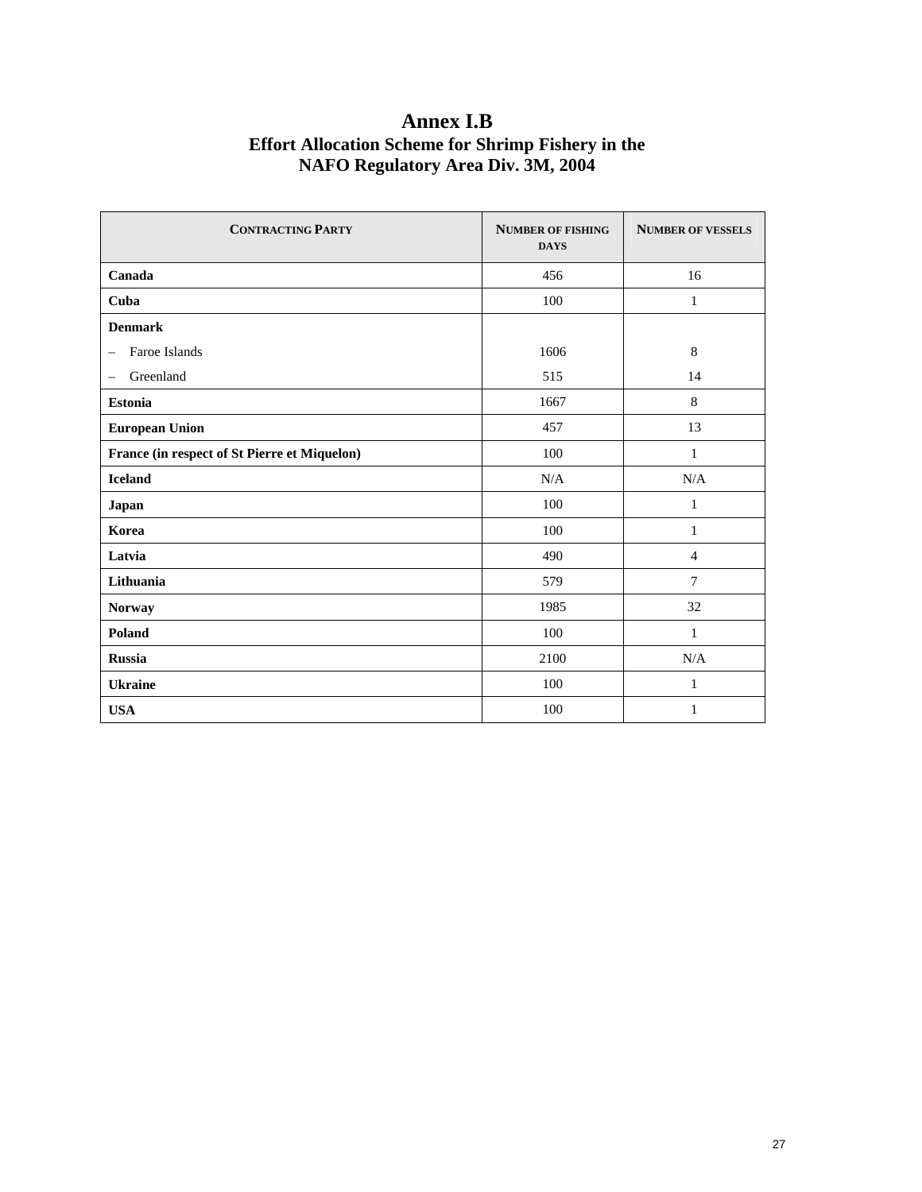# Annex I.B

## Effort Allocation Scheme for Shrimp Fishery in the NAFO Regulatory Area Div. 3M, 2004

| CONTRACTING PARTY | NUMBER OF FISHING DAYS | NUMBER OF VESSELS |
|---|---|---|
| **Canada** | 456 | 16 |
| **Cuba** | 100 | 1 |
| **Denmark** | | |
| – Faroe Islands | 1606 | 8 |
| – Greenland | 515 | 14 |
| **Estonia** | 1667 | 8 |
| **European Union** | 457 | 13 |
| **France (in respect of St Pierre et Miquelon)** | 100 | 1 |
| **Iceland** | N/A | N/A |
| **Japan** | 100 | 1 |
| **Korea** | 100 | 1 |
| **Latvia** | 490 | 4 |
| **Lithuania** | 579 | 7 |
| **Norway** | 1985 | 32 |
| **Poland** | 100 | 1 |
| **Russia** | 2100 | N/A |
| **Ukraine** | 100 | 1 |
| **USA** | 100 | 1 |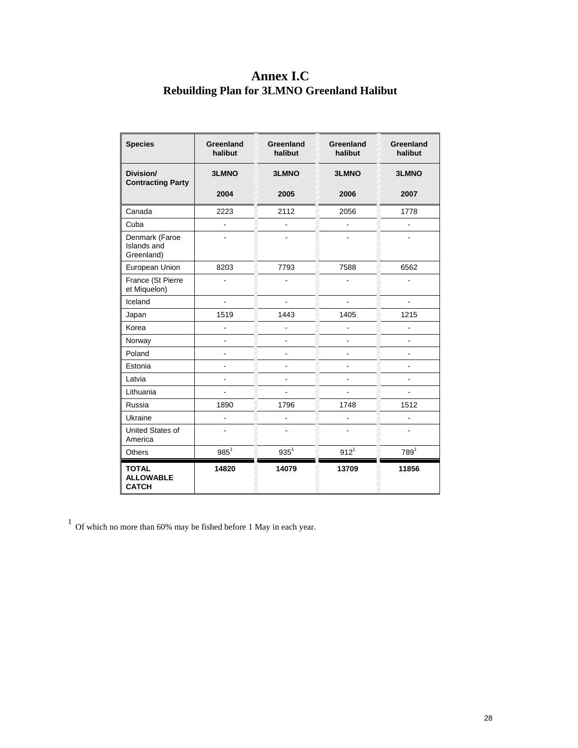# Annex I.C
## Rebuilding Plan for 3LMNO Greenland Halibut

| Species | Greenland halibut | Greenland halibut | Greenland halibut | Greenland halibut |
|---|---|---|---|---|
| Division/ Contracting Party | 3LMNO<br><br>2004 | 3LMNO<br><br>2005 | 3LMNO<br><br>2006 | 3LMNO<br><br>2007 |
| Canada | 2223 | 2112 | 2056 | 1778 |
| Cuba | - | - | - | - |
| Denmark (Faroe Islands and Greenland) | - | - | - | - |
| European Union | 8203 | 7793 | 7588 | 6562 |
| France (St Pierre et Miquelon) | - | - | - | - |
| Iceland | - | - | - | - |
| Japan | 1519 | 1443 | 1405 | 1215 |
| Korea | - | - | - | - |
| Norway | - | - | - | - |
| Poland | - | - | - | - |
| Estonia | - | - | - | - |
| Latvia | - | - | - | - |
| Lithuania | - | - | - | - |
| Russia | 1890 | 1796 | 1748 | 1512 |
| Ukraine | - | - | - | - |
| United States of America | - | - | - | - |
| Others | 985[1] | 935[1] | 912[1] | 789[1] |
| **TOTAL ALLOWABLE CATCH** | **14820** | **14079** | **13709** | **11856** |

[1] Of which no more than 60% may be fished before 1 May in each year.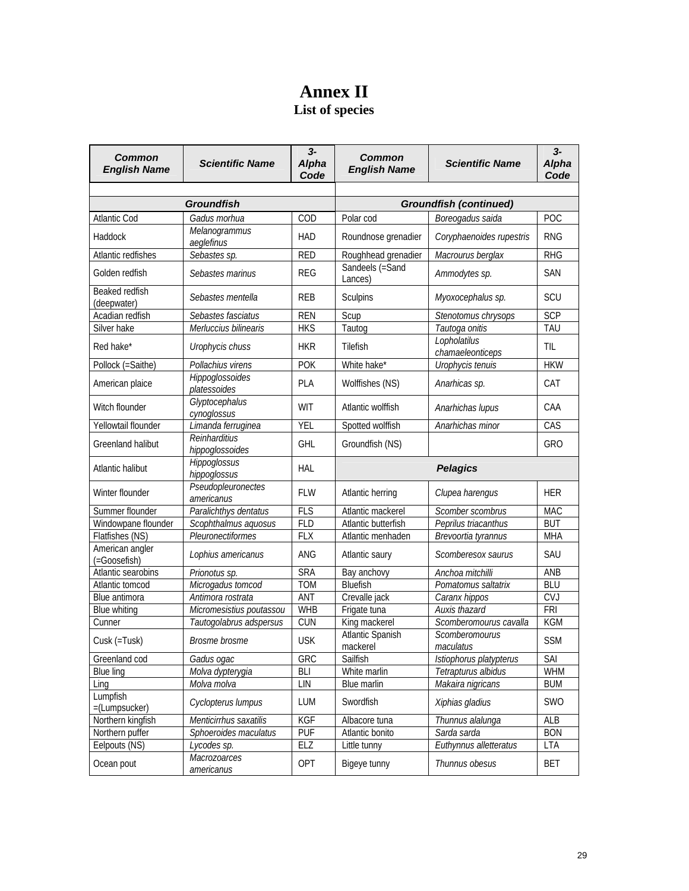# Annex II

## List of species

| Common English Name | Scientific Name | 3-Alpha Code | Common English Name | Scientific Name | 3-Alpha Code |
|---|---|---|---|---|---|
| **Groundfish** | | | **Groundfish (continued)** | | |
| Atlantic Cod | *Gadus morhua* | COD | Polar cod | *Boreogadus saida* | POC |
| Haddock | *Melanogrammus aeglefinus* | HAD | Roundnose grenadier | *Coryphaenoides rupestris* | RNG |
| Atlantic redfishes | *Sebastes sp.* | RED | Roughhead grenadier | *Macrourus berglax* | RHG |
| Golden redfish | *Sebastes marinus* | REG | Sandeels (=Sand Lances) | *Ammodytes sp.* | SAN |
| Beaked redfish (deepwater) | *Sebastes mentella* | REB | Sculpins | *Myoxocephalus sp.* | SCU |
| Acadian redfish | *Sebastes fasciatus* | REN | Scup | *Stenotomus chrysops* | SCP |
| Silver hake | *Merluccius bilinearis* | HKS | Tautog | *Tautoga onitis* | TAU |
| Red hake* | *Urophycis chuss* | HKR | Tilefish | *Lopholatilus chamaeleonticeps* | TIL |
| Pollock (=Saithe) | *Pollachius virens* | POK | White hake* | *Urophycis tenuis* | HKW |
| American plaice | *Hippoglossoides platessoides* | PLA | Wolffishes (NS) | *Anarhicas sp.* | CAT |
| Witch flounder | *Glyptocephalus cynoglossus* | WIT | Atlantic wolffish | *Anarhichas lupus* | CAA |
| Yellowtail flounder | *Limanda ferruginea* | YEL | Spotted wolffish | *Anarhichas minor* | CAS |
| Greenland halibut | *Reinharditius hippoglossoides* | GHL | Groundfish (NS) | | GRO |
| Atlantic halibut | *Hippoglossus hippoglossus* | HAL | **Pelagics** | | |
| Winter flounder | *Pseudopleuronectes americanus* | FLW | Atlantic herring | *Clupea harengus* | HER |
| Summer flounder | *Paralichthys dentatus* | FLS | Atlantic mackerel | *Scomber scombrus* | MAC |
| Windowpane flounder | *Scophthalmus aquosus* | FLD | Atlantic butterfish | *Peprilus triacanthus* | BUT |
| Flatfishes (NS) | *Pleuronectiformes* | FLX | Atlantic menhaden | *Brevoortia tyrannus* | MHA |
| American angler (=Goosefish) | *Lophius americanus* | ANG | Atlantic saury | *Scomberesox saurus* | SAU |
| Atlantic searobins | *Prionotus sp.* | SRA | Bay anchovy | *Anchoa mitchilli* | ANB |
| Atlantic tomcod | *Microgadus tomcod* | TOM | Bluefish | *Pomatomus saltatrix* | BLU |
| Blue antimora | *Antimora rostrata* | ANT | Crevalle jack | *Caranx hippos* | CVJ |
| Blue whiting | *Micromesistius poutassou* | WHB | Frigate tuna | *Auxis thazard* | FRI |
| Cunner | *Tautogolabrus adspersus* | CUN | King mackerel | *Scomberomourus cavalla* | KGM |
| Cusk (=Tusk) | *Brosme brosme* | USK | Atlantic Spanish mackerel | *Scomberomourus maculatus* | SSM |
| Greenland cod | *Gadus ogac* | GRC | Sailfish | *Istiophorus platypterus* | SAI |
| Blue ling | *Molva dypterygia* | BLI | White marlin | *Tetrapturus albidus* | WHM |
| Ling | *Molva molva* | LIN | Blue marlin | *Makaira nigricans* | BUM |
| Lumpfish =(Lumpsucker) | *Cyclopterus lumpus* | LUM | Swordfish | *Xiphias gladius* | SWO |
| Northern kingfish | *Menticirrhus saxatilis* | KGF | Albacore tuna | *Thunnus alalunga* | ALB |
| Northern puffer | *Sphoeroides maculatus* | PUF | Atlantic bonito | *Sarda sarda* | BON |
| Eelpouts (NS) | *Lycodes sp.* | ELZ | Little tunny | *Euthynnus alletteratus* | LTA |
| Ocean pout | *Macrozoarces americanus* | OPT | Bigeye tunny | *Thunnus obesus* | BET |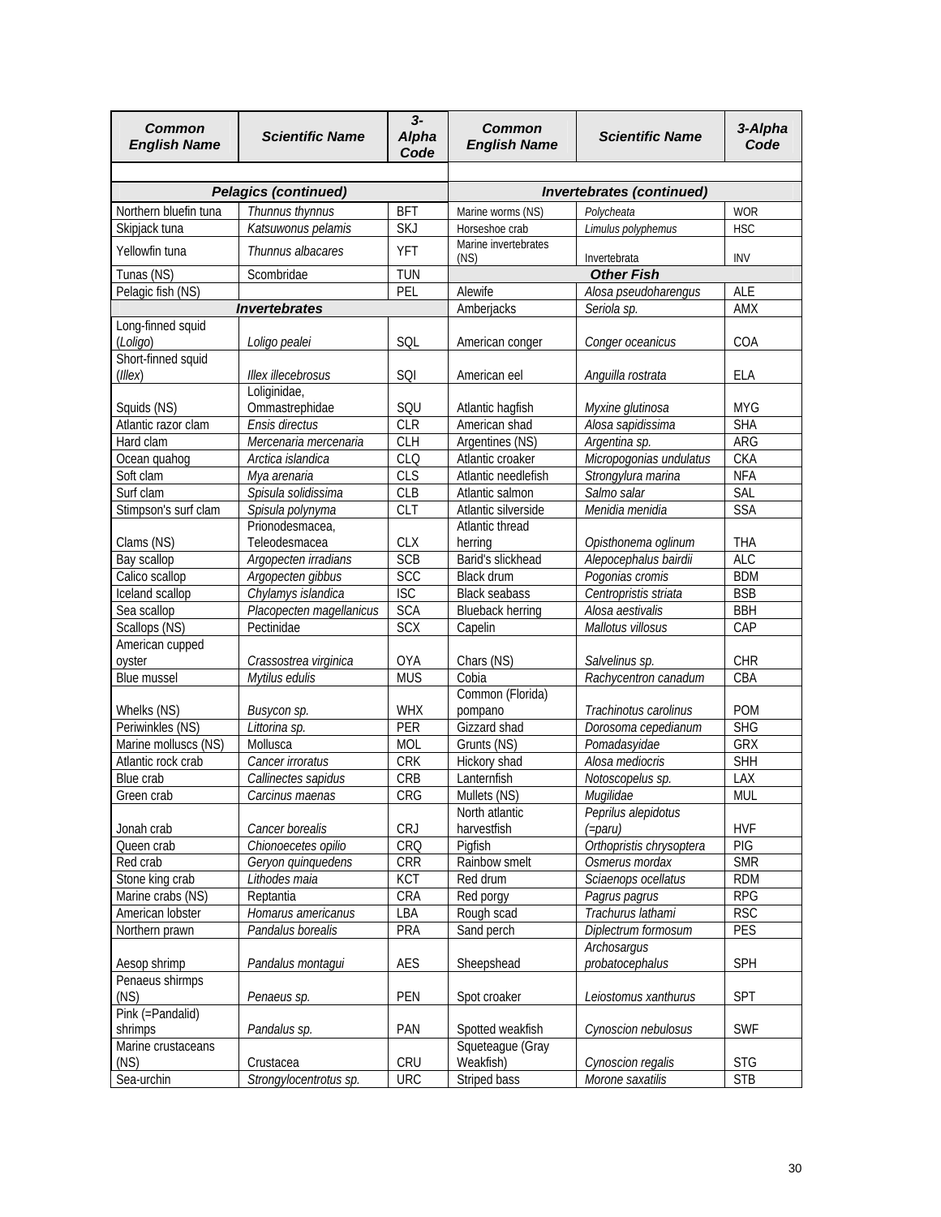| Common English Name | Scientific Name | 3-Alpha Code | Common English Name | Scientific Name | 3-Alpha Code |
|---|---|---|---|---|---|
| **Pelagics (continued)** | | | **Invertebrates (continued)** | | |
| Northern bluefin tuna | *Thunnus thynnus* | BFT | Marine worms (NS) | *Polycheata* | WOR |
| Skipjack tuna | *Katsuwonus pelamis* | SKJ | Horseshoe crab | *Limulus polyphemus* | HSC |
| Yellowfin tuna | *Thunnus albacares* | YFT | Marine invertebrates (NS) | Invertebrata | INV |
| Tunas (NS) | Scombridae | TUN | **Other Fish** | | |
| Pelagic fish (NS) | | PEL | Alewife | *Alosa pseudoharengus* | ALE |
| **Invertebrates** | | | Amberjacks | *Seriola sp.* | AMX |
| Long-finned squid (*Loligo*) | *Loligo pealei* | SQL | American conger | *Conger oceanicus* | COA |
| Short-finned squid (*Illex*) | *Illex illecebrosus* | SQI | American eel | *Anguilla rostrata* | ELA |
| Squids (NS) | Loliginidae, Ommastrephidae | SQU | Atlantic hagfish | *Myxine glutinosa* | MYG |
| Atlantic razor clam | *Ensis directus* | CLR | American shad | *Alosa sapidissima* | SHA |
| Hard clam | *Mercenaria mercenaria* | CLH | Argentines (NS) | *Argentina sp.* | ARG |
| Ocean quahog | *Arctica islandica* | CLQ | Atlantic croaker | *Micropogonias undulatus* | CKA |
| Soft clam | *Mya arenaria* | CLS | Atlantic needlefish | *Strongylura marina* | NFA |
| Surf clam | *Spisula solidissima* | CLB | Atlantic salmon | *Salmo salar* | SAL |
| Stimpson's surf clam | *Spisula polynyma* | CLT | Atlantic silverside | *Menidia menidia* | SSA |
| Clams (NS) | Prionodesmacea, Teleodesmacea | CLX | Atlantic thread herring | *Opisthonema oglinum* | THA |
| Bay scallop | *Argopecten irradians* | SCB | Barid's slickhead | *Alepocephalus bairdii* | ALC |
| Calico scallop | *Argopecten gibbus* | SCC | Black drum | *Pogonias cromis* | BDM |
| Iceland scallop | *Chylamys islandica* | ISC | Black seabass | *Centropristis striata* | BSB |
| Sea scallop | *Placopecten magellanicus* | SCA | Blueback herring | *Alosa aestivalis* | BBH |
| Scallops (NS) | Pectinidae | SCX | Capelin | *Mallotus villosus* | CAP |
| American cupped oyster | *Crassostrea virginica* | OYA | Chars (NS) | *Salvelinus sp.* | CHR |
| Blue mussel | *Mytilus edulis* | MUS | Cobia | *Rachycentron canadum* | CBA |
| Whelks (NS) | *Busycon sp.* | WHX | Common (Florida) pompano | *Trachinotus carolinus* | POM |
| Periwinkles (NS) | *Littorina sp.* | PER | Gizzard shad | *Dorosoma cepedianum* | SHG |
| Marine molluscs (NS) | Mollusca | MOL | Grunts (NS) | *Pomadasyidae* | GRX |
| Atlantic rock crab | *Cancer irroratus* | CRK | Hickory shad | *Alosa mediocris* | SHH |
| Blue crab | *Callinectes sapidus* | CRB | Lanternfish | *Notoscopelus sp.* | LAX |
| Green crab | *Carcinus maenas* | CRG | Mullets (NS) | *Mugilidae* | MUL |
| Jonah crab | *Cancer borealis* | CRJ | North atlantic harvestfish | *Peprilus alepidotus (=paru)* | HVF |
| Queen crab | *Chionoecetes opilio* | CRQ | Pigfish | *Orthopristis chrysoptera* | PIG |
| Red crab | *Geryon quinquedens* | CRR | Rainbow smelt | *Osmerus mordax* | SMR |
| Stone king crab | *Lithodes maia* | KCT | Red drum | *Sciaenops ocellatus* | RDM |
| Marine crabs (NS) | Reptantia | CRA | Red porgy | *Pagrus pagrus* | RPG |
| American lobster | *Homarus americanus* | LBA | Rough scad | *Trachurus lathami* | RSC |
| Northern prawn | *Pandalus borealis* | PRA | Sand perch | *Diplectrum formosum* | PES |
| Aesop shrimp | *Pandalus montagui* | AES | Sheepshead | *Archosargus probatocephalus* | SPH |
| Penaeus shirmps (NS) | *Penaeus sp.* | PEN | Spot croaker | *Leiostomus xanthurus* | SPT |
| Pink (=Pandalid) shrimps | *Pandalus sp.* | PAN | Spotted weakfish | *Cynoscion nebulosus* | SWF |
| Marine crustaceans (NS) | Crustacea | CRU | Squeteague (Gray Weakfish) | *Cynoscion regalis* | STG |
| Sea-urchin | *Strongylocentrotus sp.* | URC | Striped bass | *Morone saxatilis* | STB |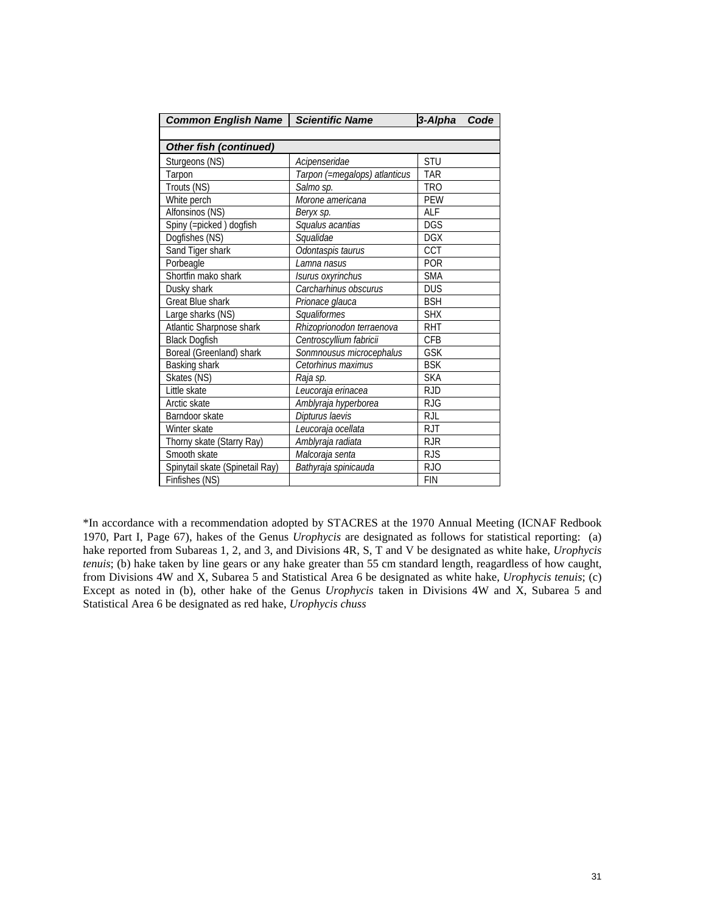| ***Common English Name*** | ***Scientific Name*** | ***3-Alpha Code*** |
|---|---|---|
| | | |
| ***Other fish (continued)*** | | |
| Sturgeons (NS) | *Acipenseridae* | STU |
| Tarpon | *Tarpon (=megalops) atlanticus* | TAR |
| Trouts (NS) | *Salmo sp.* | TRO |
| White perch | *Morone americana* | PEW |
| Alfonsinos (NS) | *Beryx sp.* | ALF |
| Spiny (=picked ) dogfish | *Squalus acantias* | DGS |
| Dogfishes (NS) | *Squalidae* | DGX |
| Sand Tiger shark | *Odontaspis taurus* | CCT |
| Porbeagle | *Lamna nasus* | POR |
| Shortfin mako shark | *Isurus oxyrinchus* | SMA |
| Dusky shark | *Carcharhinus obscurus* | DUS |
| Great Blue shark | *Prionace glauca* | BSH |
| Large sharks (NS) | *Squaliformes* | SHX |
| Atlantic Sharpnose shark | *Rhizoprionodon terraenova* | RHT |
| Black Dogfish | *Centroscyllium fabricii* | CFB |
| Boreal (Greenland) shark | *Sonmnousus microcephalus* | GSK |
| Basking shark | *Cetorhinus maximus* | BSK |
| Skates (NS) | *Raja sp.* | SKA |
| Little skate | *Leucoraja erinacea* | RJD |
| Arctic skate | *Amblyraja hyperborea* | RJG |
| Barndoor skate | *Dipturus laevis* | RJL |
| Winter skate | *Leucoraja ocellata* | RJT |
| Thorny skate (Starry Ray) | *Amblyraja radiata* | RJR |
| Smooth skate | *Malcoraja senta* | RJS |
| Spinytail skate (Spinetail Ray) | *Bathyraja spinicauda* | RJO |
| Finfishes (NS) | | FIN |

*In accordance with a recommendation adopted by STACRES at the 1970 Annual Meeting (ICNAF Redbook 1970, Part I, Page 67), hakes of the Genus *Urophycis* are designated as follows for statistical reporting: (a) hake reported from Subareas 1, 2, and 3, and Divisions 4R, S, T and V be designated as white hake, *Urophycis tenuis*; (b) hake taken by line gears or any hake greater than 55 cm standard length, reagardless of how caught, from Divisions 4W and X, Subarea 5 and Statistical Area 6 be designated as white hake, *Urophycis tenuis*; (c) Except as noted in (b), other hake of the Genus *Urophycis* taken in Divisions 4W and X, Subarea 5 and Statistical Area 6 be designated as red hake, *Urophycis chuss*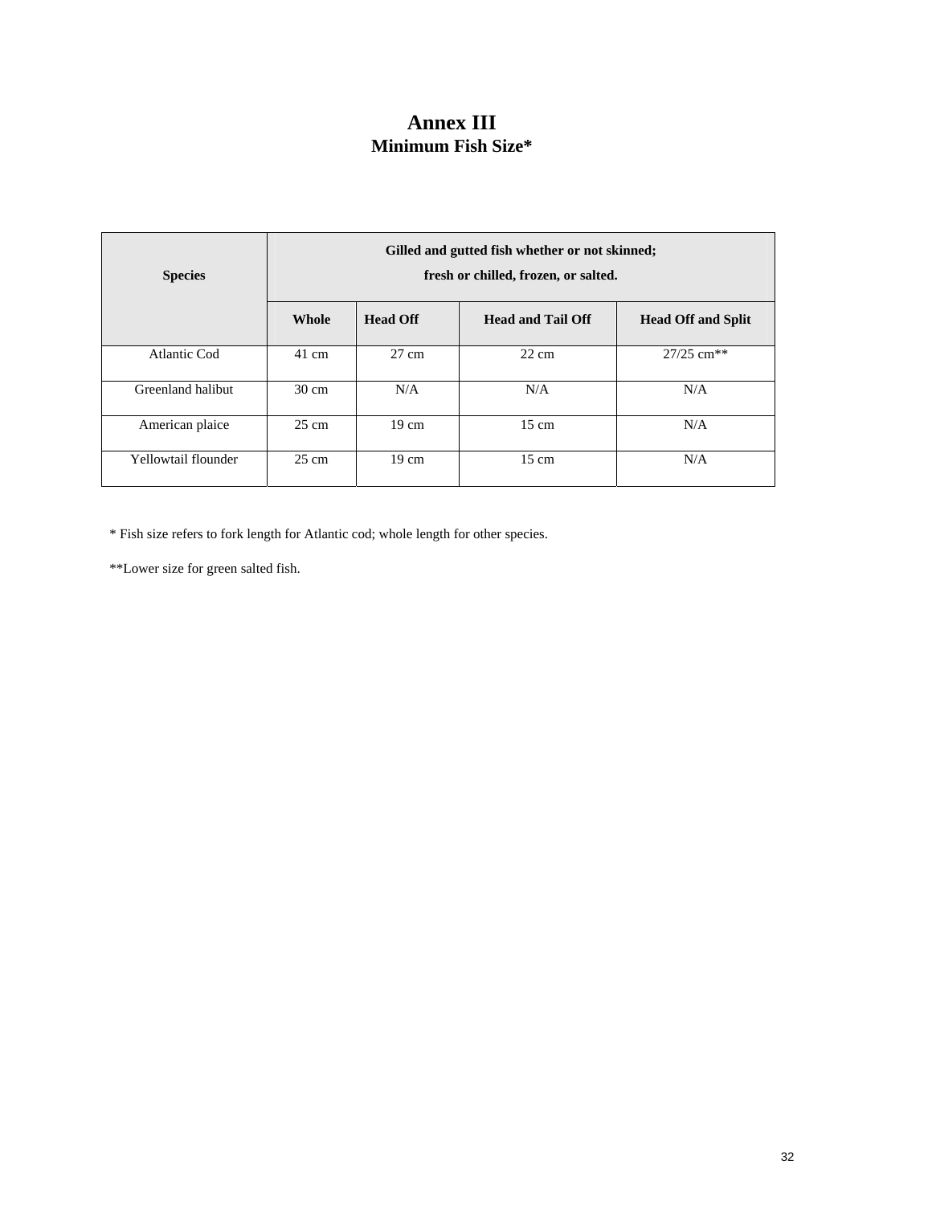# Annex III
## Minimum Fish Size*

| Species | Gilled and gutted fish whether or not skinned; fresh or chilled, frozen, or salted. | | | |
|---|---|---|---|---|
| | Whole | Head Off | Head and Tail Off | Head Off and Split |
| Atlantic Cod | 41 cm | 27 cm | 22 cm | 27/25 cm** |
| Greenland halibut | 30 cm | N/A | N/A | N/A |
| American plaice | 25 cm | 19 cm | 15 cm | N/A |
| Yellowtail flounder | 25 cm | 19 cm | 15 cm | N/A |

* Fish size refers to fork length for Atlantic cod; whole length for other species.

**Lower size for green salted fish.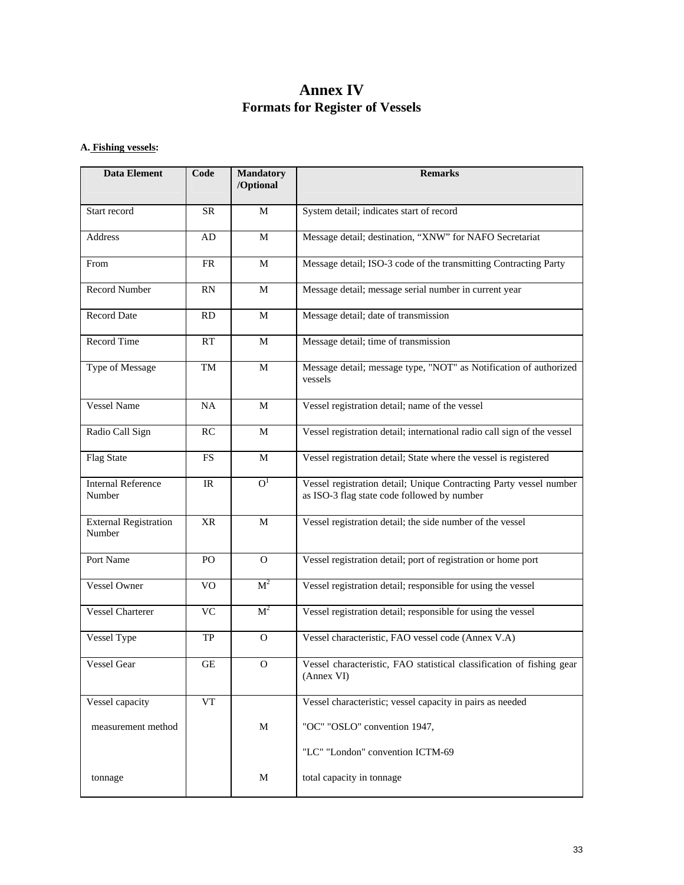# Annex IV
## Formats for Register of Vessels

**A. Fishing vessels:**

| Data Element | Code | Mandatory /Optional | Remarks |
|---|---|---|---|
| Start record | SR | M | System detail; indicates start of record |
| Address | AD | M | Message detail; destination, "XNW" for NAFO Secretariat |
| From | FR | M | Message detail; ISO-3 code of the transmitting Contracting Party |
| Record Number | RN | M | Message detail; message serial number in current year |
| Record Date | RD | M | Message detail; date of transmission |
| Record Time | RT | M | Message detail; time of transmission |
| Type of Message | TM | M | Message detail; message type, "NOT" as Notification of authorized vessels |
| Vessel Name | NA | M | Vessel registration detail; name of the vessel |
| Radio Call Sign | RC | M | Vessel registration detail; international radio call sign of the vessel |
| Flag State | FS | M | Vessel registration detail; State where the vessel is registered |
| Internal Reference Number | IR | O[1] | Vessel registration detail; Unique Contracting Party vessel number as ISO-3 flag state code followed by number |
| External Registration Number | XR | M | Vessel registration detail; the side number of the vessel |
| Port Name | PO | O | Vessel registration detail; port of registration or home port |
| Vessel Owner | VO | M[2] | Vessel registration detail; responsible for using the vessel |
| Vessel Charterer | VC | M[2] | Vessel registration detail; responsible for using the vessel |
| Vessel Type | TP | O | Vessel characteristic, FAO vessel code (Annex V.A) |
| Vessel Gear | GE | O | Vessel characteristic, FAO statistical classification of fishing gear (Annex VI) |
| Vessel capacity | VT | | Vessel characteristic; vessel capacity in pairs as needed |
| measurement method | | M | "OC" "OSLO" convention 1947, "LC" "London" convention ICTM-69 |
| tonnage | | M | total capacity in tonnage |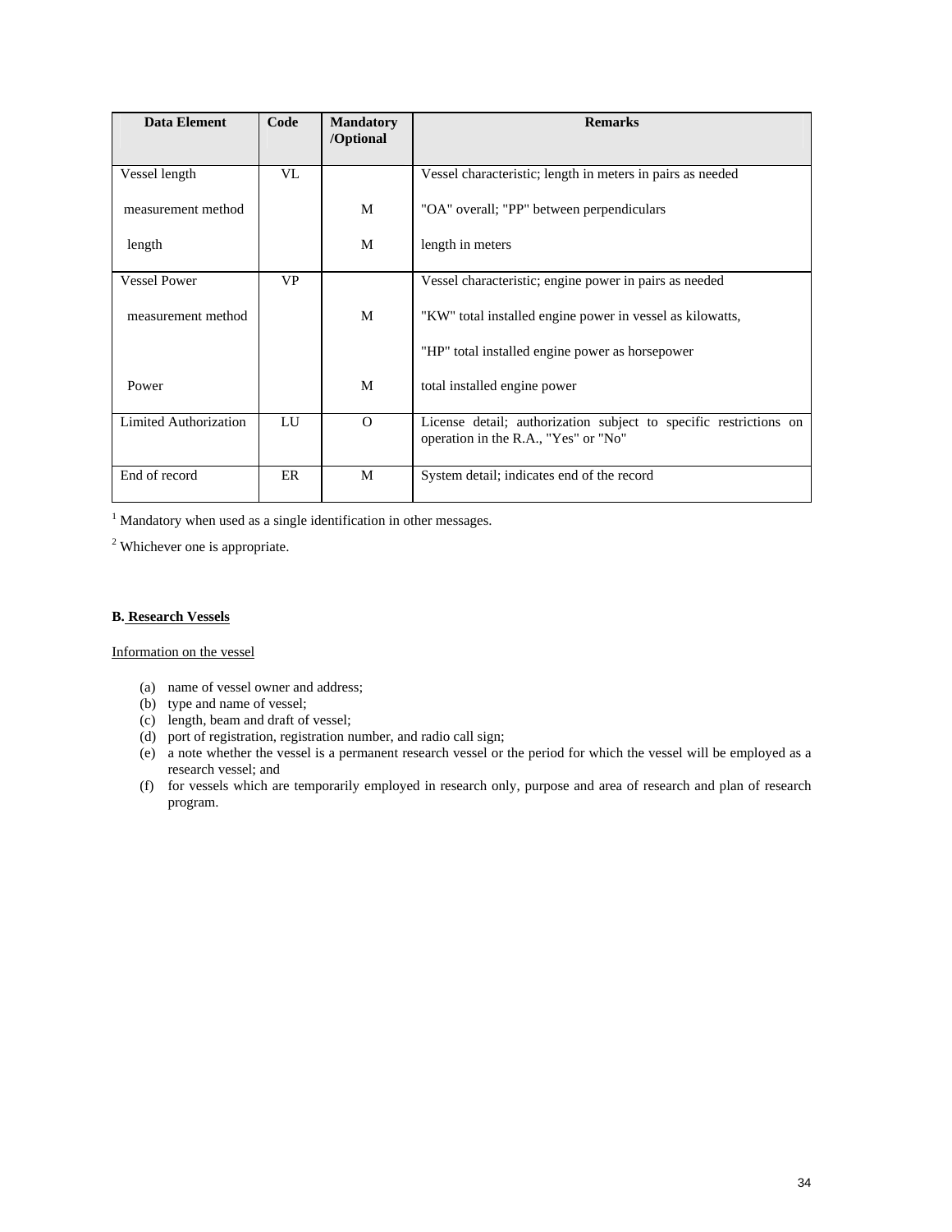| Data Element | Code | Mandatory /Optional | Remarks |
|---|---|---|---|
| Vessel length | VL | | Vessel characteristic; length in meters in pairs as needed |
| measurement method | | M | "OA" overall; "PP" between perpendiculars |
| length | | M | length in meters |
| Vessel Power | VP | | Vessel characteristic; engine power in pairs as needed |
| measurement method | | M | "KW" total installed engine power in vessel as kilowatts, |
| | | | "HP" total installed engine power as horsepower |
| Power | | M | total installed engine power |
| Limited Authorization | LU | O | License detail; authorization subject to specific restrictions on operation in the R.A., "Yes" or "No" |
| End of record | ER | M | System detail; indicates end of the record |

[1] Mandatory when used as a single identification in other messages.

[2] Whichever one is appropriate.

**B. Research Vessels**

Information on the vessel

(a) name of vessel owner and address;
(b) type and name of vessel;
(c) length, beam and draft of vessel;
(d) port of registration, registration number, and radio call sign;
(e) a note whether the vessel is a permanent research vessel or the period for which the vessel will be employed as a research vessel; and
(f) for vessels which are temporarily employed in research only, purpose and area of research and plan of research program.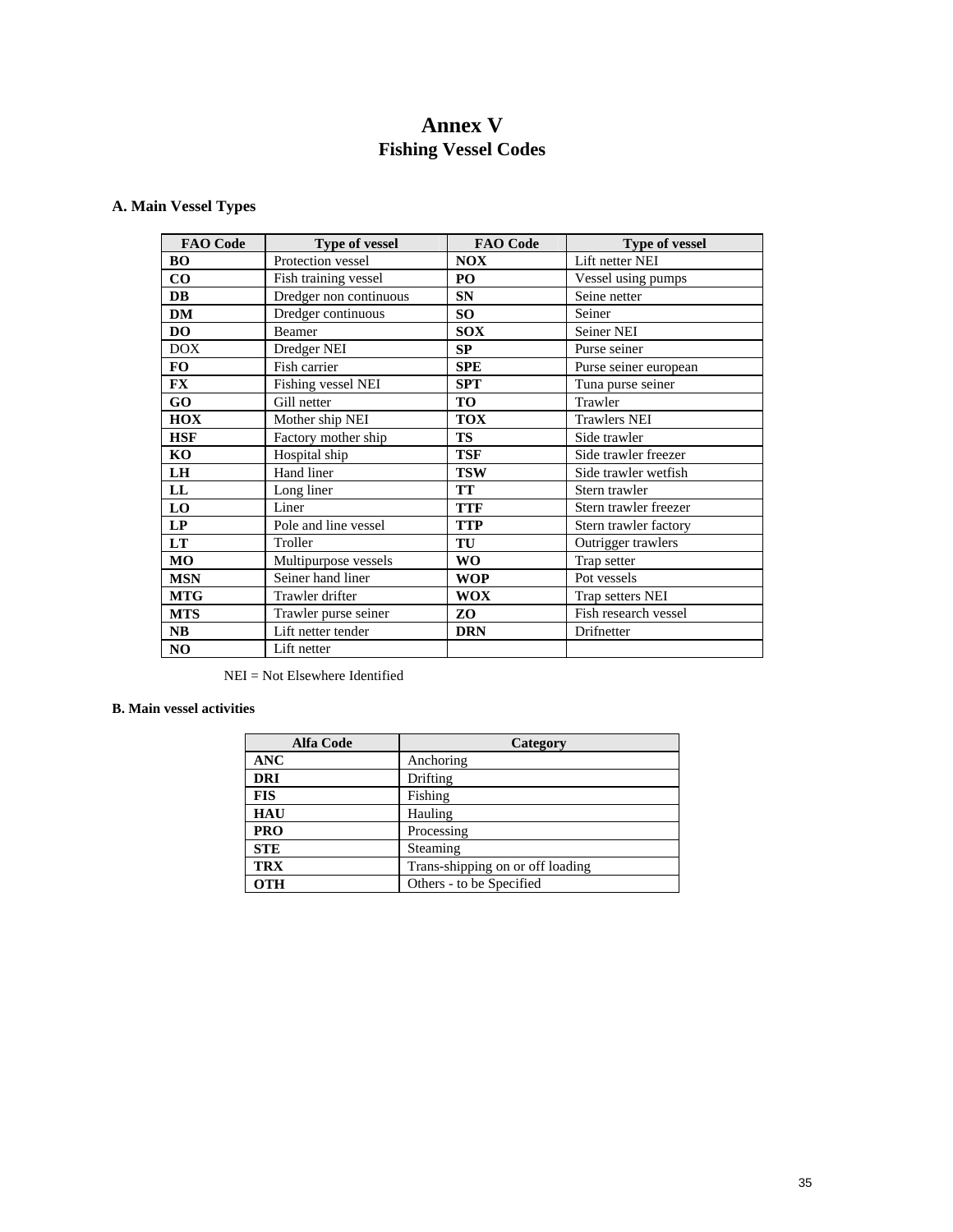# Annex V
## Fishing Vessel Codes

### A. Main Vessel Types

| FAO Code | Type of vessel | FAO Code | Type of vessel |
|---|---|---|---|
| **BO** | Protection vessel | **NOX** | Lift netter NEI |
| **CO** | Fish training vessel | **PO** | Vessel using pumps |
| **DB** | Dredger non continuous | **SN** | Seine netter |
| **DM** | Dredger continuous | **SO** | Seiner |
| **DO** | Beamer | **SOX** | Seiner NEI |
| DOX | Dredger NEI | **SP** | Purse seiner |
| **FO** | Fish carrier | **SPE** | Purse seiner european |
| **FX** | Fishing vessel NEI | **SPT** | Tuna purse seiner |
| **GO** | Gill netter | **TO** | Trawler |
| **HOX** | Mother ship NEI | **TOX** | Trawlers NEI |
| **HSF** | Factory mother ship | **TS** | Side trawler |
| **KO** | Hospital ship | **TSF** | Side trawler freezer |
| **LH** | Hand liner | **TSW** | Side trawler wetfish |
| **LL** | Long liner | **TT** | Stern trawler |
| **LO** | Liner | **TTF** | Stern trawler freezer |
| **LP** | Pole and line vessel | **TTP** | Stern trawler factory |
| **LT** | Troller | **TU** | Outrigger trawlers |
| **MO** | Multipurpose vessels | **WO** | Trap setter |
| **MSN** | Seiner hand liner | **WOP** | Pot vessels |
| **MTG** | Trawler drifter | **WOX** | Trap setters NEI |
| **MTS** | Trawler purse seiner | **ZO** | Fish research vessel |
| **NB** | Lift netter tender | **DRN** | Drifnetter |
| **NO** | Lift netter | | |

NEI = Not Elsewhere Identified

### B. Main vessel activities

| Alfa Code | Category |
|---|---|
| **ANC** | Anchoring |
| **DRI** | Drifting |
| **FIS** | Fishing |
| **HAU** | Hauling |
| **PRO** | Processing |
| **STE** | Steaming |
| **TRX** | Trans-shipping on or off loading |
| **OTH** | Others - to be Specified |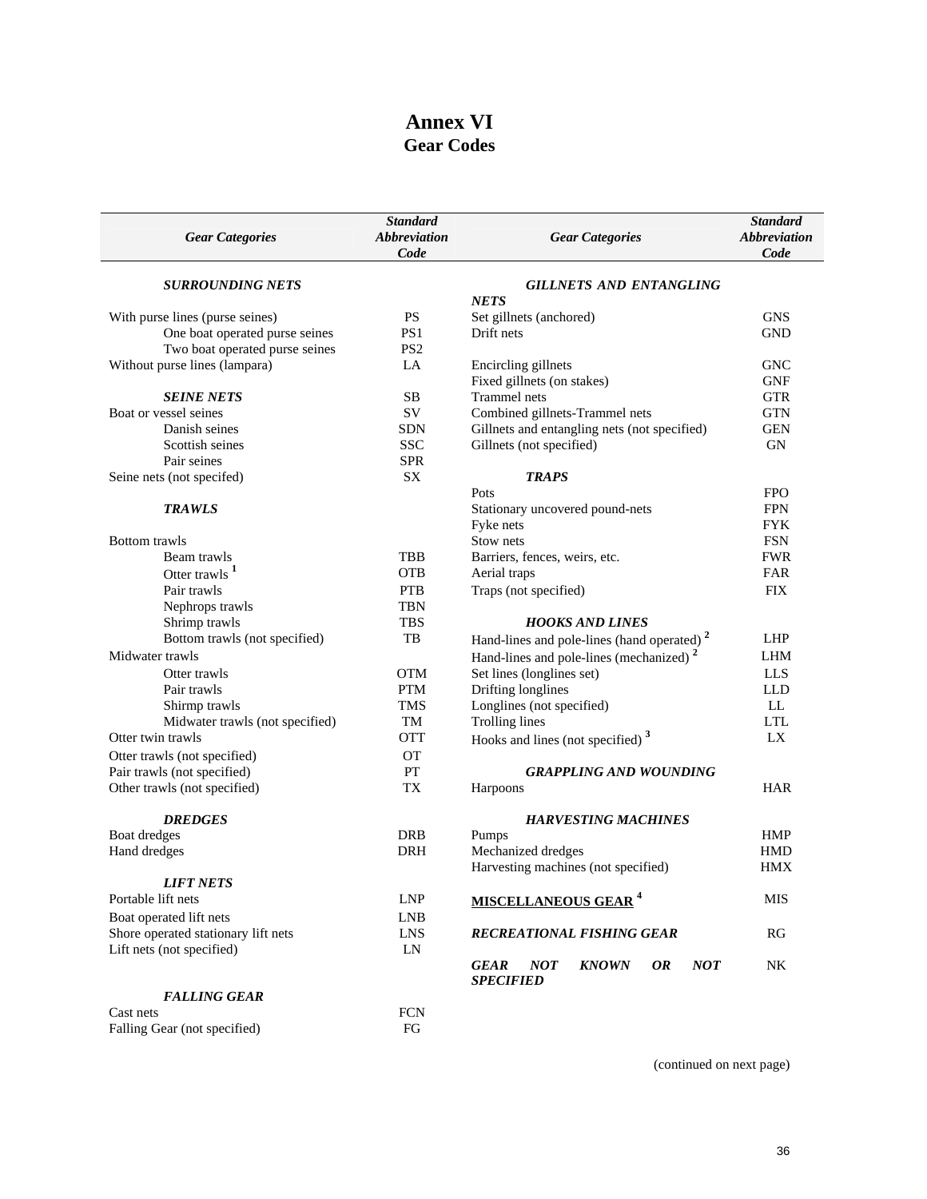# Annex VI
## Gear Codes

| *Gear Categories* | *Standard Abbreviation Code* |
|---|---|
| ***SURROUNDING NETS*** | |
| With purse lines (purse seines) | PS |
| One boat operated purse seines | PS1 |
| Two boat operated purse seines | PS2 |
| Without purse lines (lampara) | LA |
| ***SEINE NETS*** | SB |
| Boat or vessel seines | SV |
| Danish seines | SDN |
| Scottish seines | SSC |
| Pair seines | SPR |
| Seine nets (not specifed) | SX |
| ***TRAWLS*** | |
| Bottom trawls | |
| Beam trawls | TBB |
| Otter trawls [1] | OTB |
| Pair trawls | PTB |
| Nephrops trawls | TBN |
| Shrimp trawls | TBS |
| Bottom trawls (not specified) | TB |
| Midwater trawls | |
| Otter trawls | OTM |
| Pair trawls | PTM |
| Shirmp trawls | TMS |
| Midwater trawls (not specified) | TM |
| Otter twin trawls | OTT |
| Otter trawls (not specified) | OT |
| Pair trawls (not specified) | PT |
| Other trawls (not specified) | TX |
| ***DREDGES*** | |
| Boat dredges | DRB |
| Hand dredges | DRH |
| ***LIFT NETS*** | |
| Portable lift nets | LNP |
| Boat operated lift nets | LNB |
| Shore operated stationary lift nets | LNS |
| Lift nets (not specified) | LN |
| ***FALLING GEAR*** | |
| Cast nets | FCN |
| Falling Gear (not specified) | FG |
| ***GILLNETS AND ENTANGLING NETS*** | |
| Set gillnets (anchored) | GNS |
| Drift nets | GND |
| Encircling gillnets | GNC |
| Fixed gillnets (on stakes) | GNF |
| Trammel nets | GTR |
| Combined gillnets-Trammel nets | GTN |
| Gillnets and entangling nets (not specified) | GEN |
| Gillnets (not specified) | GN |
| ***TRAPS*** | |
| Pots | FPO |
| Stationary uncovered pound-nets | FPN |
| Fyke nets | FYK |
| Stow nets | FSN |
| Barriers, fences, weirs, etc. | FWR |
| Aerial traps | FAR |
| Traps (not specified) | FIX |
| ***HOOKS AND LINES*** | |
| Hand-lines and pole-lines (hand operated) [2] | LHP |
| Hand-lines and pole-lines (mechanized) [2] | LHM |
| Set lines (longlines set) | LLS |
| Drifting longlines | LLD |
| Longlines (not specified) | LL |
| Trolling lines | LTL |
| Hooks and lines (not specified) [3] | LX |
| ***GRAPPLING AND WOUNDING*** | |
| Harpoons | HAR |
| ***HARVESTING MACHINES*** | |
| Pumps | HMP |
| Mechanized dredges | HMD |
| Harvesting machines (not specified) | HMX |
| **MISCELLANEOUS GEAR [4]** | MIS |
| ***RECREATIONAL FISHING GEAR*** | RG |
| ***GEAR NOT KNOWN OR NOT SPECIFIED*** | NK |

(continued on next page)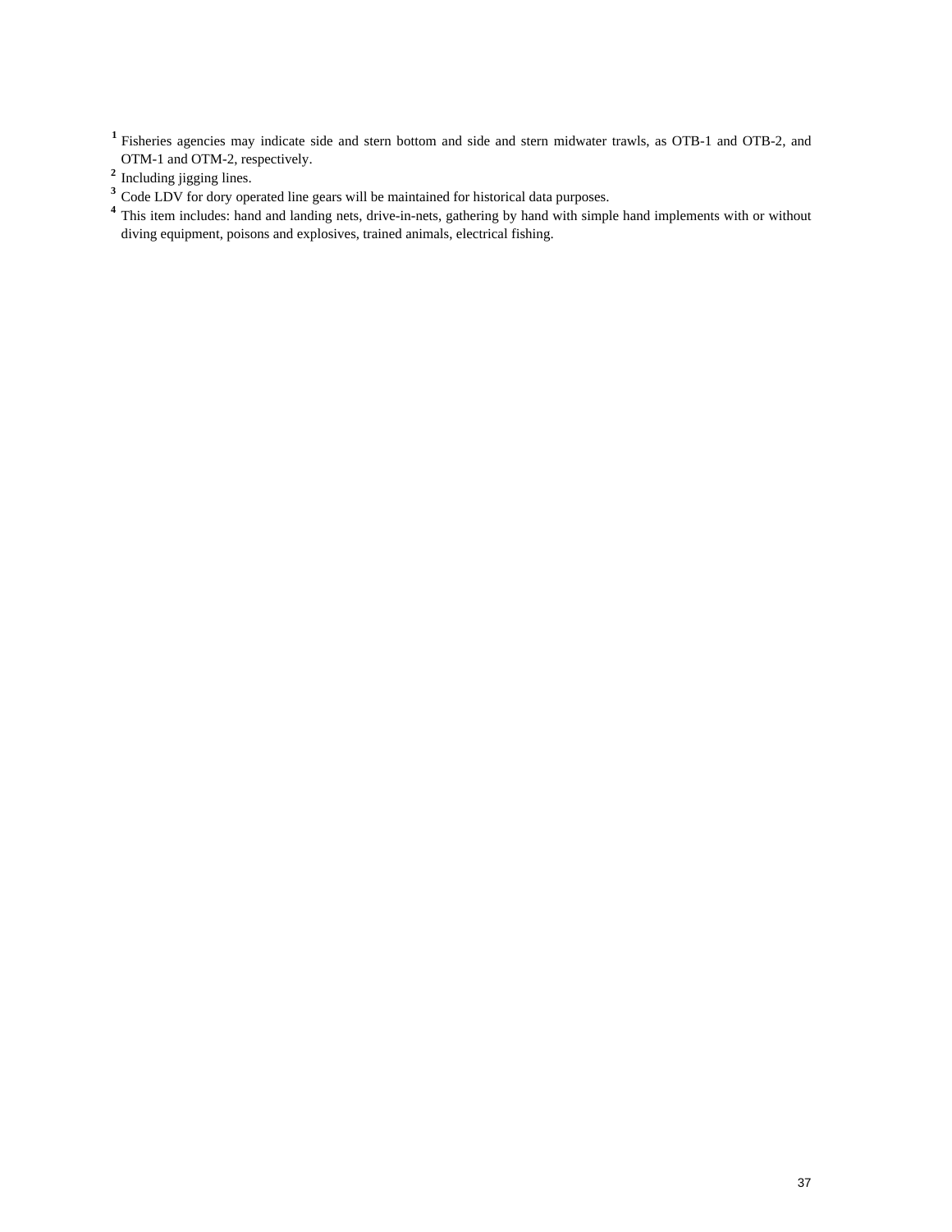[1] Fisheries agencies may indicate side and stern bottom and side and stern midwater trawls, as OTB-1 and OTB-2, and OTM-1 and OTM-2, respectively.

[2] Including jigging lines.

[3] Code LDV for dory operated line gears will be maintained for historical data purposes.

[4] This item includes: hand and landing nets, drive-in-nets, gathering by hand with simple hand implements with or without diving equipment, poisons and explosives, trained animals, electrical fishing.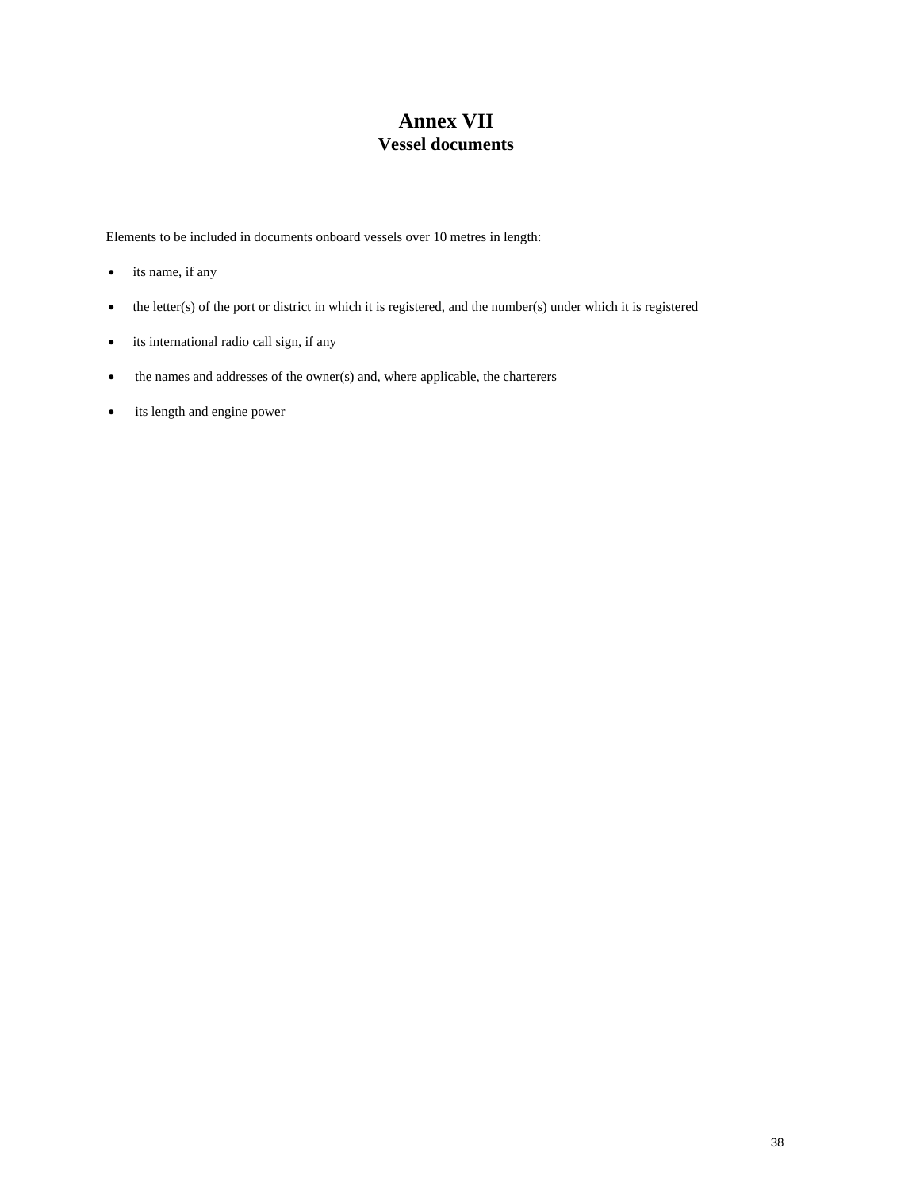# Annex VII
## Vessel documents

Elements to be included in documents onboard vessels over 10 metres in length:

- its name, if any
- the letter(s) of the port or district in which it is registered, and the number(s) under which it is registered
- its international radio call sign, if any
- the names and addresses of the owner(s) and, where applicable, the charterers
- its length and engine power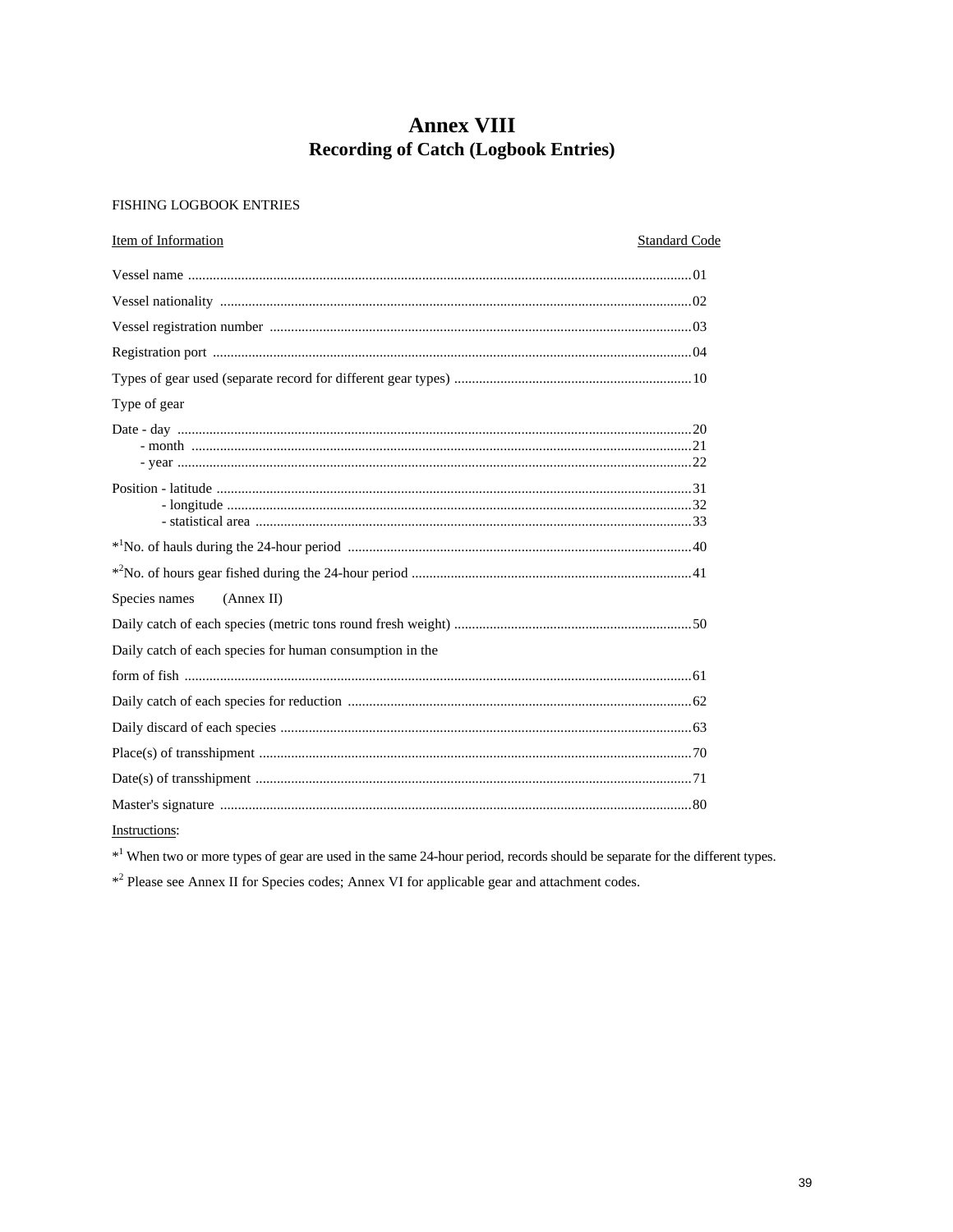# Annex VIII
## Recording of Catch (Logbook Entries)

FISHING LOGBOOK ENTRIES

| Item of Information | Standard Code |
|---|---|
| Vessel name | 01 |
| Vessel nationality | 02 |
| Vessel registration number | 03 |
| Registration port | 04 |
| Types of gear used (separate record for different gear types) | 10 |
| Type of gear | |
| Date - day | 20 |
| - month | 21 |
| - year | 22 |
| Position - latitude | 31 |
| - longitude | 32 |
| - statistical area | 33 |
| *[1]No. of hauls during the 24-hour period | 40 |
| *[2]No. of hours gear fished during the 24-hour period | 41 |
| Species names (Annex II) | |
| Daily catch of each species (metric tons round fresh weight) | 50 |
| Daily catch of each species for human consumption in the form of fish | 61 |
| Daily catch of each species for reduction | 62 |
| Daily discard of each species | 63 |
| Place(s) of transshipment | 70 |
| Date(s) of transshipment | 71 |
| Master's signature | 80 |

Instructions:

*[1] When two or more types of gear are used in the same 24-hour period, records should be separate for the different types.

*[2] Please see Annex II for Species codes; Annex VI for applicable gear and attachment codes.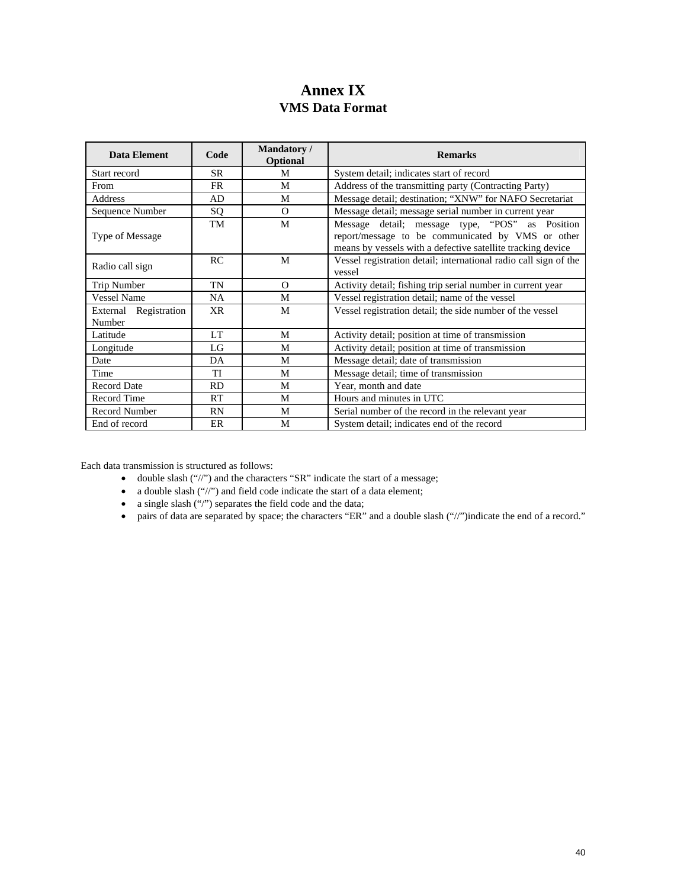# Annex IX

## VMS Data Format

| Data Element | Code | Mandatory / Optional | Remarks |
|---|---|---|---|
| Start record | SR | M | System detail; indicates start of record |
| From | FR | M | Address of the transmitting party (Contracting Party) |
| Address | AD | M | Message detail; destination; "XNW" for NAFO Secretariat |
| Sequence Number | SQ | O | Message detail; message serial number in current year |
| Type of Message | TM | M | Message detail; message type, "POS" as Position report/message to be communicated by VMS or other means by vessels with a defective satellite tracking device |
| Radio call sign | RC | M | Vessel registration detail; international radio call sign of the vessel |
| Trip Number | TN | O | Activity detail; fishing trip serial number in current year |
| Vessel Name | NA | M | Vessel registration detail; name of the vessel |
| External Registration Number | XR | M | Vessel registration detail; the side number of the vessel |
| Latitude | LT | M | Activity detail; position at time of transmission |
| Longitude | LG | M | Activity detail; position at time of transmission |
| Date | DA | M | Message detail; date of transmission |
| Time | TI | M | Message detail; time of transmission |
| Record Date | RD | M | Year, month and date |
| Record Time | RT | M | Hours and minutes in UTC |
| Record Number | RN | M | Serial number of the record in the relevant year |
| End of record | ER | M | System detail; indicates end of the record |

Each data transmission is structured as follows:

- double slash ("//") and the characters "SR" indicate the start of a message;
- a double slash ("//") and field code indicate the start of a data element;
- a single slash ("/") separates the field code and the data;
- pairs of data are separated by space; the characters "ER" and a double slash ("//")indicate the end of a record."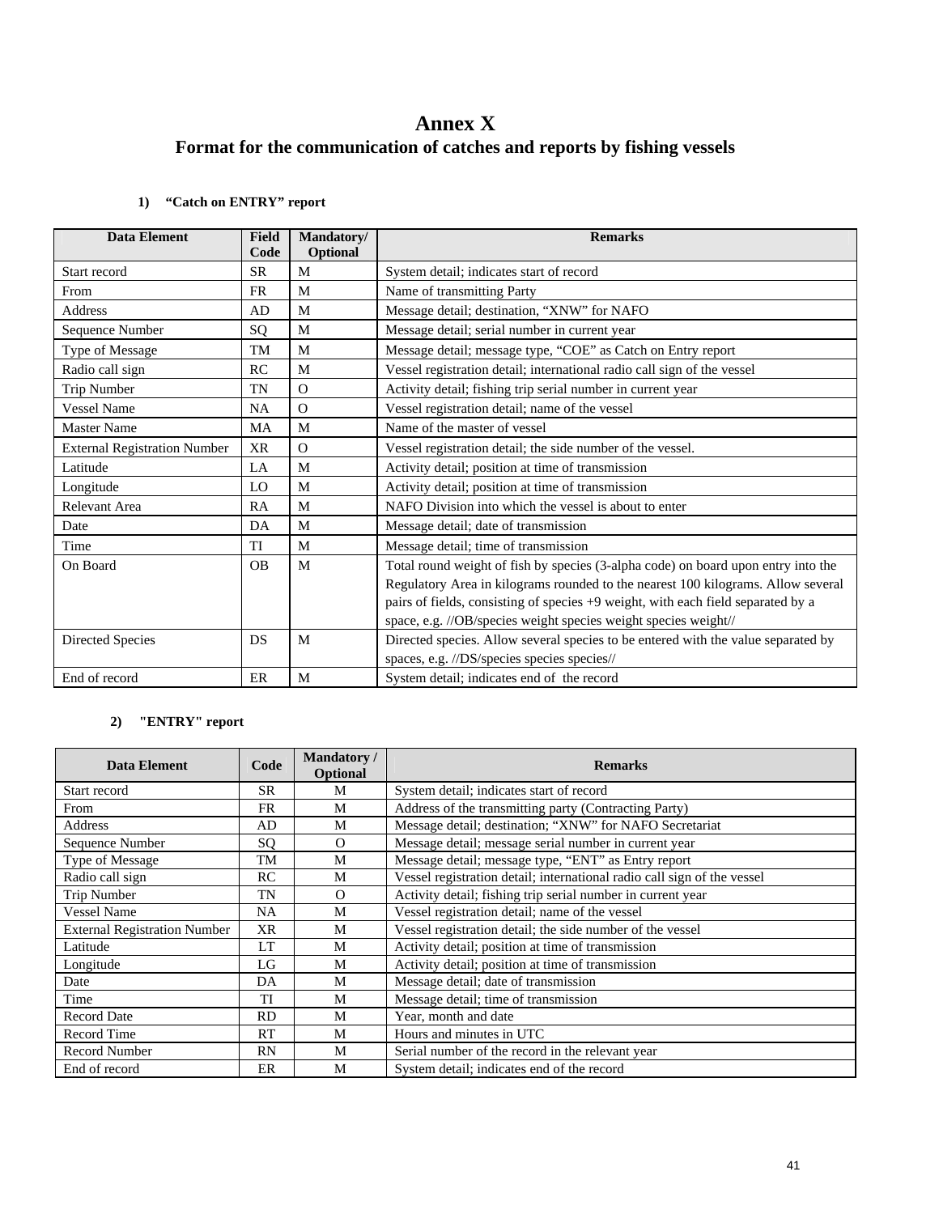# Annex X
## Format for the communication of catches and reports by fishing vessels

### 1) "Catch on ENTRY" report

| Data Element | Field Code | Mandatory/ Optional | Remarks |
|---|---|---|---|
| Start record | SR | M | System detail; indicates start of record |
| From | FR | M | Name of transmitting Party |
| Address | AD | M | Message detail; destination, "XNW" for NAFO |
| Sequence Number | SQ | M | Message detail; serial number in current year |
| Type of Message | TM | M | Message detail; message type, "COE" as Catch on Entry report |
| Radio call sign | RC | M | Vessel registration detail; international radio call sign of the vessel |
| Trip Number | TN | O | Activity detail; fishing trip serial number in current year |
| Vessel Name | NA | O | Vessel registration detail; name of the vessel |
| Master Name | MA | M | Name of the master of vessel |
| External Registration Number | XR | O | Vessel registration detail; the side number of the vessel. |
| Latitude | LA | M | Activity detail; position at time of transmission |
| Longitude | LO | M | Activity detail; position at time of transmission |
| Relevant Area | RA | M | NAFO Division into which the vessel is about to enter |
| Date | DA | M | Message detail; date of transmission |
| Time | TI | M | Message detail; time of transmission |
| On Board | OB | M | Total round weight of fish by species (3-alpha code) on board upon entry into the Regulatory Area in kilograms rounded to the nearest 100 kilograms. Allow several pairs of fields, consisting of species +9 weight, with each field separated by a space, e.g. //OB/species weight species weight species weight// |
| Directed Species | DS | M | Directed species. Allow several species to be entered with the value separated by spaces, e.g. //DS/species species species// |
| End of record | ER | M | System detail; indicates end of the record |

### 2) "ENTRY" report

| Data Element | Code | Mandatory / Optional | Remarks |
|---|---|---|---|
| Start record | SR | M | System detail; indicates start of record |
| From | FR | M | Address of the transmitting party (Contracting Party) |
| Address | AD | M | Message detail; destination; "XNW" for NAFO Secretariat |
| Sequence Number | SQ | O | Message detail; message serial number in current year |
| Type of Message | TM | M | Message detail; message type, "ENT" as Entry report |
| Radio call sign | RC | M | Vessel registration detail; international radio call sign of the vessel |
| Trip Number | TN | O | Activity detail; fishing trip serial number in current year |
| Vessel Name | NA | M | Vessel registration detail; name of the vessel |
| External Registration Number | XR | M | Vessel registration detail; the side number of the vessel |
| Latitude | LT | M | Activity detail; position at time of transmission |
| Longitude | LG | M | Activity detail; position at time of transmission |
| Date | DA | M | Message detail; date of transmission |
| Time | TI | M | Message detail; time of transmission |
| Record Date | RD | M | Year, month and date |
| Record Time | RT | M | Hours and minutes in UTC |
| Record Number | RN | M | Serial number of the record in the relevant year |
| End of record | ER | M | System detail; indicates end of the record |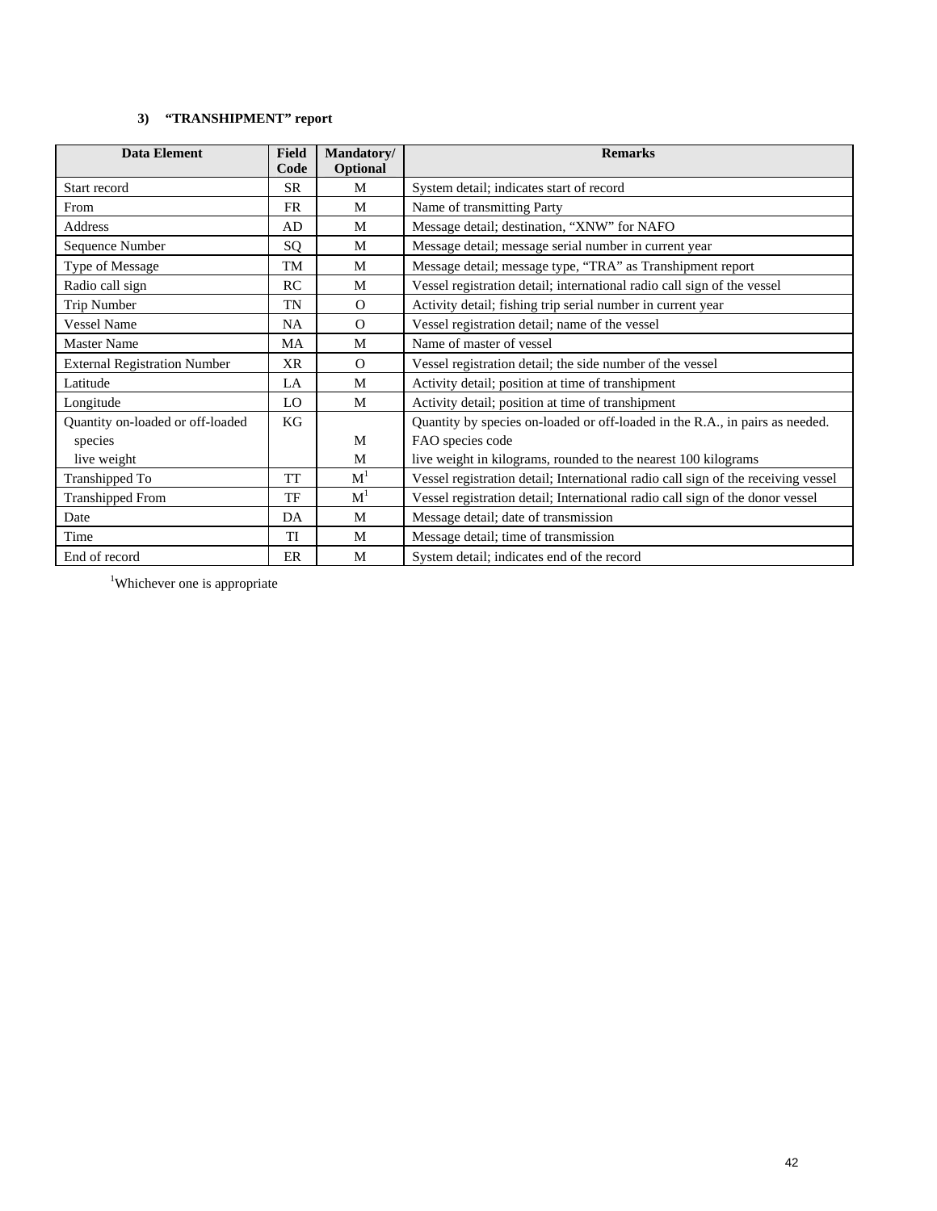### 3) "TRANSHIPMENT" report

| Data Element | Field Code | Mandatory/ Optional | Remarks |
|---|---|---|---|
| Start record | SR | M | System detail; indicates start of record |
| From | FR | M | Name of transmitting Party |
| Address | AD | M | Message detail; destination, "XNW" for NAFO |
| Sequence Number | SQ | M | Message detail; message serial number in current year |
| Type of Message | TM | M | Message detail; message type, "TRA" as Transhipment report |
| Radio call sign | RC | M | Vessel registration detail; international radio call sign of the vessel |
| Trip Number | TN | O | Activity detail; fishing trip serial number in current year |
| Vessel Name | NA | O | Vessel registration detail; name of the vessel |
| Master Name | MA | M | Name of master of vessel |
| External Registration Number | XR | O | Vessel registration detail; the side number of the vessel |
| Latitude | LA | M | Activity detail; position at time of transhipment |
| Longitude | LO | M | Activity detail; position at time of transhipment |
| Quantity on-loaded or off-loaded | KG | | Quantity by species on-loaded or off-loaded in the R.A., in pairs as needed. |
| species | | M | FAO species code |
| live weight | | M | live weight in kilograms, rounded to the nearest 100 kilograms |
| Transhipped To | TT | M[1] | Vessel registration detail; International radio call sign of the receiving vessel |
| Transhipped From | TF | M[1] | Vessel registration detail; International radio call sign of the donor vessel |
| Date | DA | M | Message detail; date of transmission |
| Time | TI | M | Message detail; time of transmission |
| End of record | ER | M | System detail; indicates end of the record |

[1]Whichever one is appropriate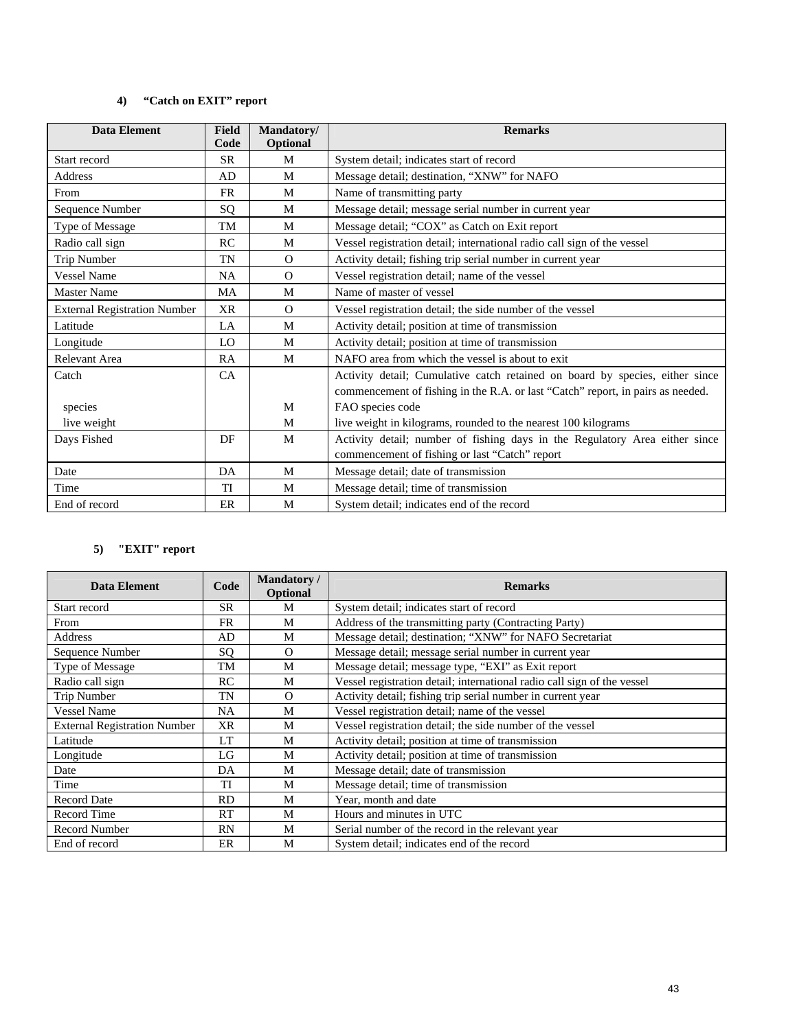#### 4) “Catch on EXIT” report

| Data Element | Field Code | Mandatory/ Optional | Remarks |
|---|---|---|---|
| Start record | SR | M | System detail; indicates start of record |
| Address | AD | M | Message detail; destination, “XNW” for NAFO |
| From | FR | M | Name of transmitting party |
| Sequence Number | SQ | M | Message detail; message serial number in current year |
| Type of Message | TM | M | Message detail; “COX” as Catch on Exit report |
| Radio call sign | RC | M | Vessel registration detail; international radio call sign of the vessel |
| Trip Number | TN | O | Activity detail; fishing trip serial number in current year |
| Vessel Name | NA | O | Vessel registration detail; name of the vessel |
| Master Name | MA | M | Name of master of vessel |
| External Registration Number | XR | O | Vessel registration detail; the side number of the vessel |
| Latitude | LA | M | Activity detail; position at time of transmission |
| Longitude | LO | M | Activity detail; position at time of transmission |
| Relevant Area | RA | M | NAFO area from which the vessel is about to exit |
| Catch | CA | | Activity detail; Cumulative catch retained on board by species, either since commencement of fishing in the R.A. or last “Catch” report, in pairs as needed. |
| species | | M | FAO species code |
| live weight | | M | live weight in kilograms, rounded to the nearest 100 kilograms |
| Days Fished | DF | M | Activity detail; number of fishing days in the Regulatory Area either since commencement of fishing or last “Catch” report |
| Date | DA | M | Message detail; date of transmission |
| Time | TI | M | Message detail; time of transmission |
| End of record | ER | M | System detail; indicates end of the record |

#### 5) "EXIT" report

| Data Element | Code | Mandatory / Optional | Remarks |
|---|---|---|---|
| Start record | SR | M | System detail; indicates start of record |
| From | FR | M | Address of the transmitting party (Contracting Party) |
| Address | AD | M | Message detail; destination; “XNW” for NAFO Secretariat |
| Sequence Number | SQ | O | Message detail; message serial number in current year |
| Type of Message | TM | M | Message detail; message type, “EXI” as Exit report |
| Radio call sign | RC | M | Vessel registration detail; international radio call sign of the vessel |
| Trip Number | TN | O | Activity detail; fishing trip serial number in current year |
| Vessel Name | NA | M | Vessel registration detail; name of the vessel |
| External Registration Number | XR | M | Vessel registration detail; the side number of the vessel |
| Latitude | LT | M | Activity detail; position at time of transmission |
| Longitude | LG | M | Activity detail; position at time of transmission |
| Date | DA | M | Message detail; date of transmission |
| Time | TI | M | Message detail; time of transmission |
| Record Date | RD | M | Year, month and date |
| Record Time | RT | M | Hours and minutes in UTC |
| Record Number | RN | M | Serial number of the record in the relevant year |
| End of record | ER | M | System detail; indicates end of the record |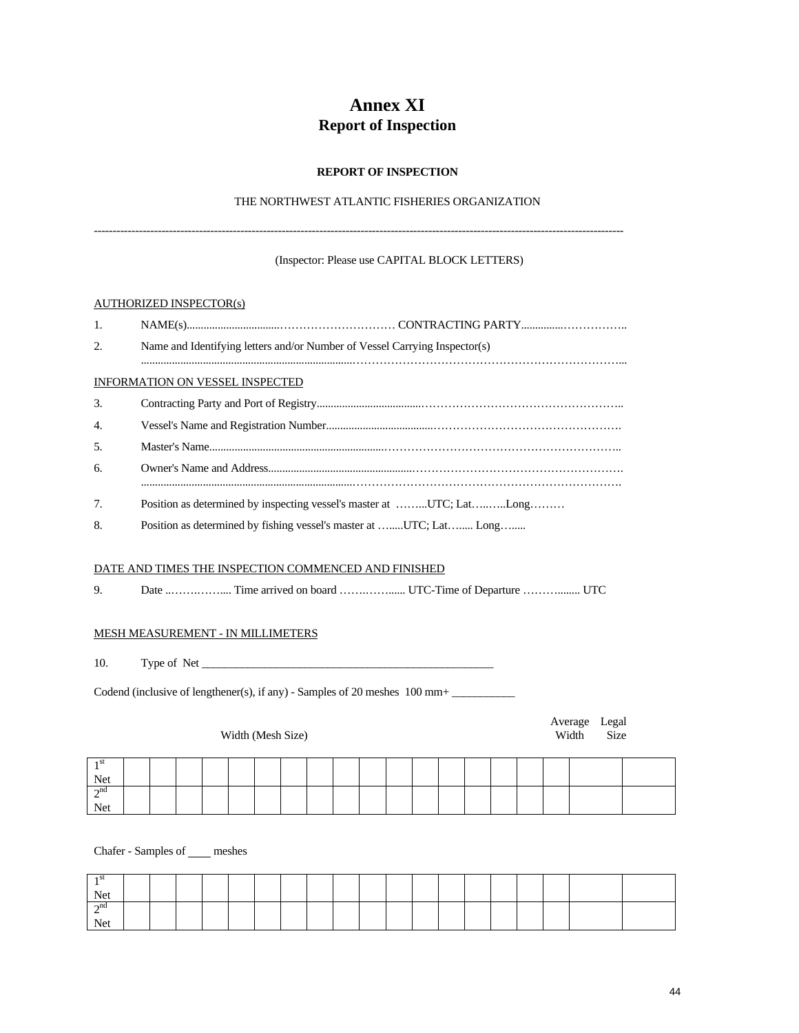# Annex XI
## Report of Inspection

**REPORT OF INSPECTION**

THE NORTHWEST ATLANTIC FISHERIES ORGANIZATION

---

(Inspector: Please use CAPITAL BLOCK LETTERS)

<u>AUTHORIZED INSPECTOR(s)</u>

1. NAME(s)................................………………………… CONTRACTING PARTY...............……………..
2. Name and Identifying letters and/or Number of Vessel Carrying Inspector(s)
   ...............................................................................………………………………………………………………...

<u>INFORMATION ON VESSEL INSPECTED</u>

3. Contracting Party and Port of Registry.....................................……………………………………………..
4. Vessel's Name and Registration Number.....................................………………………………………….
5. Master's Name................................................................……………………………………………………..
6. Owner's Name and Address..................................................……………………………………………….
   ...............................................................................……………………………………………………….
7. Position as determined by inspecting vessel's master at ……...UTC; Lat…..…..Long………
8. Position as determined by fishing vessel's master at …....UTC; Lat…..... Long…....

<u>DATE AND TIMES THE INSPECTION COMMENCED AND FINISHED</u>

9. Date ..……..……..... Time arrived on board …….……...... UTC-Time of Departure ………........ UTC

<u>MESH MEASUREMENT - IN MILLIMETERS</u>

10. Type of Net ____________________________________________________

Codend (inclusive of lengthener(s), if any) - Samples of 20 meshes 100 mm+ ___________

| | Width (Mesh Size) | | | | | | | | | | | | | | | | Average Width | Legal Size |
|---|---|---|---|---|---|---|---|---|---|---|---|---|---|---|---|---|---|---|
| 1st Net | | | | | | | | | | | | | | | | | | |
| 2nd Net | | | | | | | | | | | | | | | | | | |

Chafer - Samples of ____ meshes

| | | | | | | | | | | | | | | | | | | |
|---|---|---|---|---|---|---|---|---|---|---|---|---|---|---|---|---|---|---|
| 1st Net | | | | | | | | | | | | | | | | | | |
| 2nd Net | | | | | | | | | | | | | | | | | | |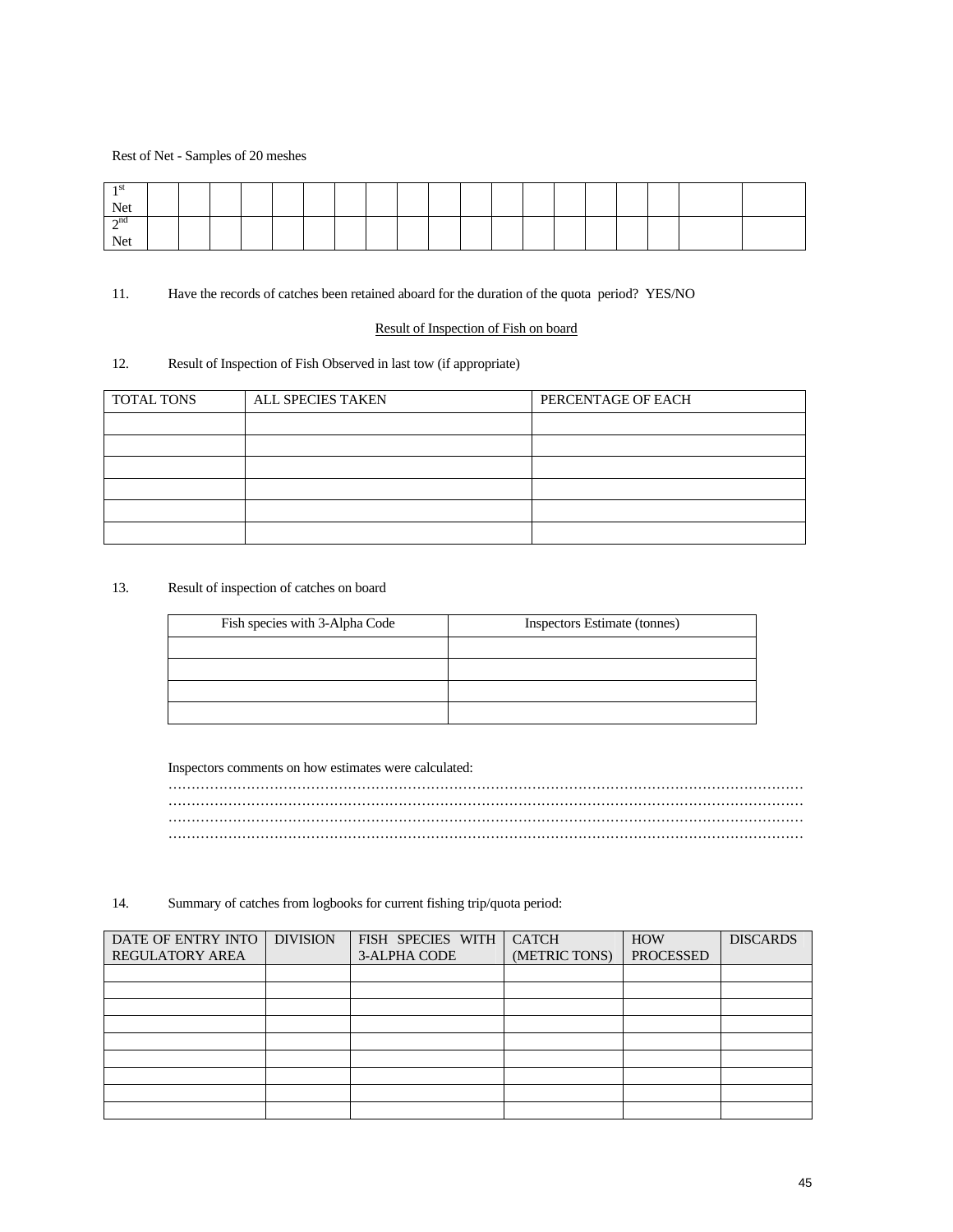Rest of Net - Samples of 20 meshes

| | | | | | | | | | | | | | | | | | | | |
|---|---|---|---|---|---|---|---|---|---|---|---|---|---|---|---|---|---|---|---|
| 1$^{st}$ Net | | | | | | | | | | | | | | | | | | | |
| 2$^{nd}$ Net | | | | | | | | | | | | | | | | | | | |

11. Have the records of catches been retained aboard for the duration of the quota period? YES/NO

<u>Result of Inspection of Fish on board</u>

12. Result of Inspection of Fish Observed in last tow (if appropriate)

| TOTAL TONS | ALL SPECIES TAKEN | PERCENTAGE OF EACH |
|---|---|---|
| | | |
| | | |
| | | |
| | | |
| | | |
| | | |

13. Result of inspection of catches on board

| Fish species with 3-Alpha Code | Inspectors Estimate (tonnes) |
|---|---|
| | |
| | |
| | |
| | |

Inspectors comments on how estimates were calculated:
…………………………………………………………………………………………………………………………
…………………………………………………………………………………………………………………………
…………………………………………………………………………………………………………………………
…………………………………………………………………………………………………………………………

14. Summary of catches from logbooks for current fishing trip/quota period:

| DATE OF ENTRY INTO REGULATORY AREA | DIVISION | FISH SPECIES WITH 3-ALPHA CODE | CATCH (METRIC TONS) | HOW PROCESSED | DISCARDS |
|---|---|---|---|---|---|
| | | | | | |
| | | | | | |
| | | | | | |
| | | | | | |
| | | | | | |
| | | | | | |
| | | | | | |
| | | | | | |
| | | | | | |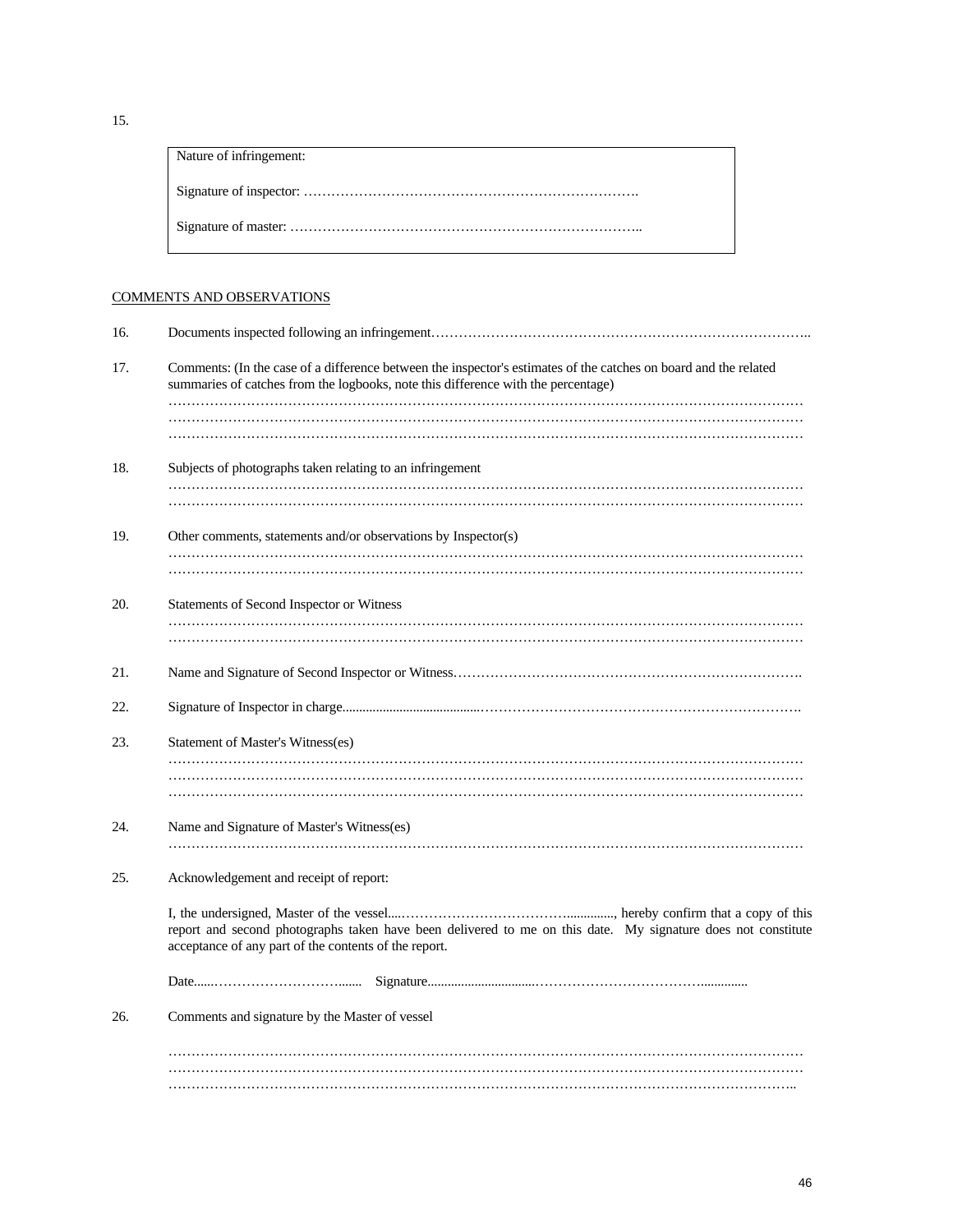15.

| Nature of infringement: |
|---|
| Signature of inspector: ………………………………………………………………. |
| Signature of master: ………………………………………………………………….. |

COMMENTS AND OBSERVATIONS

16. Documents inspected following an infringement…………………………………………………………………………..

17. Comments: (In the case of a difference between the inspector's estimates of the catches on board and the related summaries of catches from the logbooks, note this difference with the percentage)
……………………………………………………………………………………………………………………………
……………………………………………………………………………………………………………………………
……………………………………………………………………………………………………………………………

18. Subjects of photographs taken relating to an infringement
……………………………………………………………………………………………………………………………
……………………………………………………………………………………………………………………………

19. Other comments, statements and/or observations by Inspector(s)
……………………………………………………………………………………………………………………………
……………………………………………………………………………………………………………………………

20. Statements of Second Inspector or Witness
……………………………………………………………………………………………………………………………
……………………………………………………………………………………………………………………………

21. Name and Signature of Second Inspector or Witness………………………………………………………………….

22. Signature of Inspector in charge.......................................…………………………………………………………….

23. Statement of Master's Witness(es)
……………………………………………………………………………………………………………………………
……………………………………………………………………………………………………………………………
……………………………………………………………………………………………………………………………

24. Name and Signature of Master's Witness(es)
……………………………………………………………………………………………………………………………

25. Acknowledgement and receipt of report:

I, the undersigned, Master of the vessel....……………………………….............., hereby confirm that a copy of this report and second photographs taken have been delivered to me on this date. My signature does not constitute acceptance of any part of the contents of the report.

Date......…………………………....... Signature...............................………………………………..............

26. Comments and signature by the Master of vessel

……………………………………………………………………………………………………………………………
……………………………………………………………………………………………………………………………
…………………………………………………………………………………………………………………………..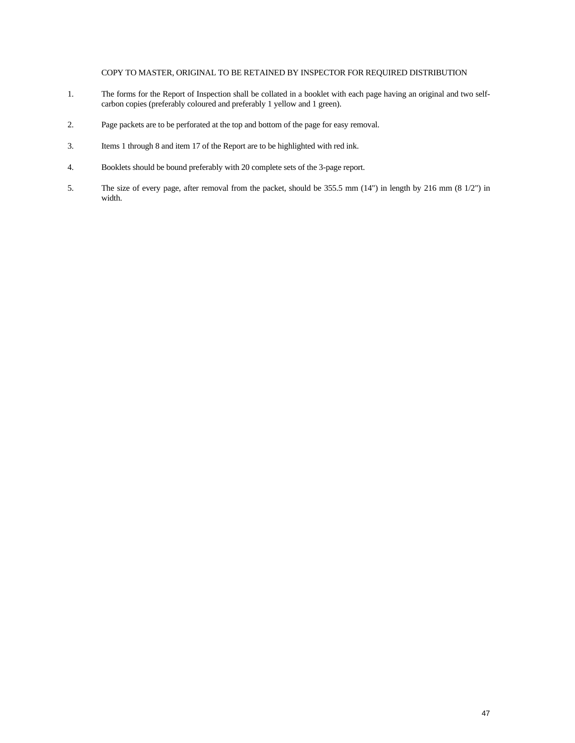COPY TO MASTER, ORIGINAL TO BE RETAINED BY INSPECTOR FOR REQUIRED DISTRIBUTION

1. The forms for the Report of Inspection shall be collated in a booklet with each page having an original and two self-carbon copies (preferably coloured and preferably 1 yellow and 1 green).

2. Page packets are to be perforated at the top and bottom of the page for easy removal.

3. Items 1 through 8 and item 17 of the Report are to be highlighted with red ink.

4. Booklets should be bound preferably with 20 complete sets of the 3-page report.

5. The size of every page, after removal from the packet, should be 355.5 mm (14") in length by 216 mm (8 1/2") in width.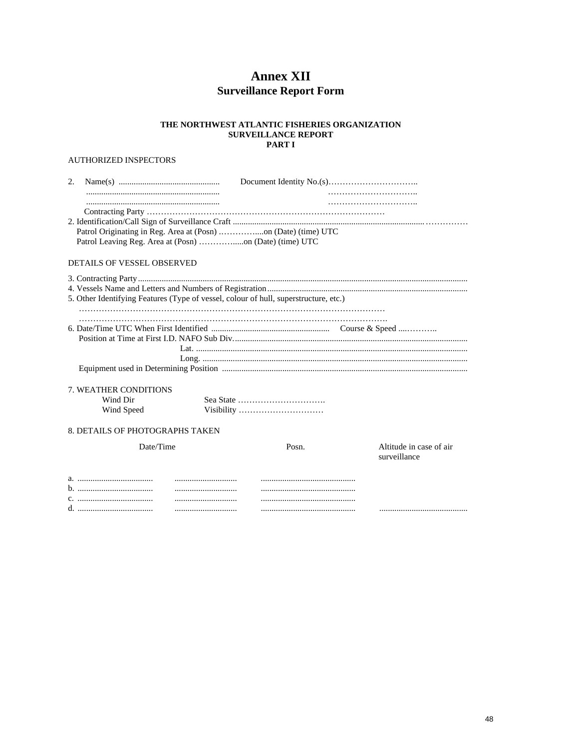# Annex XII
## Surveillance Report Form

**THE NORTHWEST ATLANTIC FISHERIES ORGANIZATION**
**SURVEILLANCE REPORT**
**PART I**

AUTHORIZED INSPECTORS

2. Name(s) ............................................... Document Identity No.(s)…………………………..
   ............................................................ …………………………..
   ............................................................ …………………………..
   Contracting Party ………………………………………………………………………

2. Identification/Call Sign of Surveillance Craft ..........................................................................................……………
   Patrol Originating in Reg. Area at (Posn) ..…………....on (Date) (time) UTC
   Patrol Leaving Reg. Area at (Posn) …………......on (Date) (time) UTC

DETAILS OF VESSEL OBSERVED

3. Contracting Party.......................................................................................................................................................
4. Vessels Name and Letters and Numbers of Registration............................................................................................
5. Other Identifying Features (Type of vessel, colour of hull, superstructure, etc.)
   ………………………………………………………………………………………………
   ……………………………………………………………………………………………….
6. Date/Time UTC When First Identified ....................................................... Course & Speed ....………..
   Position at Time at First I.D. NAFO Sub Div..............................................................................................................
   Lat. ............................................................................................................................
   Long. ..........................................................................................................................
   Equipment used in Determining Position .................................................................................................................

7. WEATHER CONDITIONS
   Wind Dir Sea State ………………………….
   Wind Speed Visibility …………………………

8. DETAILS OF PHOTOGRAPHS TAKEN

| | Date/Time | Posn. | Altitude in case of air surveillance |
|---|---|---|---|
| a. ................................... | ............................. | ............................................ | |
| b. ................................... | ............................. | ............................................ | |
| c. ................................... | ............................. | ............................................ | |
| d. ................................... | ............................. | ............................................ | ......................................... |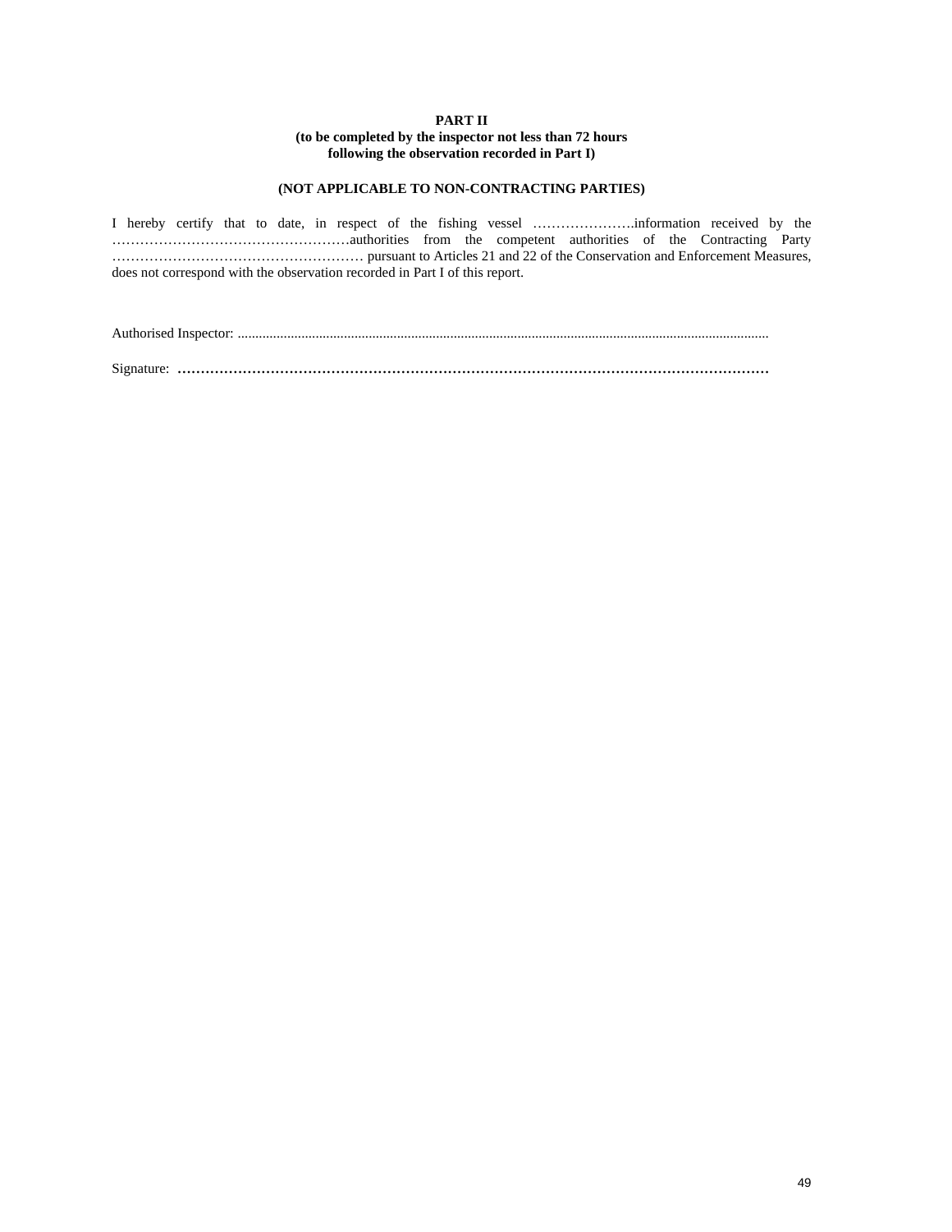**PART II**
**(to be completed by the inspector not less than 72 hours following the observation recorded in Part I)**

**(NOT APPLICABLE TO NON-CONTRACTING PARTIES)**

I hereby certify that to date, in respect of the fishing vessel ………………….information received by the ……………………………………………authorities from the competent authorities of the Contracting Party ……………………………………………… pursuant to Articles 21 and 22 of the Conservation and Enforcement Measures, does not correspond with the observation recorded in Part I of this report.

Authorised Inspector: ......................................................................................................................................................

Signature: ……………………………………………………………………………………………………………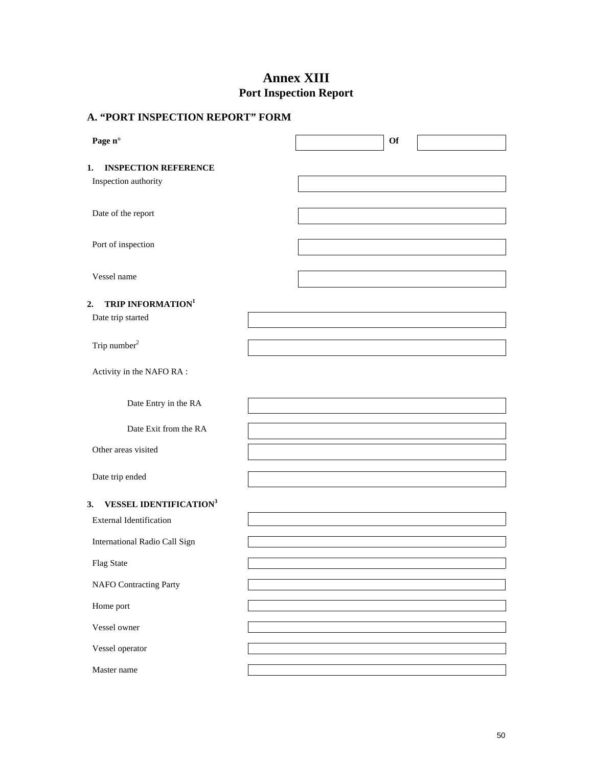# Annex XIII
## Port Inspection Report

## A. "PORT INSPECTION REPORT" FORM

| Page n° | | Of | |
|---|---|---|---|

**1. INSPECTION REFERENCE**

| | |
|---|---|
| Inspection authority | |
| Date of the report | |
| Port of inspection | |
| Vessel name | |

**2. TRIP INFORMATION[1]**

| | |
|---|---|
| Date trip started | |
| Trip number[2] | |
| Activity in the NAFO RA : | |
| Date Entry in the RA | |
| Date Exit from the RA | |
| Other areas visited | |
| Date trip ended | |

**3. VESSEL IDENTIFICATION[3]**

| | |
|---|---|
| External Identification | |
| International Radio Call Sign | |
| Flag State | |
| NAFO Contracting Party | |
| Home port | |
| Vessel owner | |
| Vessel operator | |
| Master name | |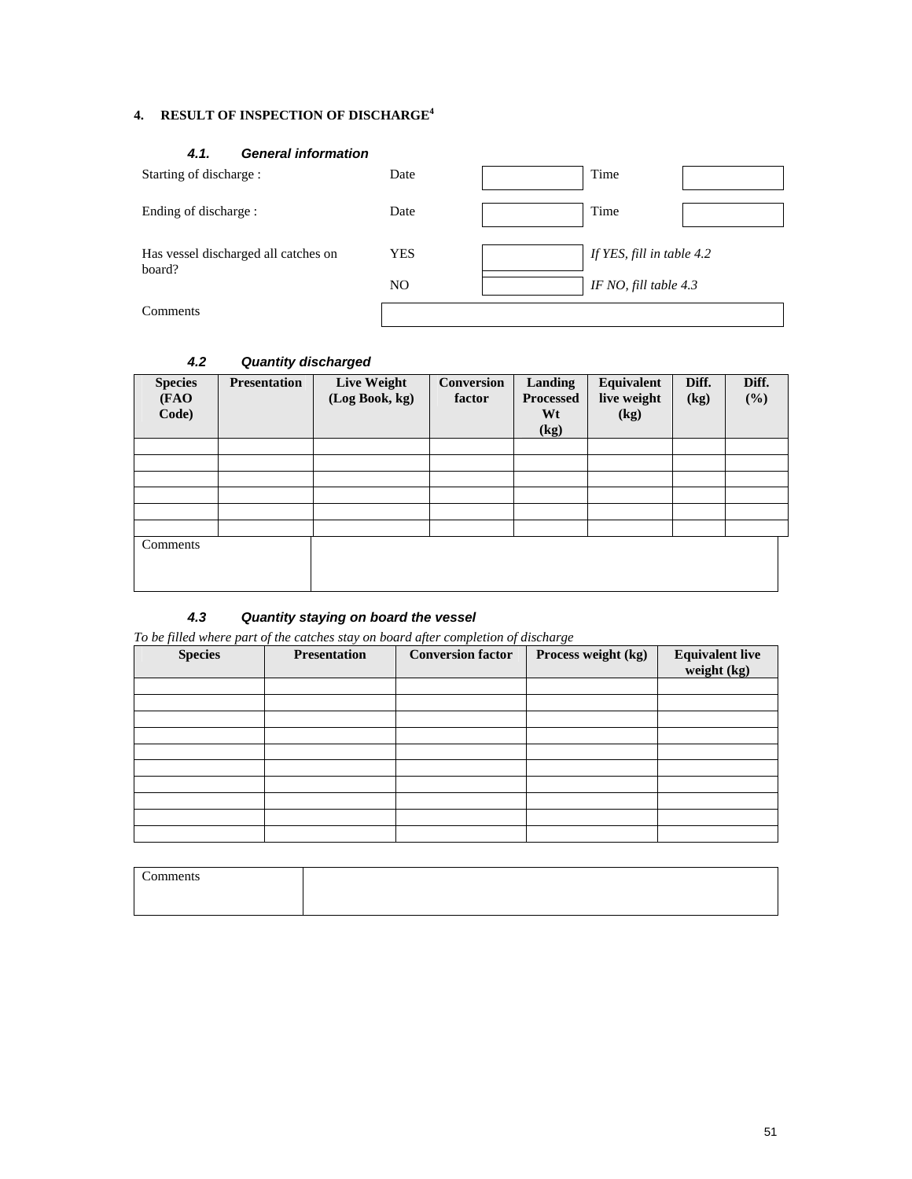## 4. RESULT OF INSPECTION OF DISCHARGE[4]

### *4.1. General information*

| | | | | |
|---|---|---|---|---|
| Starting of discharge : | Date | | Time | |
| Ending of discharge : | Date | | Time | |
| Has vessel discharged all catches on board? | YES | | *If YES, fill in table 4.2* | |
| | NO | | *IF NO, fill table 4.3* | |
| Comments | | | | |

### *4.2 Quantity discharged*

| Species (FAO Code) | Presentation | Live Weight (Log Book, kg) | Conversion factor | Landing Processed Wt (kg) | Equivalent live weight (kg) | Diff. (kg) | Diff. (%) |
|---|---|---|---|---|---|---|---|
| | | | | | | | |
| | | | | | | | |
| | | | | | | | |
| | | | | | | | |
| | | | | | | | |
| | | | | | | | |

| Comments | |
|---|---|
| | |

### *4.3 Quantity staying on board the vessel*

*To be filled where part of the catches stay on board after completion of discharge*

| Species | Presentation | Conversion factor | Process weight (kg) | Equivalent live weight (kg) |
|---|---|---|---|---|
| | | | | |
| | | | | |
| | | | | |
| | | | | |
| | | | | |
| | | | | |
| | | | | |
| | | | | |
| | | | | |
| | | | | |

| Comments | |
|---|---|
| | |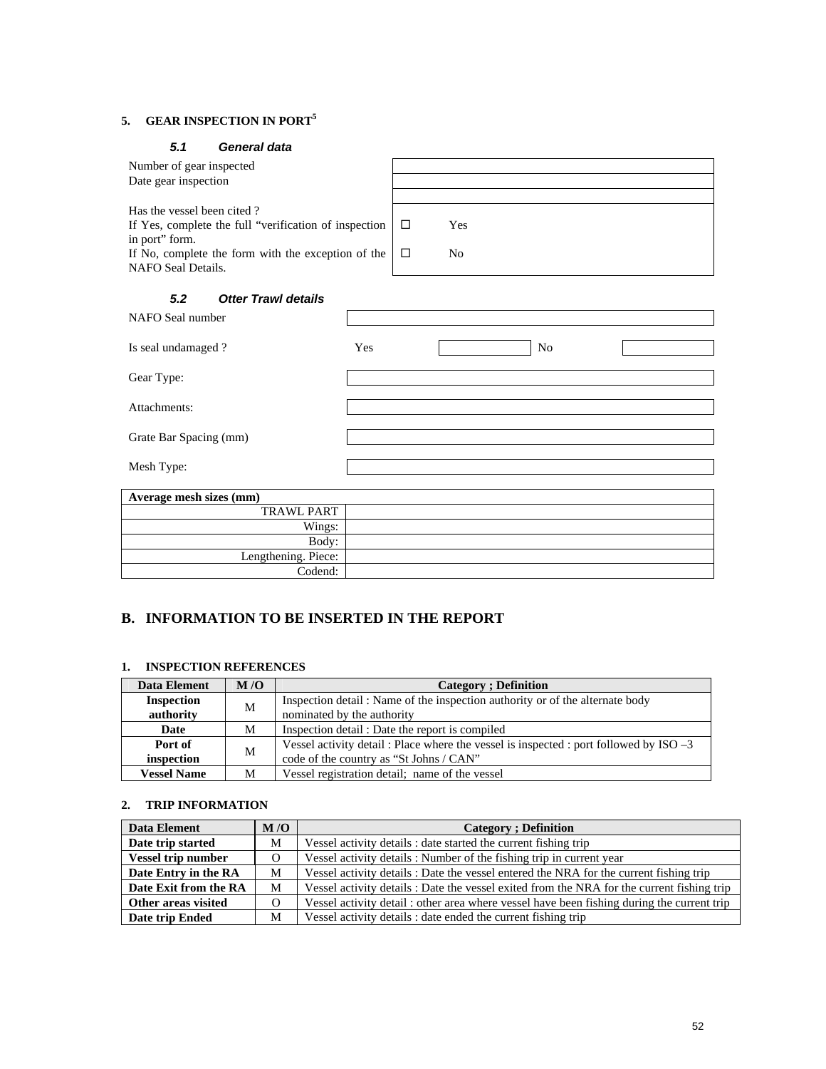## 5. GEAR INSPECTION IN PORT[5]

### *5.1 General data*

| | |
|---|---|
| Number of gear inspected | |
| Date gear inspection | |
| | |
| Has the vessel been cited ?<br>If Yes, complete the full "verification of inspection in port" form.<br>If No, complete the form with the exception of the NAFO Seal Details. | ☐ Yes<br><br>☐ No |

### *5.2 Otter Trawl details*

| | | | | |
|---|---|---|---|---|
| NAFO Seal number | | | | |
| Is seal undamaged ? | Yes | | No | |
| Gear Type: | | | | |
| Attachments: | | | | |
| Grate Bar Spacing (mm) | | | | |
| Mesh Type: | | | | |

| Average mesh sizes (mm) | |
|---|---|
| TRAWL PART | |
| Wings: | |
| Body: | |
| Lengthening. Piece: | |
| Codend: | |

# B. INFORMATION TO BE INSERTED IN THE REPORT

### 1. INSPECTION REFERENCES

| Data Element | M /O | Category ; Definition |
|---|---|---|
| **Inspection authority** | M | Inspection detail : Name of the inspection authority or of the alternate body nominated by the authority |
| **Date** | M | Inspection detail : Date the report is compiled |
| **Port of inspection** | M | Vessel activity detail : Place where the vessel is inspected : port followed by ISO –3 code of the country as "St Johns / CAN" |
| **Vessel Name** | M | Vessel registration detail; name of the vessel |

### 2. TRIP INFORMATION

| Data Element | M /O | Category ; Definition |
|---|---|---|
| **Date trip started** | M | Vessel activity details : date started the current fishing trip |
| **Vessel trip number** | O | Vessel activity details : Number of the fishing trip in current year |
| **Date Entry in the RA** | M | Vessel activity details : Date the vessel entered the NRA for the current fishing trip |
| **Date Exit from the RA** | M | Vessel activity details : Date the vessel exited from the NRA for the current fishing trip |
| **Other areas visited** | O | Vessel activity detail : other area where vessel have been fishing during the current trip |
| **Date trip Ended** | M | Vessel activity details : date ended the current fishing trip |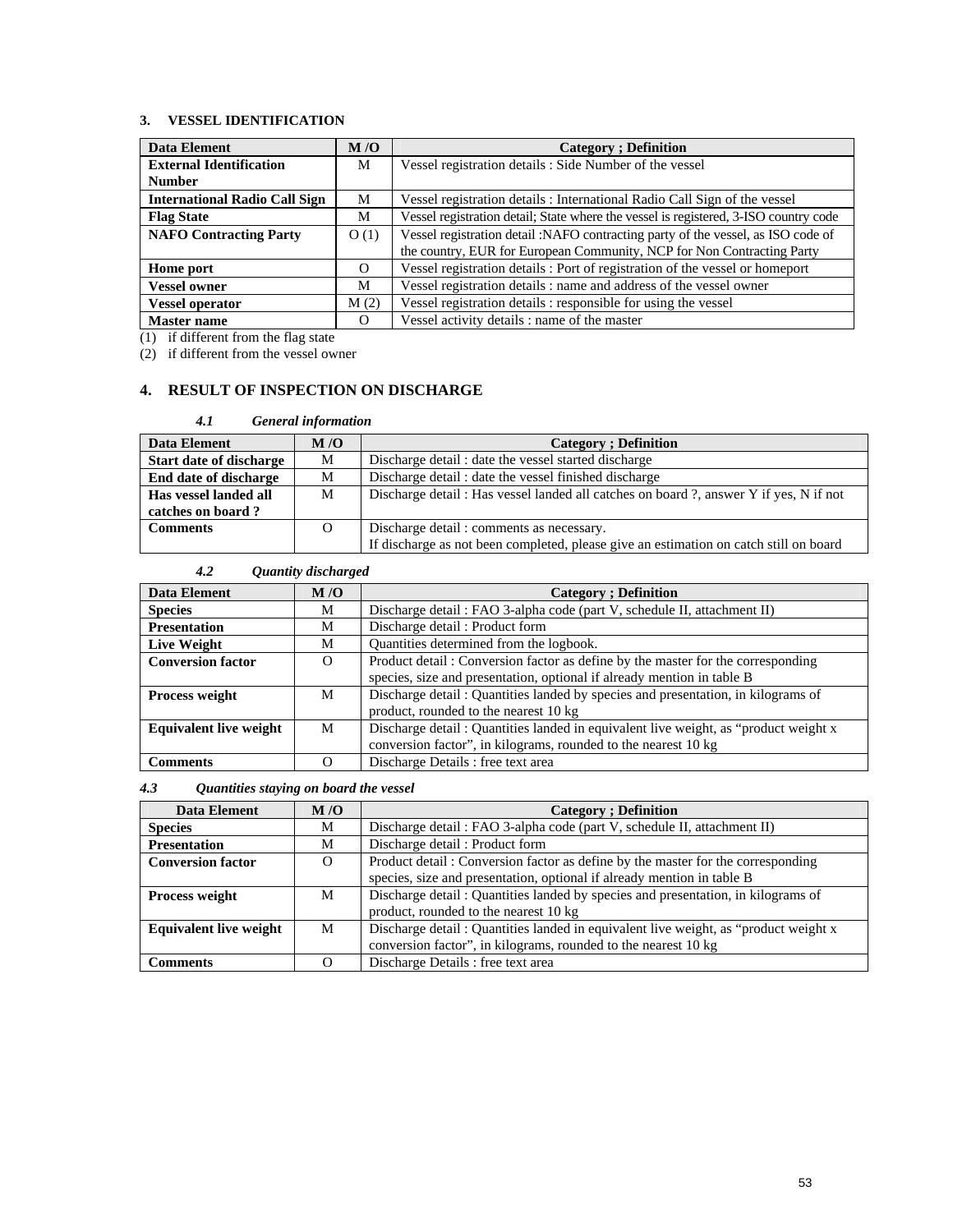## 3. VESSEL IDENTIFICATION

| Data Element | M /O | Category ; Definition |
|---|---|---|
| **External Identification Number** | M | Vessel registration details : Side Number of the vessel |
| **International Radio Call Sign** | M | Vessel registration details : International Radio Call Sign of the vessel |
| **Flag State** | M | Vessel registration detail; State where the vessel is registered, 3-ISO country code |
| **NAFO Contracting Party** | O (1) | Vessel registration detail :NAFO contracting party of the vessel, as ISO code of the country, EUR for European Community, NCP for Non Contracting Party |
| **Home port** | O | Vessel registration details : Port of registration of the vessel or homeport |
| **Vessel owner** | M | Vessel registration details : name and address of the vessel owner |
| **Vessel operator** | M (2) | Vessel registration details : responsible for using the vessel |
| **Master name** | O | Vessel activity details : name of the master |

(1) if different from the flag state
(2) if different from the vessel owner

## 4. RESULT OF INSPECTION ON DISCHARGE

### *4.1 General information*

| Data Element | M /O | Category ; Definition |
|---|---|---|
| **Start date of discharge** | M | Discharge detail : date the vessel started discharge |
| **End date of discharge** | M | Discharge detail : date the vessel finished discharge |
| **Has vessel landed all catches on board ?** | M | Discharge detail : Has vessel landed all catches on board ?, answer Y if yes, N if not |
| **Comments** | O | Discharge detail : comments as necessary.<br>If discharge as not been completed, please give an estimation on catch still on board |

### *4.2 Quantity discharged*

| Data Element | M /O | Category ; Definition |
|---|---|---|
| **Species** | M | Discharge detail : FAO 3-alpha code (part V, schedule II, attachment II) |
| **Presentation** | M | Discharge detail : Product form |
| **Live Weight** | M | Quantities determined from the logbook. |
| **Conversion factor** | O | Product detail : Conversion factor as define by the master for the corresponding species, size and presentation, optional if already mention in table B |
| **Process weight** | M | Discharge detail : Quantities landed by species and presentation, in kilograms of product, rounded to the nearest 10 kg |
| **Equivalent live weight** | M | Discharge detail : Quantities landed in equivalent live weight, as "product weight x conversion factor", in kilograms, rounded to the nearest 10 kg |
| **Comments** | O | Discharge Details : free text area |

### *4.3 Quantities staying on board the vessel*

| Data Element | M /O | Category ; Definition |
|---|---|---|
| **Species** | M | Discharge detail : FAO 3-alpha code (part V, schedule II, attachment II) |
| **Presentation** | M | Discharge detail : Product form |
| **Conversion factor** | O | Product detail : Conversion factor as define by the master for the corresponding species, size and presentation, optional if already mention in table B |
| **Process weight** | M | Discharge detail : Quantities landed by species and presentation, in kilograms of product, rounded to the nearest 10 kg |
| **Equivalent live weight** | M | Discharge detail : Quantities landed in equivalent live weight, as "product weight x conversion factor", in kilograms, rounded to the nearest 10 kg |
| **Comments** | O | Discharge Details : free text area |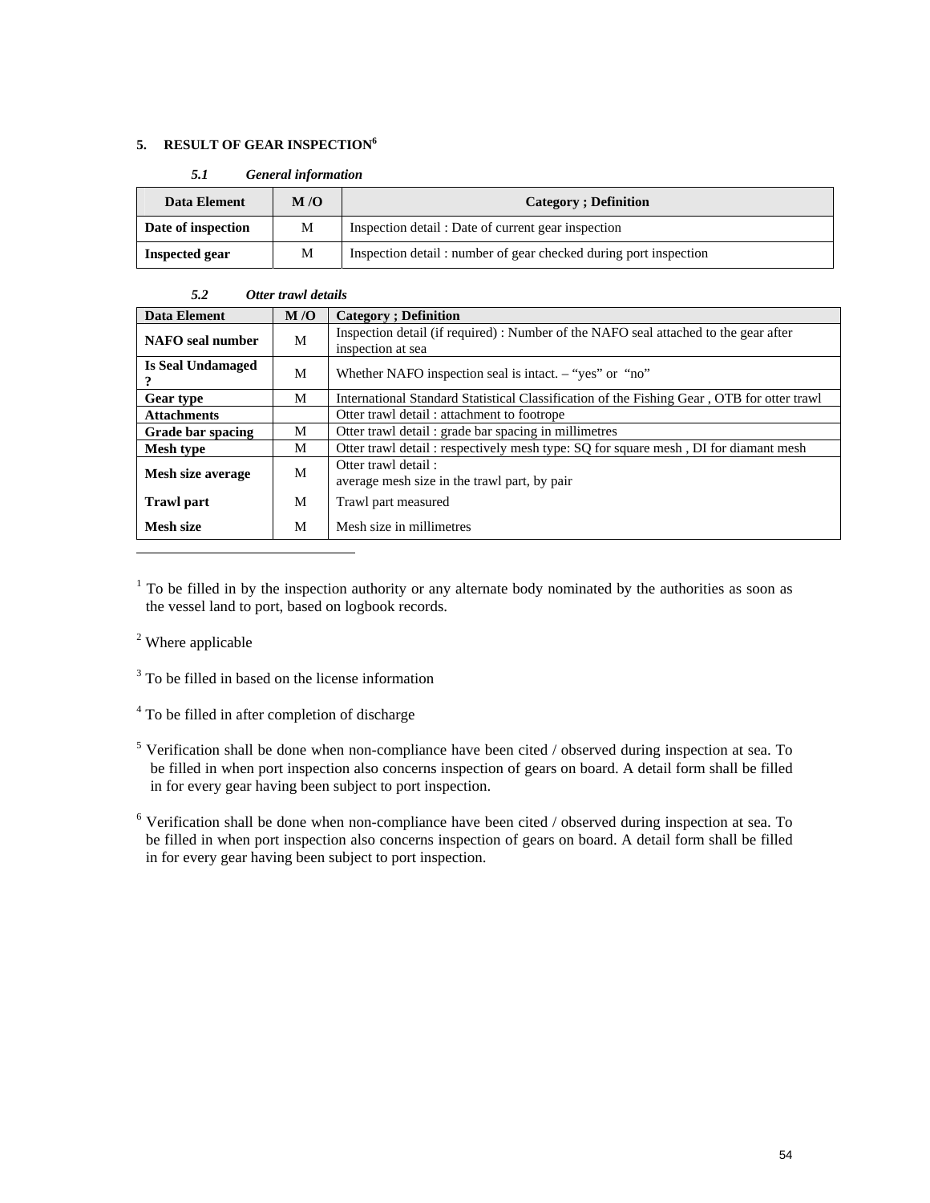## 5. RESULT OF GEAR INSPECTION[6]

### *5.1 General information*

| Data Element | M /O | Category ; Definition |
|---|---|---|
| **Date of inspection** | M | Inspection detail : Date of current gear inspection |
| **Inspected gear** | M | Inspection detail : number of gear checked during port inspection |

### *5.2 Otter trawl details*

| Data Element | M /O | Category ; Definition |
|---|---|---|
| **NAFO seal number** | M | Inspection detail (if required) : Number of the NAFO seal attached to the gear after inspection at sea |
| **Is Seal Undamaged ?** | M | Whether NAFO inspection seal is intact. – "yes" or "no" |
| **Gear type** | M | International Standard Statistical Classification of the Fishing Gear , OTB for otter trawl |
| **Attachments** | | Otter trawl detail : attachment to footrope |
| **Grade bar spacing** | M | Otter trawl detail : grade bar spacing in millimetres |
| **Mesh type** | M | Otter trawl detail : respectively mesh type: SQ for square mesh , DI for diamant mesh |
| **Mesh size average** | M | Otter trawl detail : average mesh size in the trawl part, by pair |
| **Trawl part** | M | Trawl part measured |
| **Mesh size** | M | Mesh size in millimetres |

---

[1] To be filled in by the inspection authority or any alternate body nominated by the authorities as soon as the vessel land to port, based on logbook records.

[2] Where applicable

[3] To be filled in based on the license information

[4] To be filled in after completion of discharge

[5] Verification shall be done when non-compliance have been cited / observed during inspection at sea. To be filled in when port inspection also concerns inspection of gears on board. A detail form shall be filled in for every gear having been subject to port inspection.

[6] Verification shall be done when non-compliance have been cited / observed during inspection at sea. To be filled in when port inspection also concerns inspection of gears on board. A detail form shall be filled in for every gear having been subject to port inspection.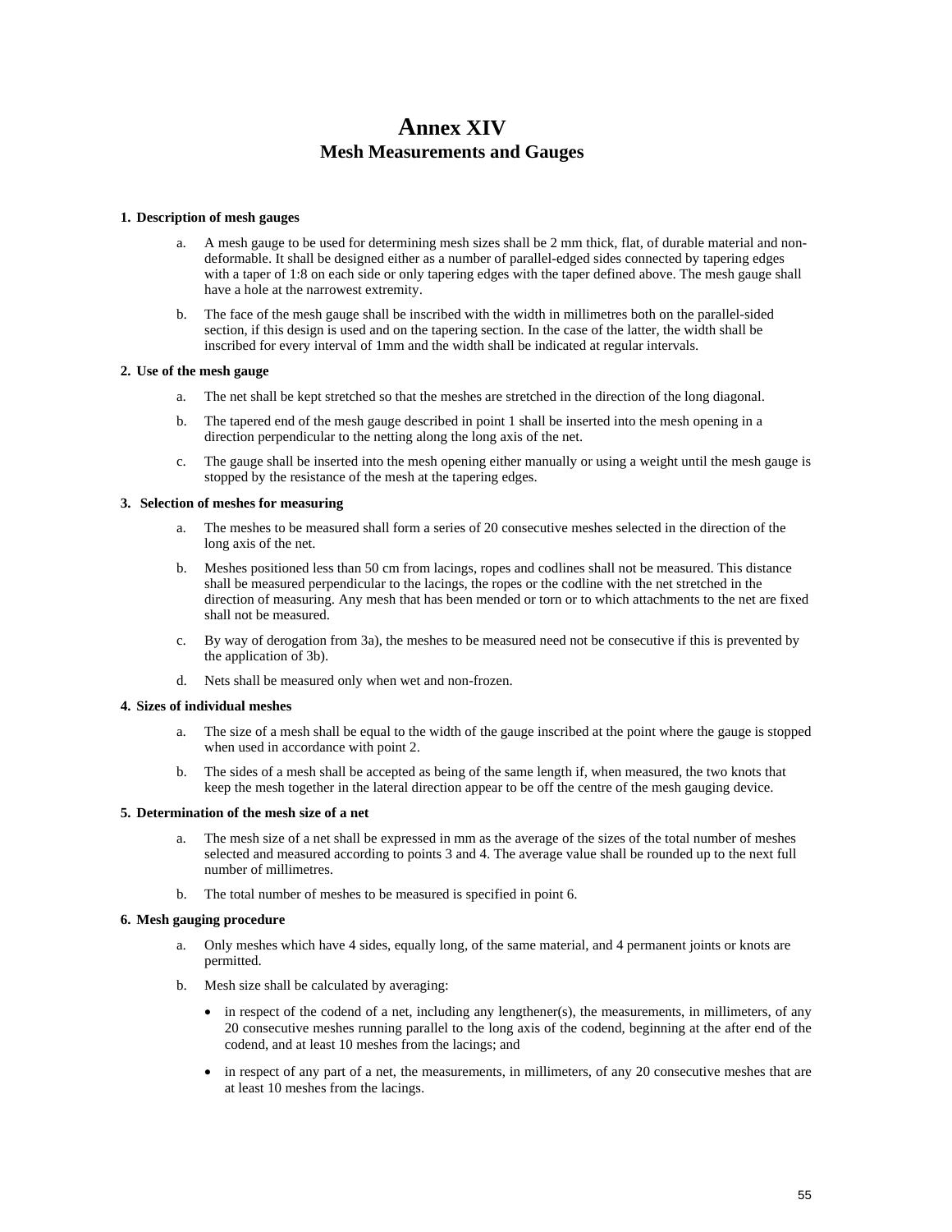# Annex XIV
## Mesh Measurements and Gauges

### 1. Description of mesh gauges

a. A mesh gauge to be used for determining mesh sizes shall be 2 mm thick, flat, of durable material and non-deformable. It shall be designed either as a number of parallel-edged sides connected by tapering edges with a taper of 1:8 on each side or only tapering edges with the taper defined above. The mesh gauge shall have a hole at the narrowest extremity.

b. The face of the mesh gauge shall be inscribed with the width in millimetres both on the parallel-sided section, if this design is used and on the tapering section. In the case of the latter, the width shall be inscribed for every interval of 1mm and the width shall be indicated at regular intervals.

### 2. Use of the mesh gauge

a. The net shall be kept stretched so that the meshes are stretched in the direction of the long diagonal.

b. The tapered end of the mesh gauge described in point 1 shall be inserted into the mesh opening in a direction perpendicular to the netting along the long axis of the net.

c. The gauge shall be inserted into the mesh opening either manually or using a weight until the mesh gauge is stopped by the resistance of the mesh at the tapering edges.

### 3. Selection of meshes for measuring

a. The meshes to be measured shall form a series of 20 consecutive meshes selected in the direction of the long axis of the net.

b. Meshes positioned less than 50 cm from lacings, ropes and codlines shall not be measured. This distance shall be measured perpendicular to the lacings, the ropes or the codline with the net stretched in the direction of measuring. Any mesh that has been mended or torn or to which attachments to the net are fixed shall not be measured.

c. By way of derogation from 3a), the meshes to be measured need not be consecutive if this is prevented by the application of 3b).

d. Nets shall be measured only when wet and non-frozen.

### 4. Sizes of individual meshes

a. The size of a mesh shall be equal to the width of the gauge inscribed at the point where the gauge is stopped when used in accordance with point 2.

b. The sides of a mesh shall be accepted as being of the same length if, when measured, the two knots that keep the mesh together in the lateral direction appear to be off the centre of the mesh gauging device.

### 5. Determination of the mesh size of a net

a. The mesh size of a net shall be expressed in mm as the average of the sizes of the total number of meshes selected and measured according to points 3 and 4. The average value shall be rounded up to the next full number of millimetres.

b. The total number of meshes to be measured is specified in point 6.

### 6. Mesh gauging procedure

a. Only meshes which have 4 sides, equally long, of the same material, and 4 permanent joints or knots are permitted.

b. Mesh size shall be calculated by averaging:

- in respect of the codend of a net, including any lengthener(s), the measurements, in millimeters, of any 20 consecutive meshes running parallel to the long axis of the codend, beginning at the after end of the codend, and at least 10 meshes from the lacings; and
- in respect of any part of a net, the measurements, in millimeters, of any 20 consecutive meshes that are at least 10 meshes from the lacings.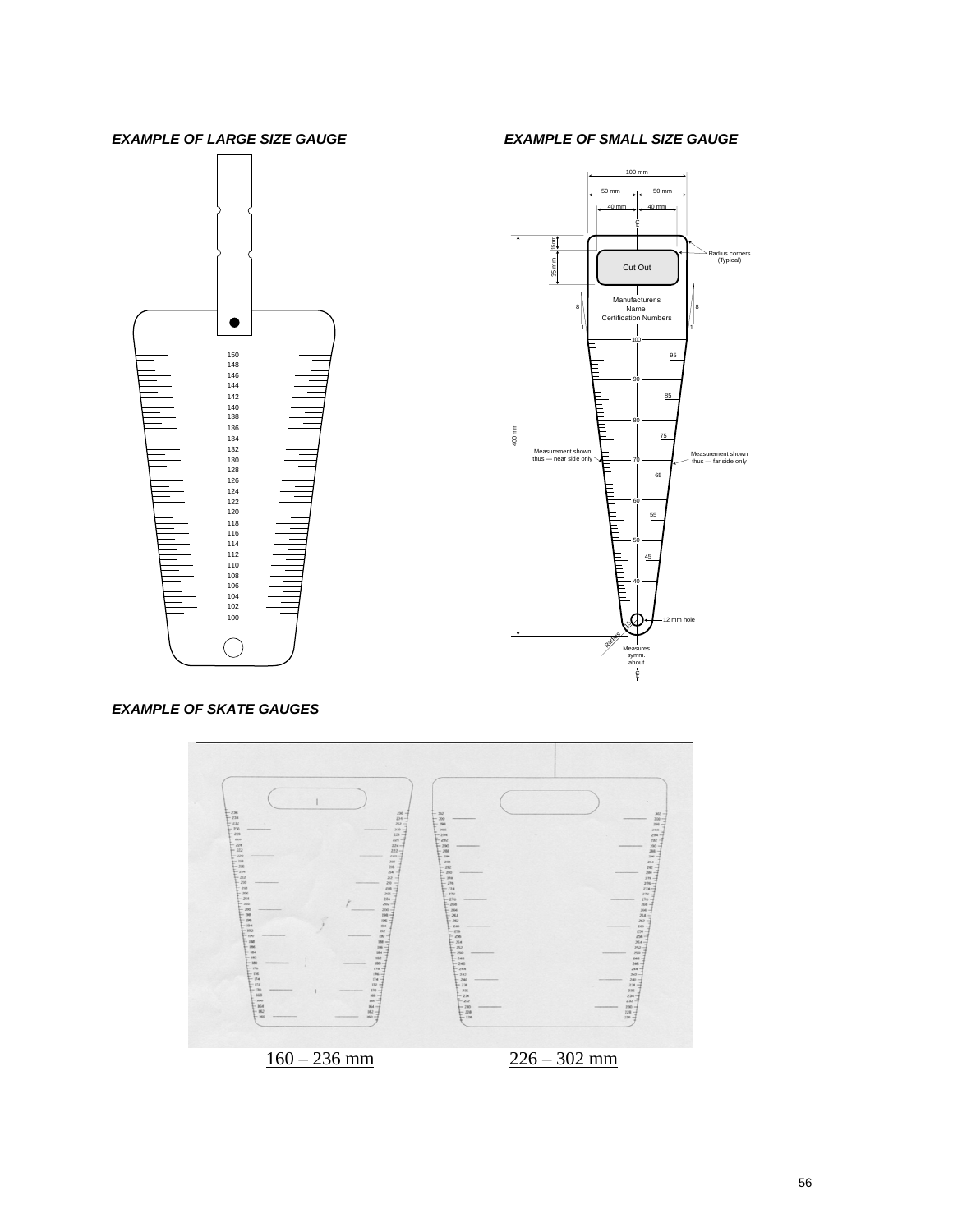***EXAMPLE OF LARGE SIZE GAUGE***

150
148
146
144
142
140
138
136
134
132
130
128
126
124
122
120
118
116
114
112
110
108
106
104
102
100

***EXAMPLE OF SMALL SIZE GAUGE***

100 mm
50 mm 50 mm
40 mm 40 mm
15 mm
35 mm
Cut Out
Radius corners (Typical)
Manufacturer's Name
Certification Numbers
8
1
400 mm
100
95
90
85
80
75
Measurement shown thus — near side only
70
Measurement shown thus — far side only
65
60
55
50
45
40
12 mm hole
Radius
Measures symm. about ℄

***EXAMPLE OF SKATE GAUGES***

160 – 236 mm

226 – 302 mm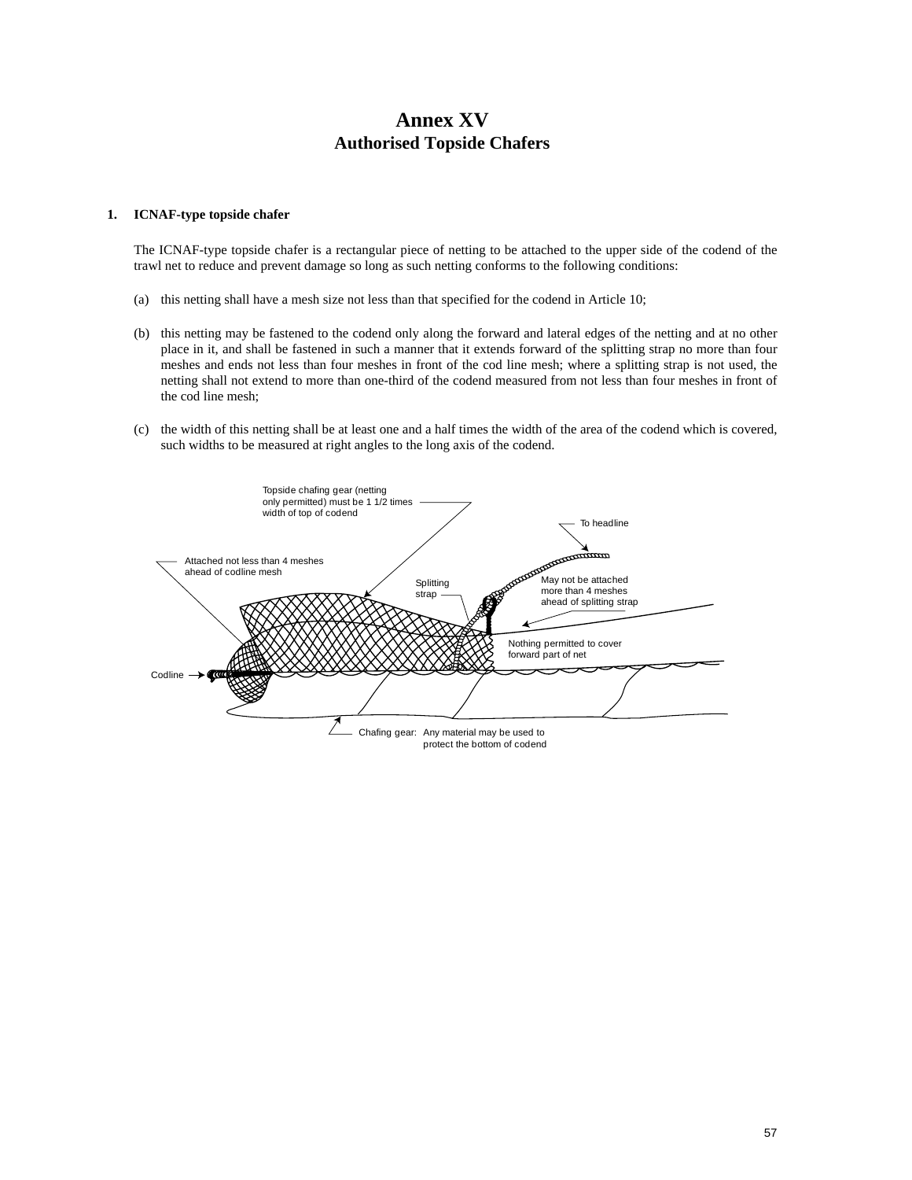# Annex XV
## Authorised Topside Chafers

**1. ICNAF-type topside chafer**

The ICNAF-type topside chafer is a rectangular piece of netting to be attached to the upper side of the codend of the trawl net to reduce and prevent damage so long as such netting conforms to the following conditions:

(a) this netting shall have a mesh size not less than that specified for the codend in Article 10;

(b) this netting may be fastened to the codend only along the forward and lateral edges of the netting and at no other place in it, and shall be fastened in such a manner that it extends forward of the splitting strap no more than four meshes and ends not less than four meshes in front of the cod line mesh; where a splitting strap is not used, the netting shall not extend to more than one-third of the codend measured from not less than four meshes in front of the cod line mesh;

(c) the width of this netting shall be at least one and a half times the width of the area of the codend which is covered, such widths to be measured at right angles to the long axis of the codend.

Topside chafing gear (netting only permitted) must be 1 1/2 times width of top of codend

To headline

Attached not less than 4 meshes ahead of codline mesh

Splitting strap

May not be attached more than 4 meshes ahead of splitting strap

Nothing permitted to cover forward part of net

Codline

Chafing gear: Any material may be used to protect the bottom of codend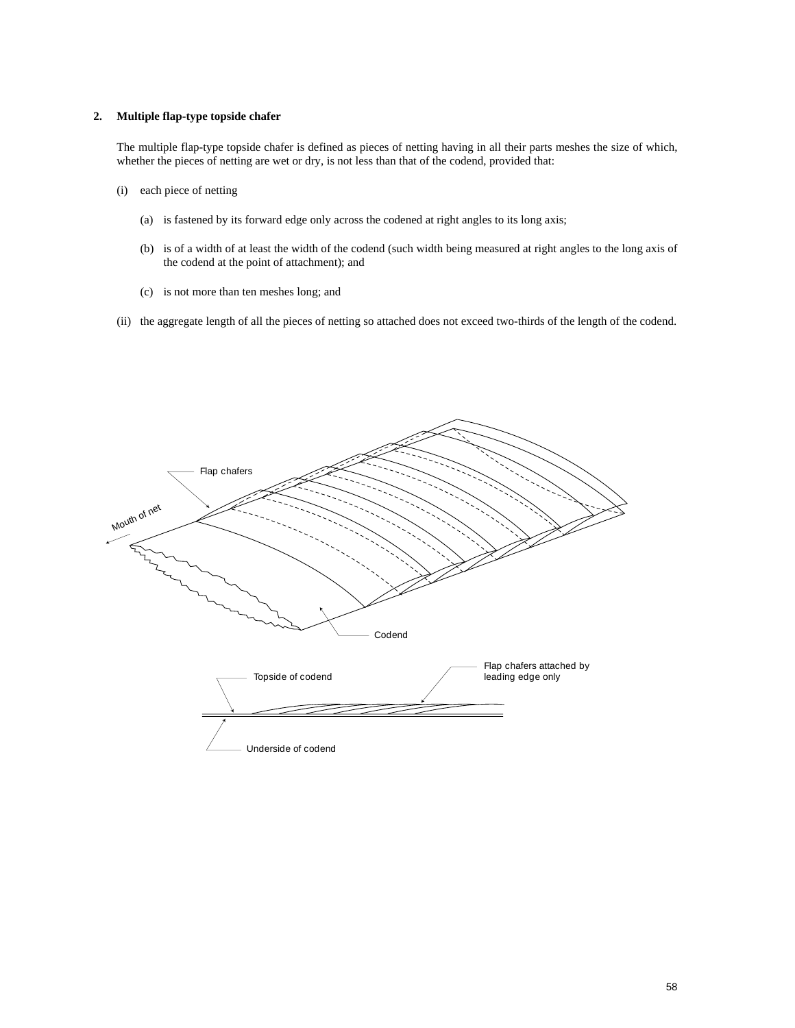## 2. Multiple flap-type topside chafer

The multiple flap-type topside chafer is defined as pieces of netting having in all their parts meshes the size of which, whether the pieces of netting are wet or dry, is not less than that of the codend, provided that:

(i) each piece of netting

(a) is fastened by its forward edge only across the codened at right angles to its long axis;

(b) is of a width of at least the width of the codend (such width being measured at right angles to the long axis of the codend at the point of attachment); and

(c) is not more than ten meshes long; and

(ii) the aggregate length of all the pieces of netting so attached does not exceed two-thirds of the length of the codend.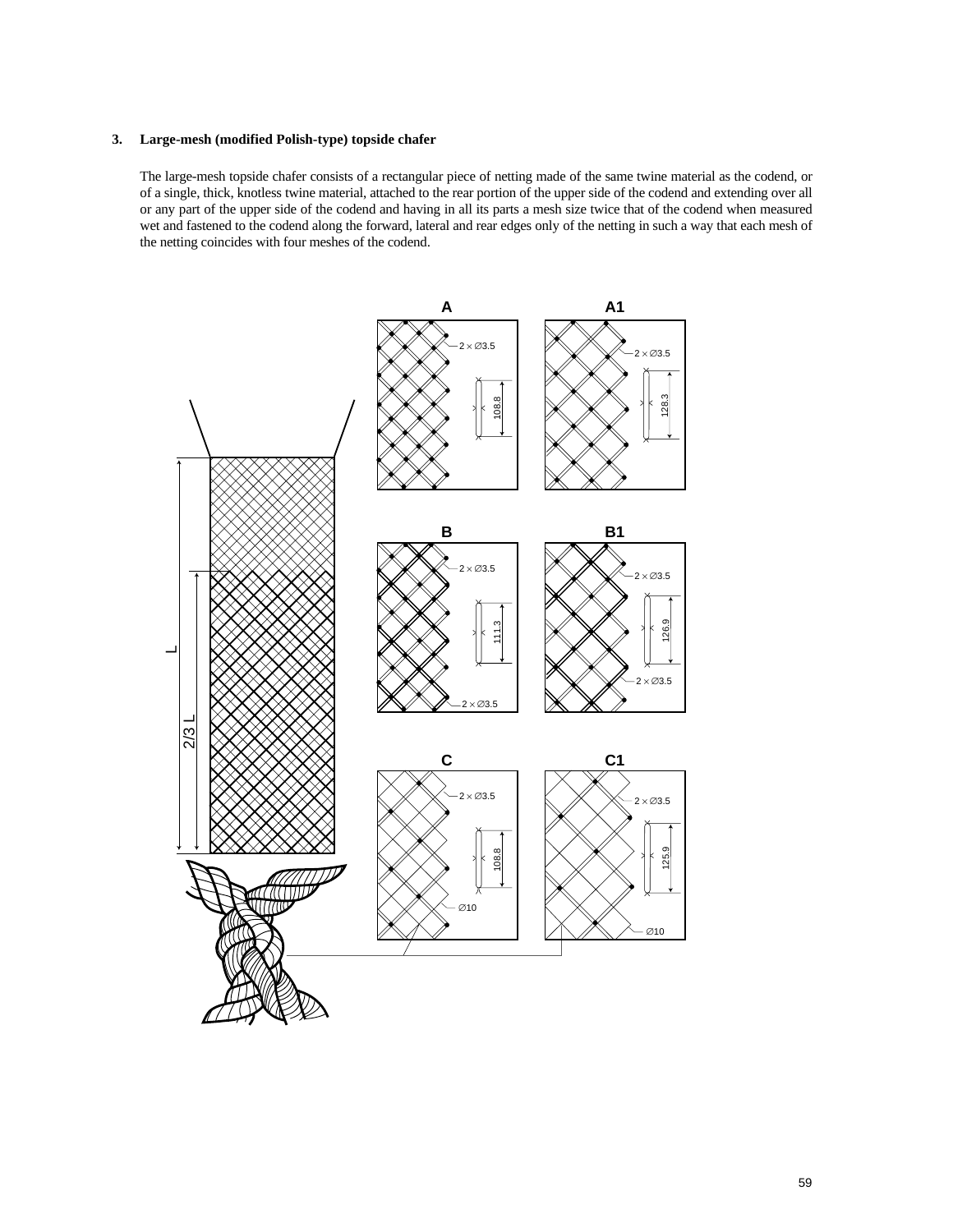### 3. Large-mesh (modified Polish-type) topside chafer

The large-mesh topside chafer consists of a rectangular piece of netting made of the same twine material as the codend, or of a single, thick, knotless twine material, attached to the rear portion of the upper side of the codend and extending over all or any part of the upper side of the codend and having in all its parts a mesh size twice that of the codend when measured wet and fastened to the codend along the forward, lateral and rear edges only of the netting in such a way that each mesh of the netting coincides with four meshes of the codend.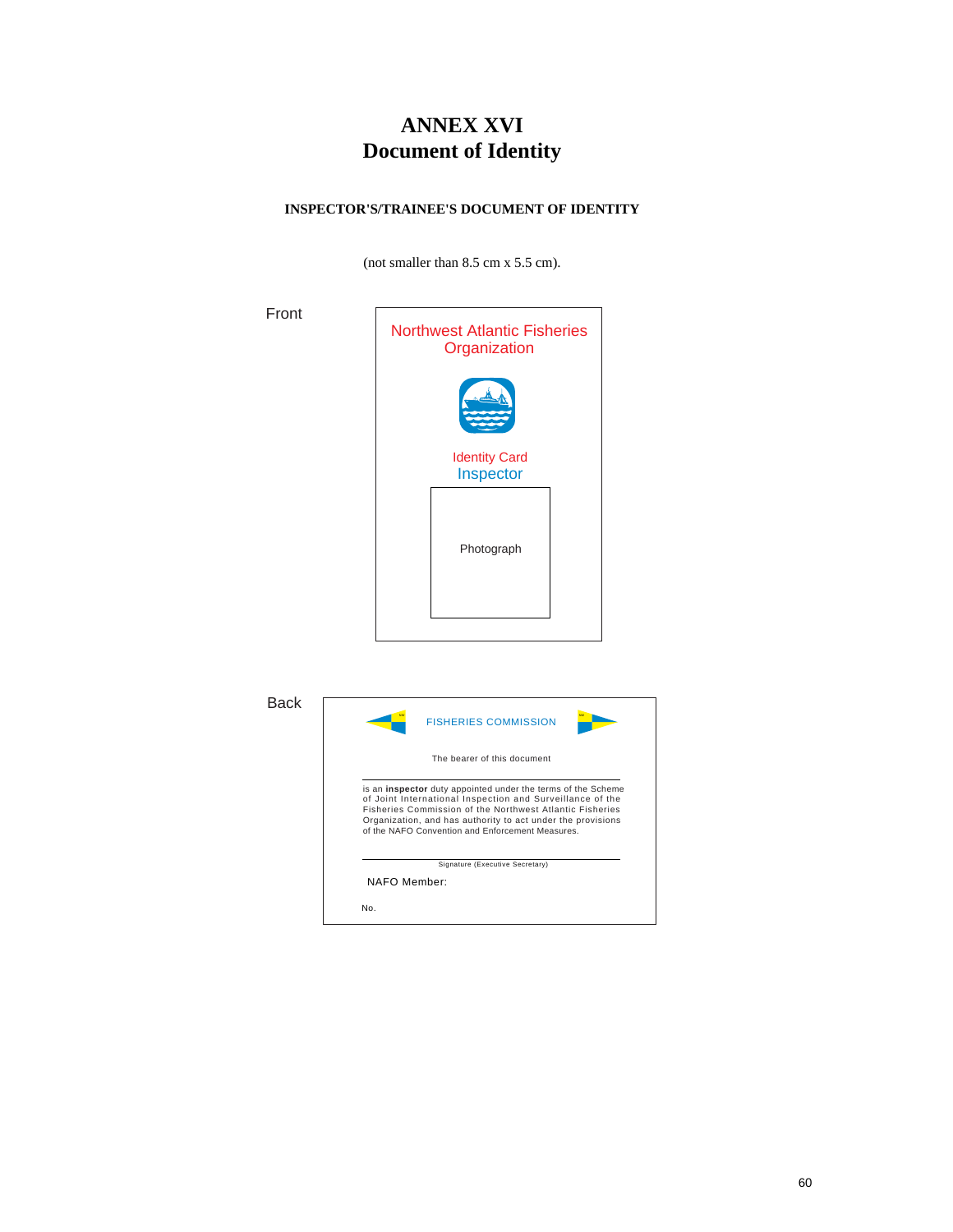# ANNEX XVI
# Document of Identity

**INSPECTOR'S/TRAINEE'S DOCUMENT OF IDENTITY**

(not smaller than 8.5 cm x 5.5 cm).

Front

Northwest Atlantic Fisheries Organization

Identity Card

Inspector

Photograph

Back

FISHERIES COMMISSION

The bearer of this document

is an **inspector** duty appointed under the terms of the Scheme of Joint International Inspection and Surveillance of the Fisheries Commission of the Northwest Atlantic Fisheries Organization, and has authority to act under the provisions of the NAFO Convention and Enforcement Measures.

Signature (Executive Secretary)

NAFO Member:

No.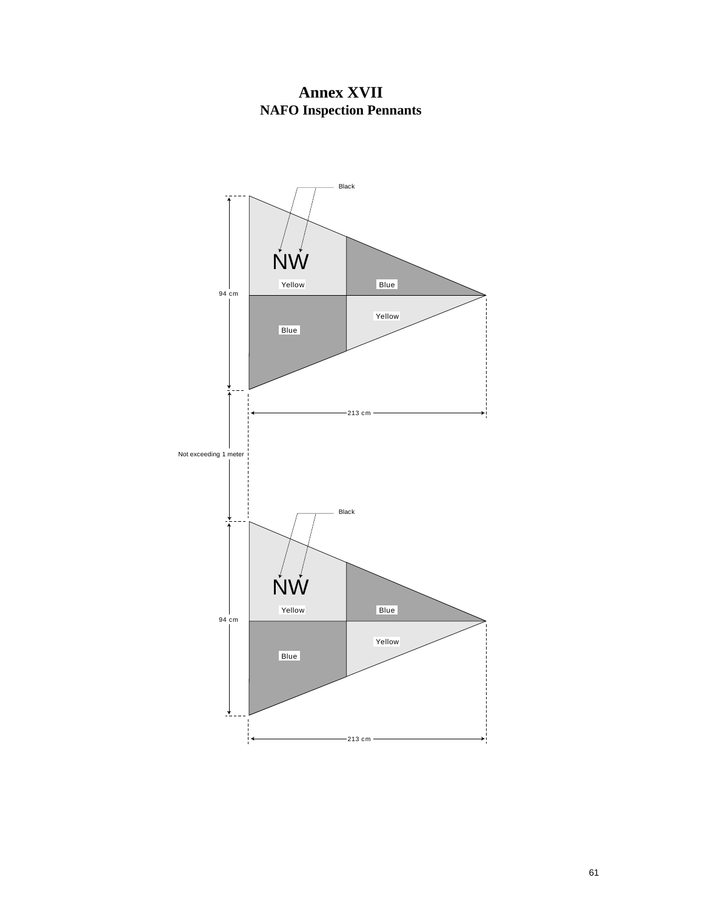# Annex XVII
## NAFO Inspection Pennants

Black

NW

Yellow

Blue

94 cm

Yellow

Blue

213 cm

Not exceeding 1 meter

Black

NW

Yellow

Blue

94 cm

Yellow

Blue

213 cm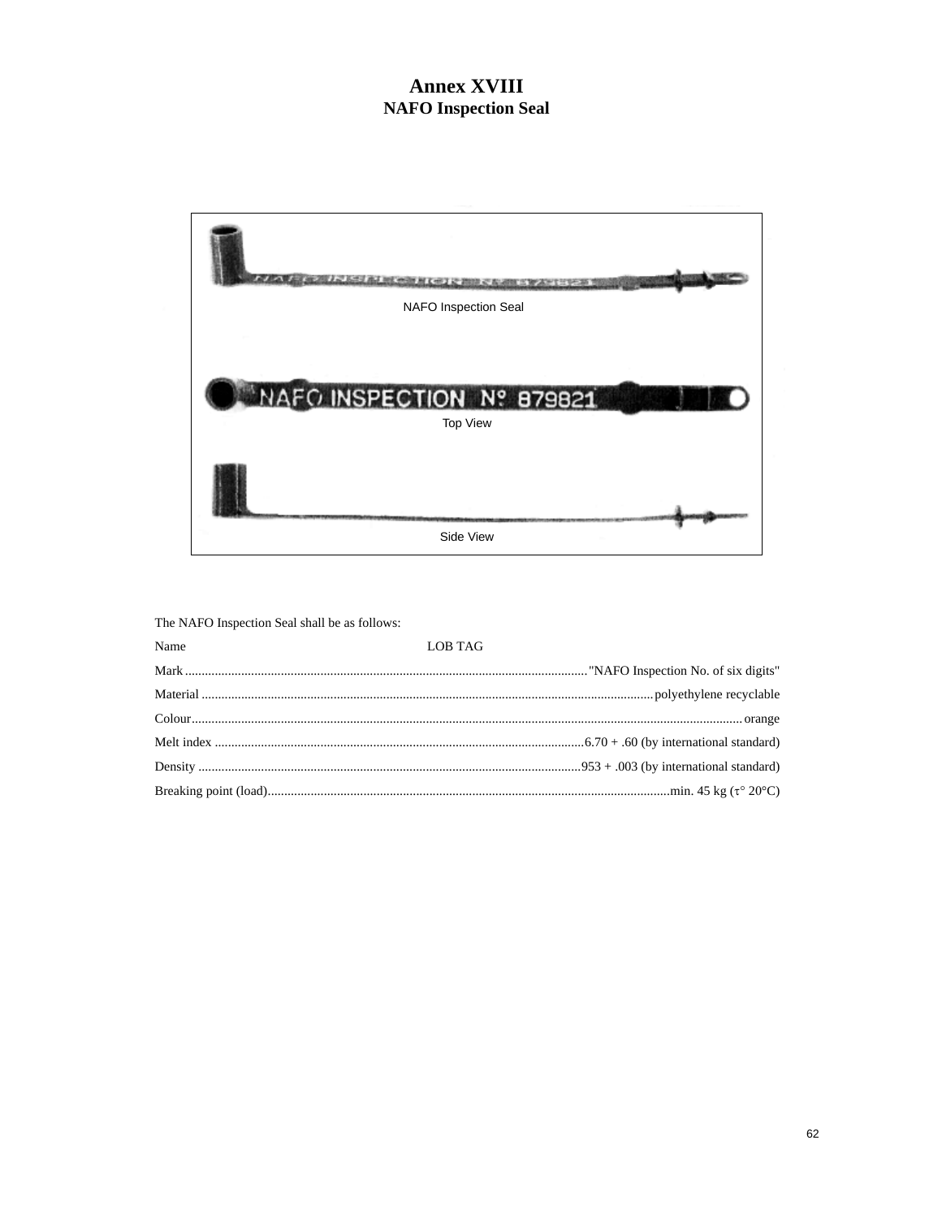# Annex XVIII
## NAFO Inspection Seal

NAFO Inspection Seal

Top View

Side View

The NAFO Inspection Seal shall be as follows:

Name LOB TAG

Mark ........................................................................................................................ "NAFO Inspection No. of six digits"

Material ........................................................................................................................ polyethylene recyclable

Colour ........................................................................................................................ orange

Melt index ........................................................................................................................ 6.70 + .60 (by international standard)

Density ........................................................................................................................ 953 + .003 (by international standard)

Breaking point (load) ........................................................................................................................ min. 45 kg (τ° 20°C)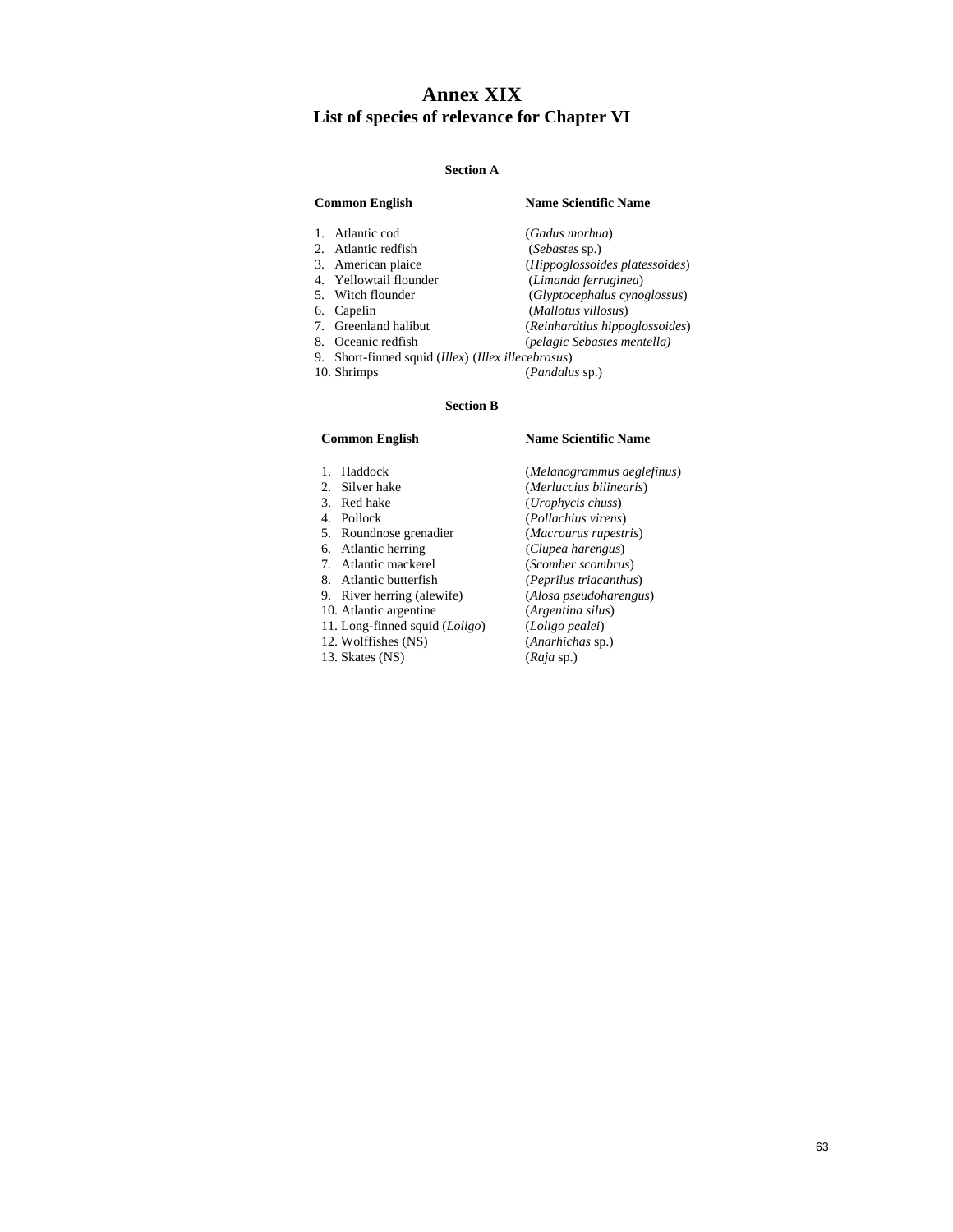# Annex XIX

## List of species of relevance for Chapter VI

### Section A

| Common English | Name Scientific Name |
|---|---|
| 1. Atlantic cod | (*Gadus morhua*) |
| 2. Atlantic redfish | (*Sebastes* sp.) |
| 3. American plaice | (*Hippoglossoides platessoides*) |
| 4. Yellowtail flounder | (*Limanda ferruginea*) |
| 5. Witch flounder | (*Glyptocephalus cynoglossus*) |
| 6. Capelin | (*Mallotus villosus*) |
| 7. Greenland halibut | (*Reinhardtius hippoglossoides*) |
| 8. Oceanic redfish | (*pelagic Sebastes mentella)* |
| 9. Short-finned squid (*Illex*) (*Illex illecebrosus*) | |
| 10. Shrimps | (*Pandalus* sp.) |

### Section B

| Common English | Name Scientific Name |
|---|---|
| 1. Haddock | (*Melanogrammus aeglefinus*) |
| 2. Silver hake | (*Merluccius bilinearis*) |
| 3. Red hake | (*Urophycis chuss*) |
| 4. Pollock | (*Pollachius virens*) |
| 5. Roundnose grenadier | (*Macrourus rupestris*) |
| 6. Atlantic herring | (*Clupea harengus*) |
| 7. Atlantic mackerel | (*Scomber scombrus*) |
| 8. Atlantic butterfish | (*Peprilus triacanthus*) |
| 9. River herring (alewife) | (*Alosa pseudoharengus*) |
| 10. Atlantic argentine | (*Argentina silus*) |
| 11. Long-finned squid (*Loligo*) | (*Loligo pealei*) |
| 12. Wolffishes (NS) | (*Anarhichas* sp.) |
| 13. Skates (NS) | (*Raja* sp.) |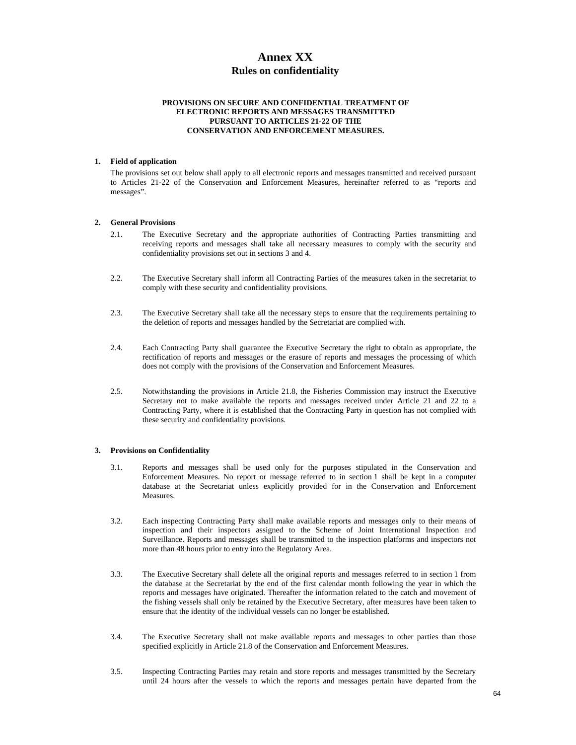# Annex XX

## Rules on confidentiality

**PROVISIONS ON SECURE AND CONFIDENTIAL TREATMENT OF ELECTRONIC REPORTS AND MESSAGES TRANSMITTED PURSUANT TO ARTICLES 21-22 OF THE CONSERVATION AND ENFORCEMENT MEASURES.**

### 1. Field of application

The provisions set out below shall apply to all electronic reports and messages transmitted and received pursuant to Articles 21-22 of the Conservation and Enforcement Measures, hereinafter referred to as "reports and messages".

### 2. General Provisions

2.1. The Executive Secretary and the appropriate authorities of Contracting Parties transmitting and receiving reports and messages shall take all necessary measures to comply with the security and confidentiality provisions set out in sections 3 and 4.

2.2. The Executive Secretary shall inform all Contracting Parties of the measures taken in the secretariat to comply with these security and confidentiality provisions.

2.3. The Executive Secretary shall take all the necessary steps to ensure that the requirements pertaining to the deletion of reports and messages handled by the Secretariat are complied with.

2.4. Each Contracting Party shall guarantee the Executive Secretary the right to obtain as appropriate, the rectification of reports and messages or the erasure of reports and messages the processing of which does not comply with the provisions of the Conservation and Enforcement Measures.

2.5. Notwithstanding the provisions in Article 21.8, the Fisheries Commission may instruct the Executive Secretary not to make available the reports and messages received under Article 21 and 22 to a Contracting Party, where it is established that the Contracting Party in question has not complied with these security and confidentiality provisions.

### 3. Provisions on Confidentiality

3.1. Reports and messages shall be used only for the purposes stipulated in the Conservation and Enforcement Measures. No report or message referred to in section 1 shall be kept in a computer database at the Secretariat unless explicitly provided for in the Conservation and Enforcement Measures.

3.2. Each inspecting Contracting Party shall make available reports and messages only to their means of inspection and their inspectors assigned to the Scheme of Joint International Inspection and Surveillance. Reports and messages shall be transmitted to the inspection platforms and inspectors not more than 48 hours prior to entry into the Regulatory Area.

3.3. The Executive Secretary shall delete all the original reports and messages referred to in section 1 from the database at the Secretariat by the end of the first calendar month following the year in which the reports and messages have originated. Thereafter the information related to the catch and movement of the fishing vessels shall only be retained by the Executive Secretary, after measures have been taken to ensure that the identity of the individual vessels can no longer be established.

3.4. The Executive Secretary shall not make available reports and messages to other parties than those specified explicitly in Article 21.8 of the Conservation and Enforcement Measures.

3.5. Inspecting Contracting Parties may retain and store reports and messages transmitted by the Secretary until 24 hours after the vessels to which the reports and messages pertain have departed from the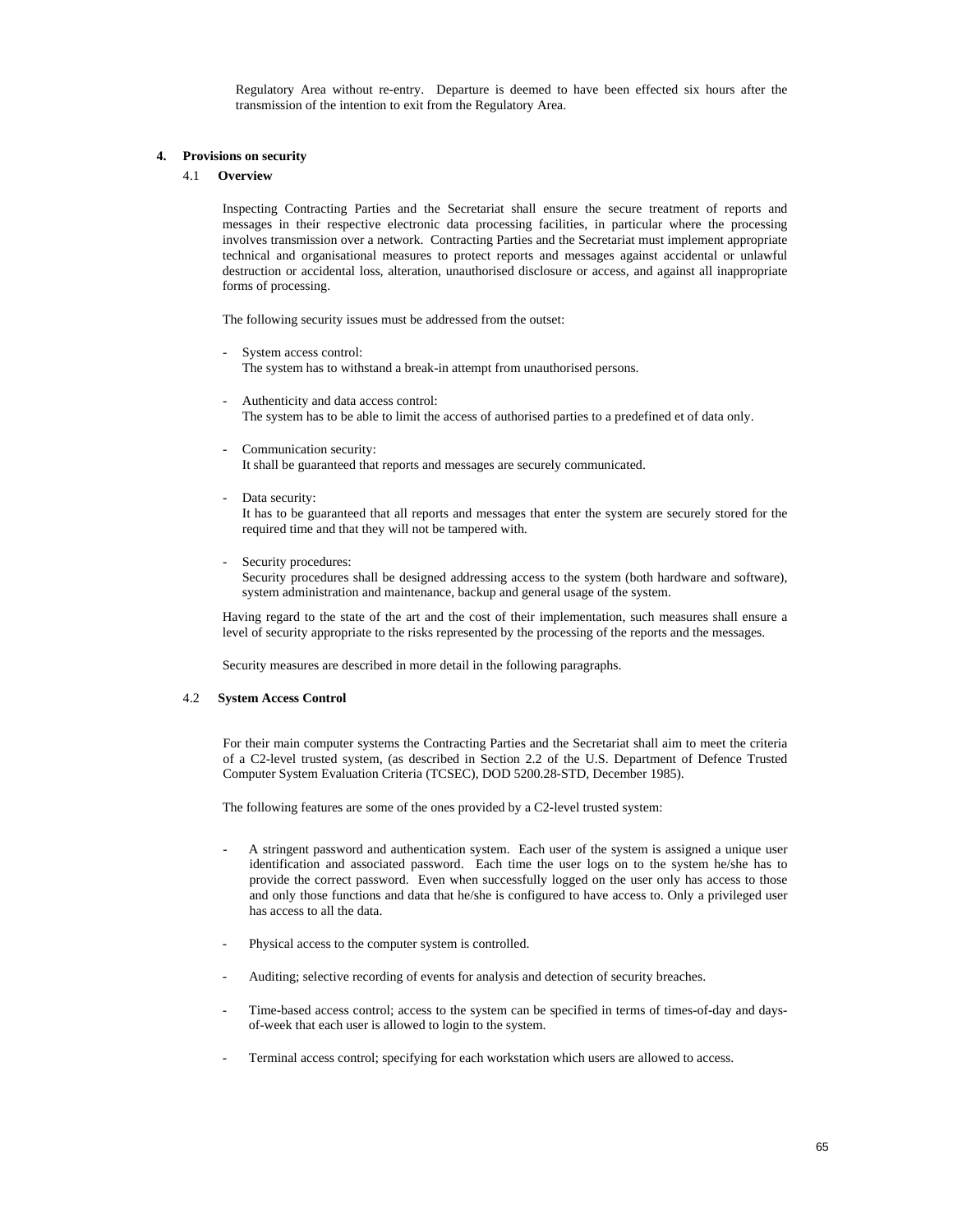Regulatory Area without re-entry. Departure is deemed to have been effected six hours after the transmission of the intention to exit from the Regulatory Area.

## 4. Provisions on security

### 4.1 Overview

Inspecting Contracting Parties and the Secretariat shall ensure the secure treatment of reports and messages in their respective electronic data processing facilities, in particular where the processing involves transmission over a network. Contracting Parties and the Secretariat must implement appropriate technical and organisational measures to protect reports and messages against accidental or unlawful destruction or accidental loss, alteration, unauthorised disclosure or access, and against all inappropriate forms of processing.

The following security issues must be addressed from the outset:

- System access control:
  The system has to withstand a break-in attempt from unauthorised persons.

- Authenticity and data access control:
  The system has to be able to limit the access of authorised parties to a predefined et of data only.

- Communication security:
  It shall be guaranteed that reports and messages are securely communicated.

- Data security:
  It has to be guaranteed that all reports and messages that enter the system are securely stored for the required time and that they will not be tampered with.

- Security procedures:
  Security procedures shall be designed addressing access to the system (both hardware and software), system administration and maintenance, backup and general usage of the system.

Having regard to the state of the art and the cost of their implementation, such measures shall ensure a level of security appropriate to the risks represented by the processing of the reports and the messages.

Security measures are described in more detail in the following paragraphs.

### 4.2 System Access Control

For their main computer systems the Contracting Parties and the Secretariat shall aim to meet the criteria of a C2-level trusted system, (as described in Section 2.2 of the U.S. Department of Defence Trusted Computer System Evaluation Criteria (TCSEC), DOD 5200.28-STD, December 1985).

The following features are some of the ones provided by a C2-level trusted system:

- A stringent password and authentication system. Each user of the system is assigned a unique user identification and associated password. Each time the user logs on to the system he/she has to provide the correct password. Even when successfully logged on the user only has access to those and only those functions and data that he/she is configured to have access to. Only a privileged user has access to all the data.

- Physical access to the computer system is controlled.

- Auditing; selective recording of events for analysis and detection of security breaches.

- Time-based access control; access to the system can be specified in terms of times-of-day and days-of-week that each user is allowed to login to the system.

- Terminal access control; specifying for each workstation which users are allowed to access.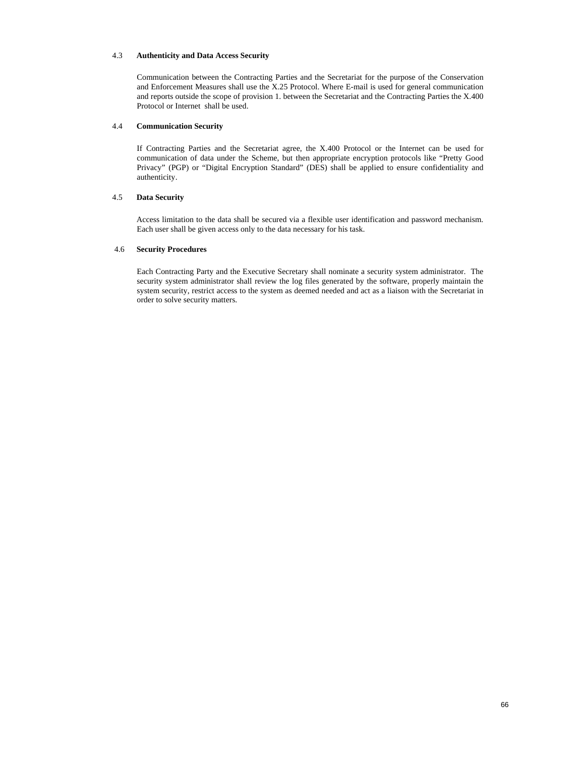### 4.3 Authenticity and Data Access Security

Communication between the Contracting Parties and the Secretariat for the purpose of the Conservation and Enforcement Measures shall use the X.25 Protocol. Where E-mail is used for general communication and reports outside the scope of provision 1. between the Secretariat and the Contracting Parties the X.400 Protocol or Internet shall be used.

### 4.4 Communication Security

If Contracting Parties and the Secretariat agree, the X.400 Protocol or the Internet can be used for communication of data under the Scheme, but then appropriate encryption protocols like "Pretty Good Privacy" (PGP) or "Digital Encryption Standard" (DES) shall be applied to ensure confidentiality and authenticity.

### 4.5 Data Security

Access limitation to the data shall be secured via a flexible user identification and password mechanism. Each user shall be given access only to the data necessary for his task.

### 4.6 Security Procedures

Each Contracting Party and the Executive Secretary shall nominate a security system administrator. The security system administrator shall review the log files generated by the software, properly maintain the system security, restrict access to the system as deemed needed and act as a liaison with the Secretariat in order to solve security matters.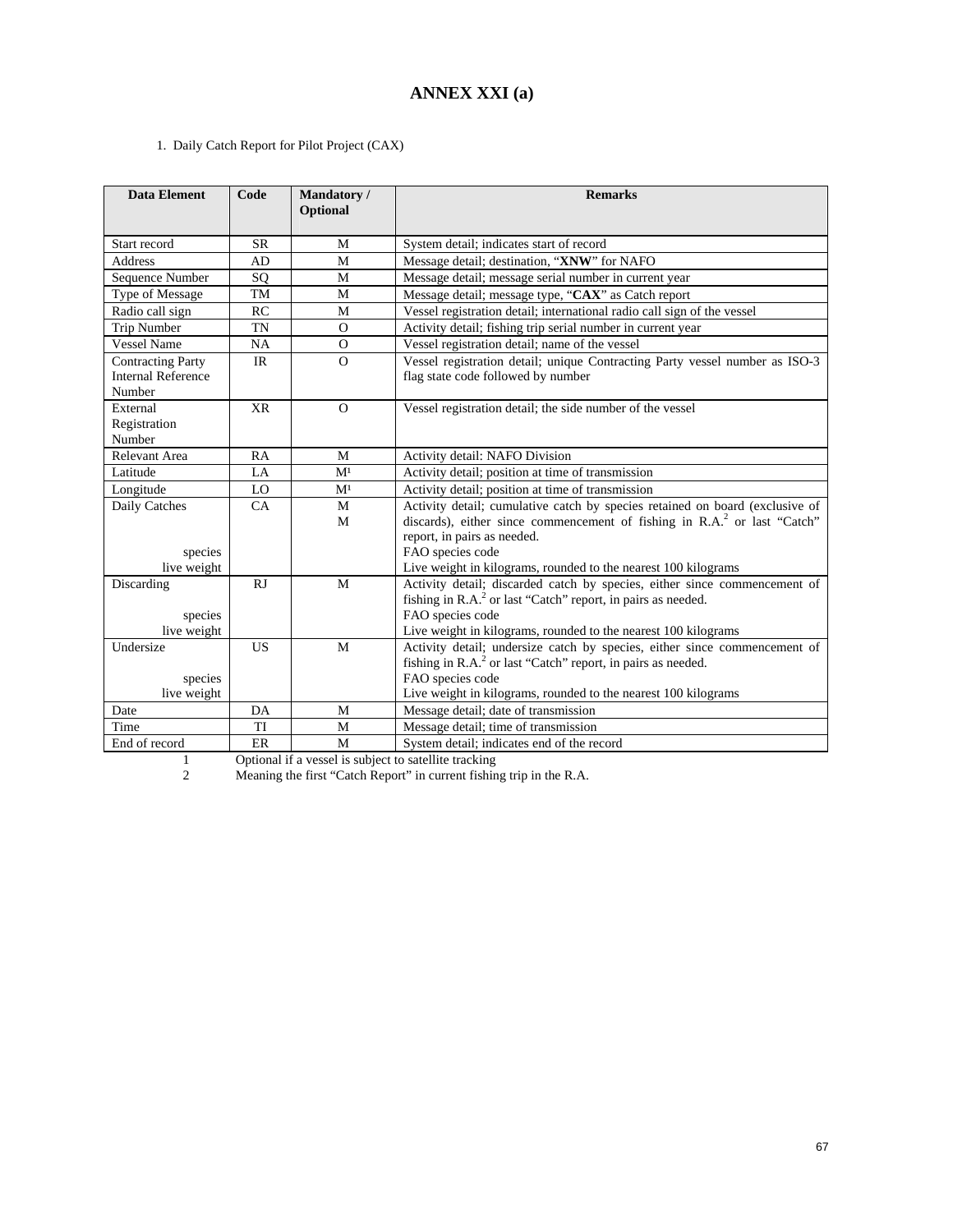# ANNEX XXI (a)

1. Daily Catch Report for Pilot Project (CAX)

| Data Element | Code | Mandatory / Optional | Remarks |
|---|---|---|---|
| Start record | SR | M | System detail; indicates start of record |
| Address | AD | M | Message detail; destination, "**XNW**" for NAFO |
| Sequence Number | SQ | M | Message detail; message serial number in current year |
| Type of Message | TM | M | Message detail; message type, "**CAX**" as Catch report |
| Radio call sign | RC | M | Vessel registration detail; international radio call sign of the vessel |
| Trip Number | TN | O | Activity detail; fishing trip serial number in current year |
| Vessel Name | NA | O | Vessel registration detail; name of the vessel |
| Contracting Party Internal Reference Number | IR | O | Vessel registration detail; unique Contracting Party vessel number as ISO-3 flag state code followed by number |
| External Registration Number | XR | O | Vessel registration detail; the side number of the vessel |
| Relevant Area | RA | M | Activity detail: NAFO Division |
| Latitude | LA | M[1] | Activity detail; position at time of transmission |
| Longitude | LO | M[1] | Activity detail; position at time of transmission |
| Daily Catches<br>species<br>live weight | CA | M<br>M | Activity detail; cumulative catch by species retained on board (exclusive of discards), either since commencement of fishing in R.A.[2] or last "Catch" report, in pairs as needed.<br>FAO species code<br>Live weight in kilograms, rounded to the nearest 100 kilograms |
| Discarding<br>species<br>live weight | RJ | M | Activity detail; discarded catch by species, either since commencement of fishing in R.A.[2] or last "Catch" report, in pairs as needed.<br>FAO species code<br>Live weight in kilograms, rounded to the nearest 100 kilograms |
| Undersize<br>species<br>live weight | US | M | Activity detail; undersize catch by species, either since commencement of fishing in R.A.[2] or last "Catch" report, in pairs as needed.<br>FAO species code<br>Live weight in kilograms, rounded to the nearest 100 kilograms |
| Date | DA | M | Message detail; date of transmission |
| Time | TI | M | Message detail; time of transmission |
| End of record | ER | M | System detail; indicates end of the record |

1 Optional if a vessel is subject to satellite tracking

2 Meaning the first "Catch Report" in current fishing trip in the R.A.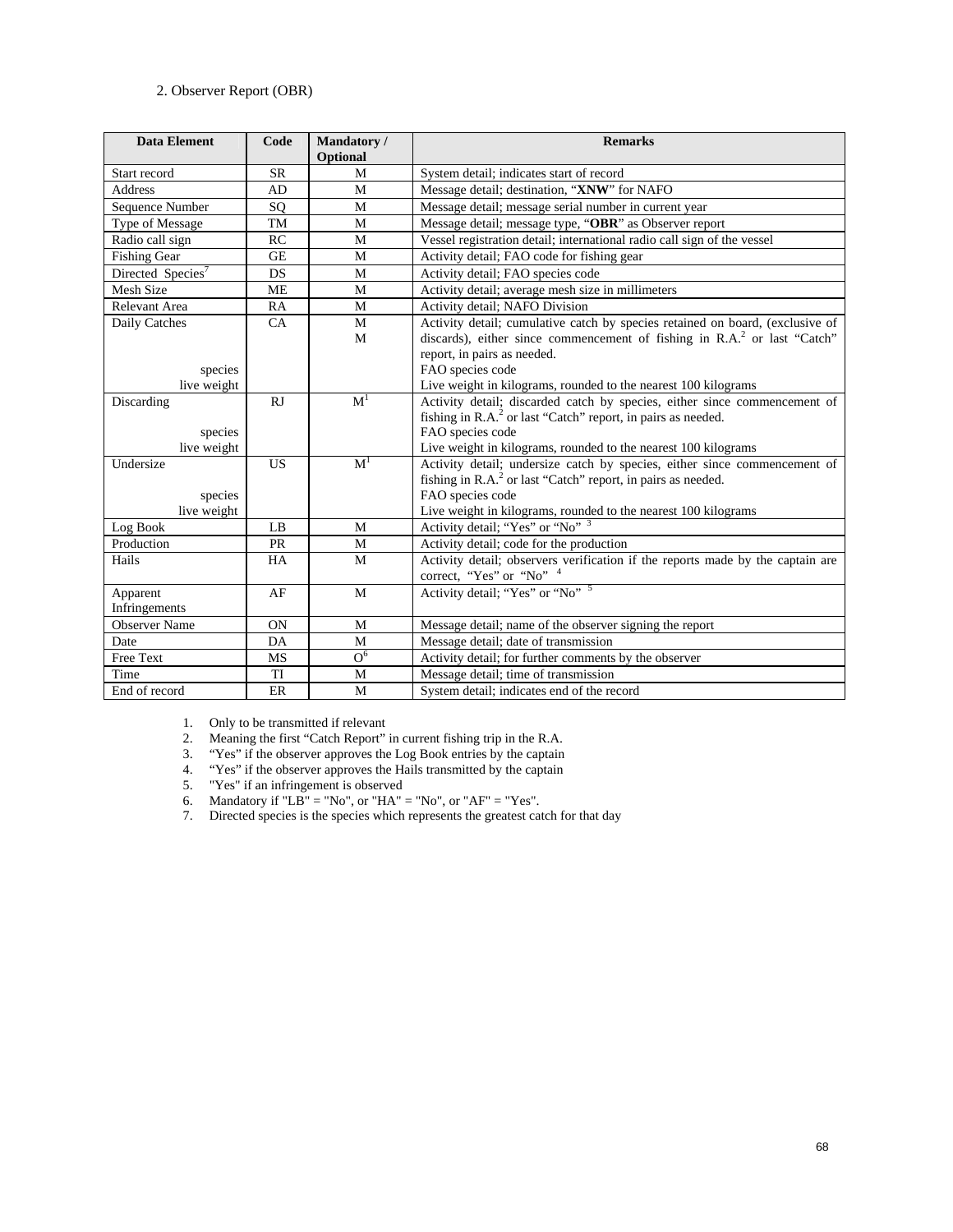2. Observer Report (OBR)

| Data Element | Code | Mandatory / Optional | Remarks |
|---|---|---|---|
| Start record | SR | M | System detail; indicates start of record |
| Address | AD | M | Message detail; destination, "**XNW**" for NAFO |
| Sequence Number | SQ | M | Message detail; message serial number in current year |
| Type of Message | TM | M | Message detail; message type, "**OBR**" as Observer report |
| Radio call sign | RC | M | Vessel registration detail; international radio call sign of the vessel |
| Fishing Gear | GE | M | Activity detail; FAO code for fishing gear |
| Directed Species[7] | DS | M | Activity detail; FAO species code |
| Mesh Size | ME | M | Activity detail; average mesh size in millimeters |
| Relevant Area | RA | M | Activity detail; NAFO Division |
| Daily Catches | CA | M | Activity detail; cumulative catch by species retained on board, (exclusive of discards), either since commencement of fishing in R.A.[2] or last "Catch" report, in pairs as needed. |
| species | | M | FAO species code |
| live weight | | | Live weight in kilograms, rounded to the nearest 100 kilograms |
| Discarding | RJ | M[1] | Activity detail; discarded catch by species, either since commencement of fishing in R.A.[2] or last "Catch" report, in pairs as needed. |
| species | | | FAO species code |
| live weight | | | Live weight in kilograms, rounded to the nearest 100 kilograms |
| Undersize | US | M[1] | Activity detail; undersize catch by species, either since commencement of fishing in R.A.[2] or last "Catch" report, in pairs as needed. |
| species | | | FAO species code |
| live weight | | | Live weight in kilograms, rounded to the nearest 100 kilograms |
| Log Book | LB | M | Activity detail; "Yes" or "No" [3] |
| Production | PR | M | Activity detail; code for the production |
| Hails | HA | M | Activity detail; observers verification if the reports made by the captain are correct, "Yes" or "No" [4] |
| Apparent Infringements | AF | M | Activity detail; "Yes" or "No" [5] |
| Observer Name | ON | M | Message detail; name of the observer signing the report |
| Date | DA | M | Message detail; date of transmission |
| Free Text | MS | O[6] | Activity detail; for further comments by the observer |
| Time | TI | M | Message detail; time of transmission |
| End of record | ER | M | System detail; indicates end of the record |

1. Only to be transmitted if relevant
2. Meaning the first "Catch Report" in current fishing trip in the R.A.
3. "Yes" if the observer approves the Log Book entries by the captain
4. "Yes" if the observer approves the Hails transmitted by the captain
5. "Yes" if an infringement is observed
6. Mandatory if "LB" = "No", or "HA" = "No", or "AF" = "Yes".
7. Directed species is the species which represents the greatest catch for that day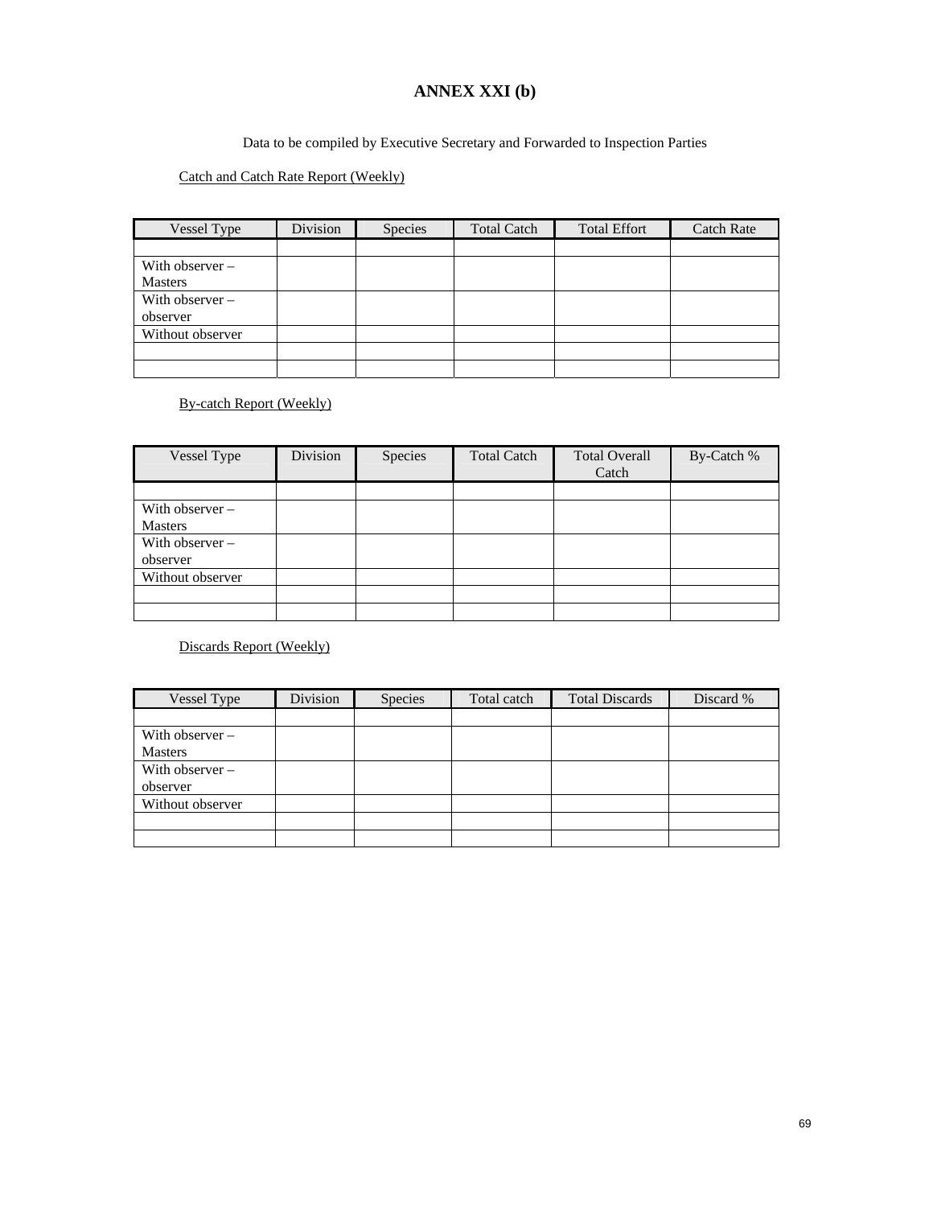# ANNEX XXI (b)

Data to be compiled by Executive Secretary and Forwarded to Inspection Parties

Catch and Catch Rate Report (Weekly)

| Vessel Type | Division | Species | Total Catch | Total Effort | Catch Rate |
|---|---|---|---|---|---|
| | | | | | |
| With observer – Masters | | | | | |
| With observer – observer | | | | | |
| Without observer | | | | | |
| | | | | | |
| | | | | | |

By-catch Report (Weekly)

| Vessel Type | Division | Species | Total Catch | Total Overall Catch | By-Catch % |
|---|---|---|---|---|---|
| | | | | | |
| With observer – Masters | | | | | |
| With observer – observer | | | | | |
| Without observer | | | | | |
| | | | | | |
| | | | | | |

Discards Report (Weekly)

| Vessel Type | Division | Species | Total catch | Total Discards | Discard % |
|---|---|---|---|---|---|
| | | | | | |
| With observer – Masters | | | | | |
| With observer – observer | | | | | |
| Without observer | | | | | |
| | | | | | |
| | | | | | |